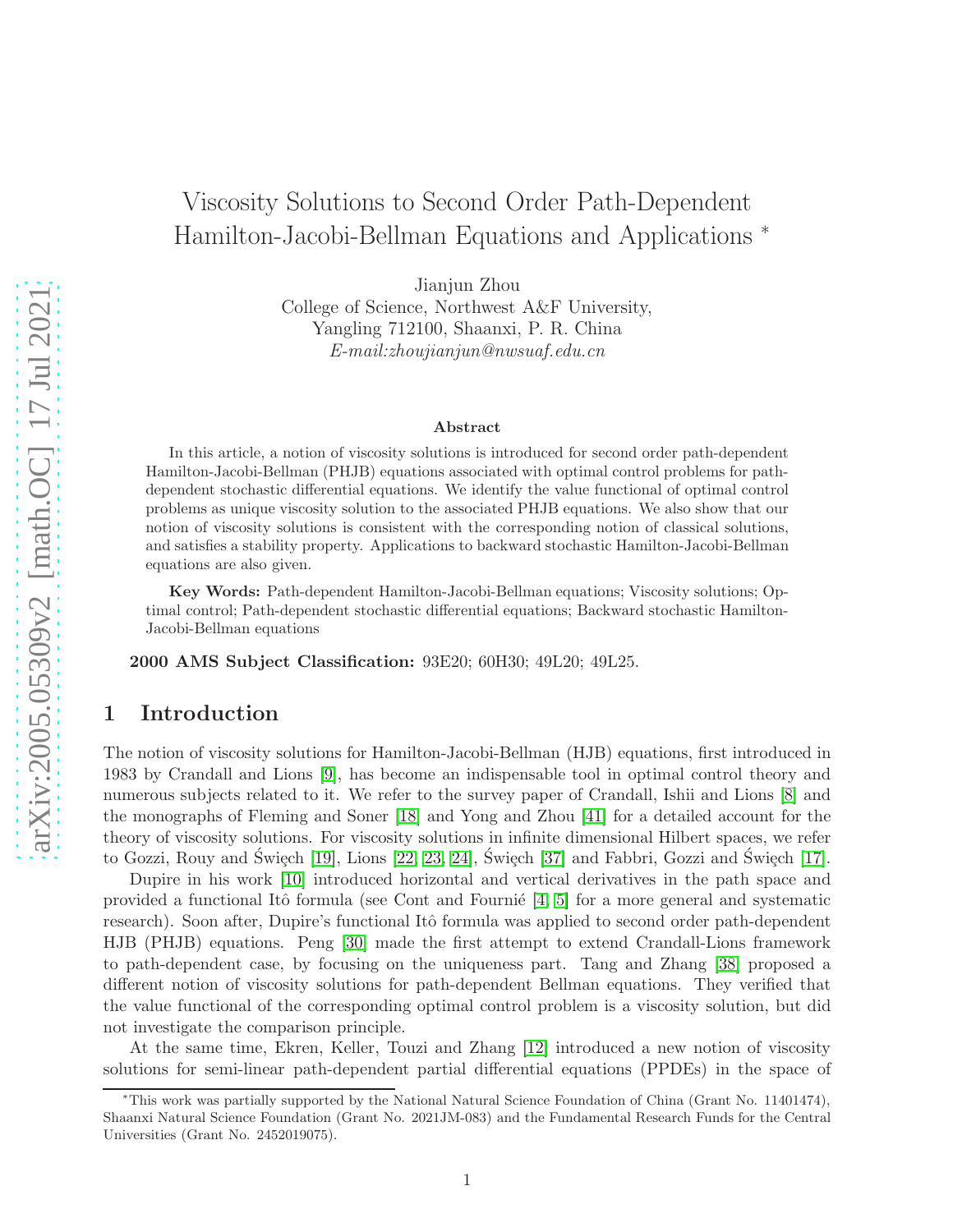# Viscosity Solutions to Second Order Path-Dependent Hamilton-Jacobi-Bellman Equations and Applications *

Jianjun Zhou
College of Science, Northwest A&F University,
Yangling 712100, Shaanxi, P. R. China
*E-mail:zhoujianjun@nwsuaf.edu.cn*

**Abstract**

In this article, a notion of viscosity solutions is introduced for second order path-dependent Hamilton-Jacobi-Bellman (PHJB) equations associated with optimal control problems for path-dependent stochastic differential equations. We identify the value functional of optimal control problems as unique viscosity solution to the associated PHJB equations. We also show that our notion of viscosity solutions is consistent with the corresponding notion of classical solutions, and satisfies a stability property. Applications to backward stochastic Hamilton-Jacobi-Bellman equations are also given.

**Key Words:** Path-dependent Hamilton-Jacobi-Bellman equations; Viscosity solutions; Optimal control; Path-dependent stochastic differential equations; Backward stochastic Hamilton-Jacobi-Bellman equations

**2000 AMS Subject Classification:** 93E20; 60H30; 49L20; 49L25.

## 1 Introduction

The notion of viscosity solutions for Hamilton-Jacobi-Bellman (HJB) equations, first introduced in 1983 by Crandall and Lions [9], has become an indispensable tool in optimal control theory and numerous subjects related to it. We refer to the survey paper of Crandall, Ishii and Lions [8] and the monographs of Fleming and Soner [18] and Yong and Zhou [41] for a detailed account for the theory of viscosity solutions. For viscosity solutions in infinite dimensional Hilbert spaces, we refer to Gozzi, Rouy and Święch [19], Lions [22, 23, 24], Święch [37] and Fabbri, Gozzi and Święch [17].

Dupire in his work [10] introduced horizontal and vertical derivatives in the path space and provided a functional Itô formula (see Cont and Fournié [4, 5] for a more general and systematic research). Soon after, Dupire's functional Itô formula was applied to second order path-dependent HJB (PHJB) equations. Peng [30] made the first attempt to extend Crandall-Lions framework to path-dependent case, by focusing on the uniqueness part. Tang and Zhang [38] proposed a different notion of viscosity solutions for path-dependent Bellman equations. They verified that the value functional of the corresponding optimal control problem is a viscosity solution, but did not investigate the comparison principle.

At the same time, Ekren, Keller, Touzi and Zhang [12] introduced a new notion of viscosity solutions for semi-linear path-dependent partial differential equations (PPDEs) in the space of

*This work was partially supported by the National Natural Science Foundation of China (Grant No. 11401474), Shaanxi Natural Science Foundation (Grant No. 2021JM-083) and the Fundamental Research Funds for the Central Universities (Grant No. 2452019075).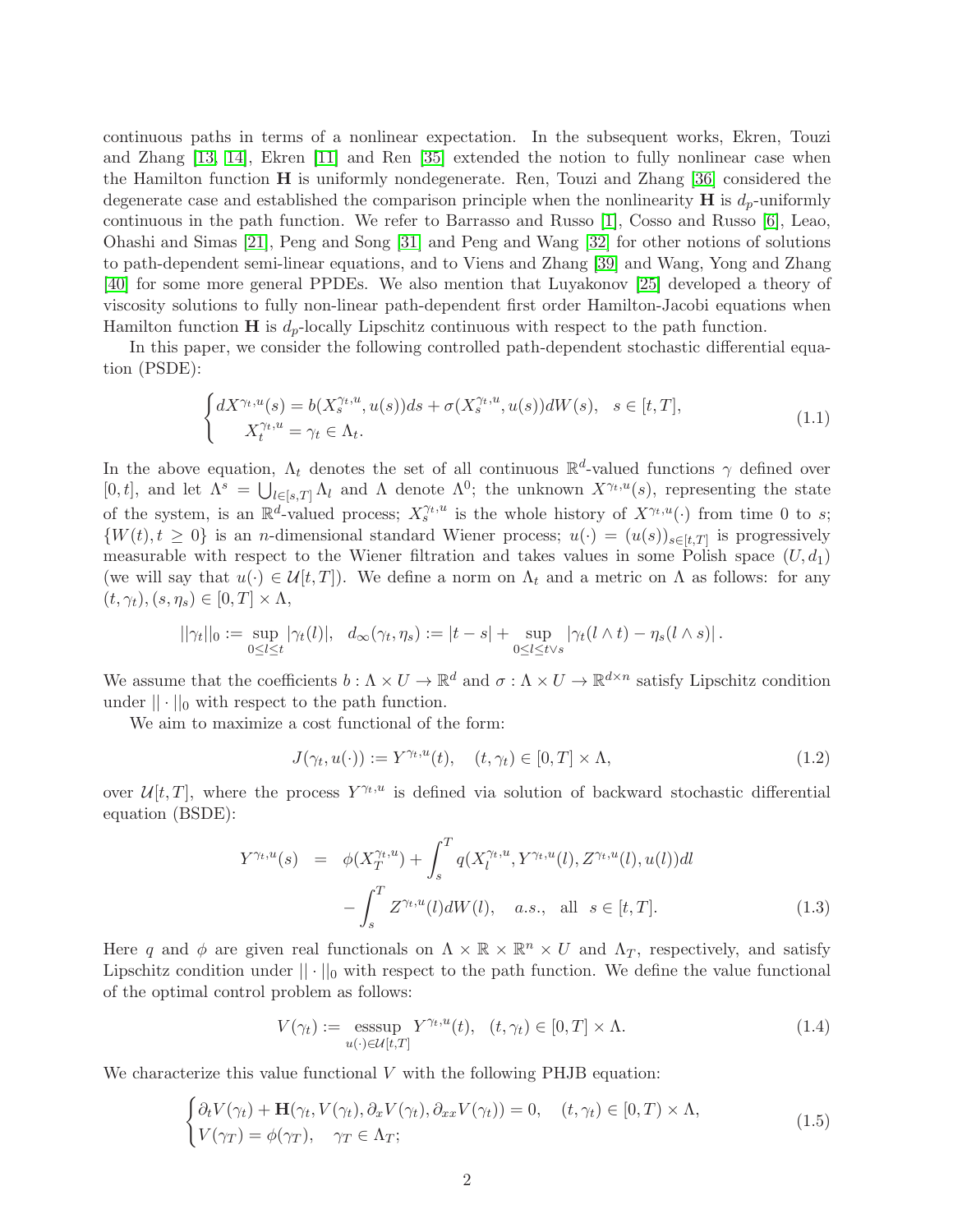continuous paths in terms of a nonlinear expectation. In the subsequent works, Ekren, Touzi and Zhang [13, 14], Ekren [11] and Ren [35] extended the notion to fully nonlinear case when the Hamilton function $\mathbf{H}$ is uniformly nondegenerate. Ren, Touzi and Zhang [36] considered the degenerate case and established the comparison principle when the nonlinearity $\mathbf{H}$ is $d_p$-uniformly continuous in the path function. We refer to Barrasso and Russo [1], Cosso and Russo [6], Leao, Ohashi and Simas [21], Peng and Song [31] and Peng and Wang [32] for other notions of solutions to path-dependent semi-linear equations, and to Viens and Zhang [39] and Wang, Yong and Zhang [40] for some more general PPDEs. We also mention that Luyakonov [25] developed a theory of viscosity solutions to fully non-linear path-dependent first order Hamilton-Jacobi equations when Hamilton function $\mathbf{H}$ is $d_p$-locally Lipschitz continuous with respect to the path function.

In this paper, we consider the following controlled path-dependent stochastic differential equation (PSDE):

$$
\begin{cases} dX^{\gamma_t,u}(s) = b(X^{\gamma_t,u}_s, u(s))ds + \sigma(X^{\gamma_t,u}_s, u(s))dW(s), \quad s\in[t,T], \\ \quad X^{\gamma_t,u}_t = \gamma_t \in \Lambda_t. \end{cases} \tag{1.1}
$$

In the above equation, $\Lambda_t$ denotes the set of all continuous $\mathbb{R}^d$-valued functions $\gamma$ defined over $[0,t]$, and let $\Lambda^s = \bigcup_{l\in[s,T]}\Lambda_l$ and $\Lambda$ denote $\Lambda^0$; the unknown $X^{\gamma_t,u}(s)$, representing the state of the system, is an $\mathbb{R}^d$-valued process; $X^{\gamma_t,u}_s$ is the whole history of $X^{\gamma_t,u}(\cdot)$ from time 0 to $s$; $\{W(t), t\geq 0\}$ is an $n$-dimensional standard Wiener process; $u(\cdot) = (u(s))_{s\in[t,T]}$ is progressively measurable with respect to the Wiener filtration and takes values in some Polish space $(U, d_1)$ (we will say that $u(\cdot)\in\mathcal{U}[t,T]$). We define a norm on $\Lambda_t$ and a metric on $\Lambda$ as follows: for any $(t,\gamma_t),(s,\eta_s)\in[0,T]\times\Lambda$,

$$
||\gamma_t||_0 := \sup_{0\leq l\leq t}|\gamma_t(l)|, \quad d_\infty(\gamma_t,\eta_s) := |t-s| + \sup_{0\leq l\leq t\vee s}|\gamma_t(l\wedge t) - \eta_s(l\wedge s)|.
$$

We assume that the coefficients $b:\Lambda\times U\to\mathbb{R}^d$ and $\sigma:\Lambda\times U\to\mathbb{R}^{d\times n}$ satisfy Lipschitz condition under $||\cdot||_0$ with respect to the path function.

We aim to maximize a cost functional of the form:

$$
J(\gamma_t, u(\cdot)) := Y^{\gamma_t,u}(t), \quad (t,\gamma_t)\in[0,T]\times\Lambda, \tag{1.2}
$$

over $\mathcal{U}[t,T]$, where the process $Y^{\gamma_t,u}$ is defined via solution of backward stochastic differential equation (BSDE):

$$
\begin{aligned} Y^{\gamma_t,u}(s) &= \phi(X^{\gamma_t,u}_T) + \int_s^T q(X^{\gamma_t,u}_l, Y^{\gamma_t,u}(l), Z^{\gamma_t,u}(l), u(l))dl \\ &\quad - \int_s^T Z^{\gamma_t,u}(l)dW(l), \quad a.s., \quad \text{all} \quad s\in[t,T]. \end{aligned} \tag{1.3}
$$

Here $q$ and $\phi$ are given real functionals on $\Lambda\times\mathbb{R}\times\mathbb{R}^n\times U$ and $\Lambda_T$, respectively, and satisfy Lipschitz condition under $||\cdot||_0$ with respect to the path function. We define the value functional of the optimal control problem as follows:

$$
V(\gamma_t) := \operatorname*{esssup}_{u(\cdot)\in\mathcal{U}[t,T]} Y^{\gamma_t,u}(t), \quad (t,\gamma_t)\in[0,T]\times\Lambda. \tag{1.4}
$$

We characterize this value functional $V$ with the following PHJB equation:

$$
\begin{cases} \partial_t V(\gamma_t) + \mathbf{H}(\gamma_t, V(\gamma_t), \partial_x V(\gamma_t), \partial_{xx}V(\gamma_t)) = 0, \quad (t,\gamma_t)\in[0,T)\times\Lambda, \\ V(\gamma_T) = \phi(\gamma_T), \quad \gamma_T\in\Lambda_T; \end{cases} \tag{1.5}
$$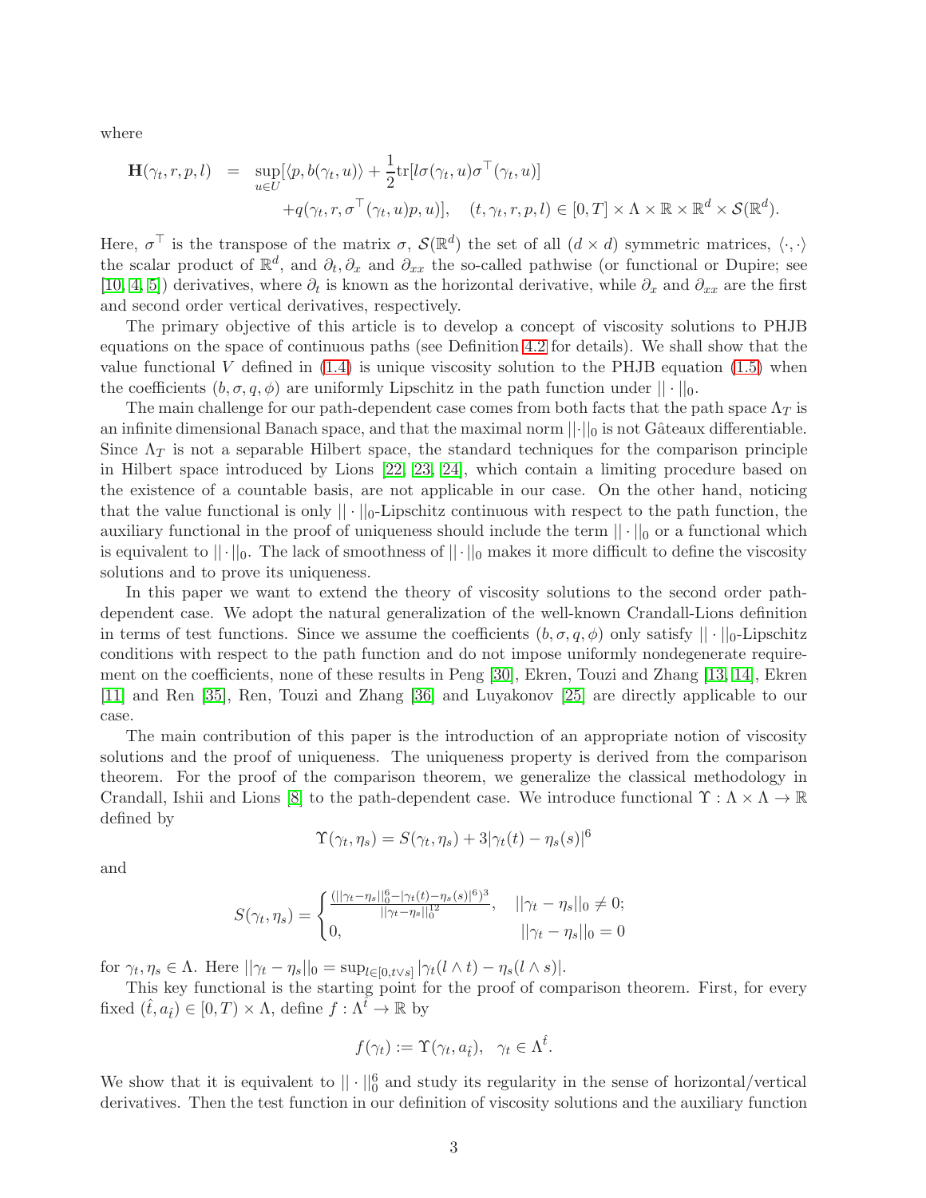where

$$
\begin{aligned}
\mathbf{H}(\gamma_t, r, p, l) &= \sup_{u\in U}[\langle p, b(\gamma_t, u)\rangle + \frac{1}{2}\mathrm{tr}[l\sigma(\gamma_t, u)\sigma^\top(\gamma_t, u)] \\
&\quad + q(\gamma_t, r, \sigma^\top(\gamma_t, u)p, u)], \quad (t, \gamma_t, r, p, l) \in [0, T] \times \Lambda \times \mathbb{R} \times \mathbb{R}^d \times \mathcal{S}(\mathbb{R}^d).
\end{aligned}
$$

Here, $\sigma^\top$ is the transpose of the matrix $\sigma$, $\mathcal{S}(\mathbb{R}^d)$ the set of all $(d \times d)$ symmetric matrices, $\langle\cdot,\cdot\rangle$ the scalar product of $\mathbb{R}^d$, and $\partial_t, \partial_x$ and $\partial_{xx}$ the so-called pathwise (or functional or Dupire; see [10, 4, 5]) derivatives, where $\partial_t$ is known as the horizontal derivative, while $\partial_x$ and $\partial_{xx}$ are the first and second order vertical derivatives, respectively.

The primary objective of this article is to develop a concept of viscosity solutions to PHJB equations on the space of continuous paths (see Definition 4.2 for details). We shall show that the value functional $V$ defined in (1.4) is unique viscosity solution to the PHJB equation (1.5) when the coefficients $(b, \sigma, q, \phi)$ are uniformly Lipschitz in the path function under $||\cdot||_0$.

The main challenge for our path-dependent case comes from both facts that the path space $\Lambda_T$ is an infinite dimensional Banach space, and that the maximal norm $||\cdot||_0$ is not Gâteaux differentiable. Since $\Lambda_T$ is not a separable Hilbert space, the standard techniques for the comparison principle in Hilbert space introduced by Lions [22, 23, 24], which contain a limiting procedure based on the existence of a countable basis, are not applicable in our case. On the other hand, noticing that the value functional is only $||\cdot||_0$-Lipschitz continuous with respect to the path function, the auxiliary functional in the proof of uniqueness should include the term $||\cdot||_0$ or a functional which is equivalent to $||\cdot||_0$. The lack of smoothness of $||\cdot||_0$ makes it more difficult to define the viscosity solutions and to prove its uniqueness.

In this paper we want to extend the theory of viscosity solutions to the second order path-dependent case. We adopt the natural generalization of the well-known Crandall-Lions definition in terms of test functions. Since we assume the coefficients $(b, \sigma, q, \phi)$ only satisfy $||\cdot||_0$-Lipschitz conditions with respect to the path function and do not impose uniformly nondegenerate requirement on the coefficients, none of these results in Peng [30], Ekren, Touzi and Zhang [13, 14], Ekren [11] and Ren [35], Ren, Touzi and Zhang [36] and Luyakonov [25] are directly applicable to our case.

The main contribution of this paper is the introduction of an appropriate notion of viscosity solutions and the proof of uniqueness. The uniqueness property is derived from the comparison theorem. For the proof of the comparison theorem, we generalize the classical methodology in Crandall, Ishii and Lions [8] to the path-dependent case. We introduce functional $\Upsilon : \Lambda \times \Lambda \to \mathbb{R}$ defined by

$$
\Upsilon(\gamma_t, \eta_s) = S(\gamma_t, \eta_s) + 3|\gamma_t(t) - \eta_s(s)|^6
$$

and

$$
S(\gamma_t, \eta_s) = \begin{cases} \frac{(||\gamma_t - \eta_s||_0^6 - |\gamma_t(t) - \eta_s(s)|^6)^3}{||\gamma_t - \eta_s||_0^{12}}, & ||\gamma_t - \eta_s||_0 \neq 0; \\ 0, & ||\gamma_t - \eta_s||_0 = 0 \end{cases}
$$

for $\gamma_t, \eta_s \in \Lambda$. Here $||\gamma_t - \eta_s||_0 = \sup_{l\in[0,t\vee s]} |\gamma_t(l \wedge t) - \eta_s(l \wedge s)|$.

This key functional is the starting point for the proof of comparison theorem. First, for every fixed $(\hat{t}, a_{\hat{t}}) \in [0, T) \times \Lambda$, define $f : \Lambda^{\hat{t}} \to \mathbb{R}$ by

$$
f(\gamma_t) := \Upsilon(\gamma_t, a_{\hat{t}}), \quad \gamma_t \in \Lambda^{\hat{t}}.
$$

We show that it is equivalent to $||\cdot||_0^6$ and study its regularity in the sense of horizontal/vertical derivatives. Then the test function in our definition of viscosity solutions and the auxiliary function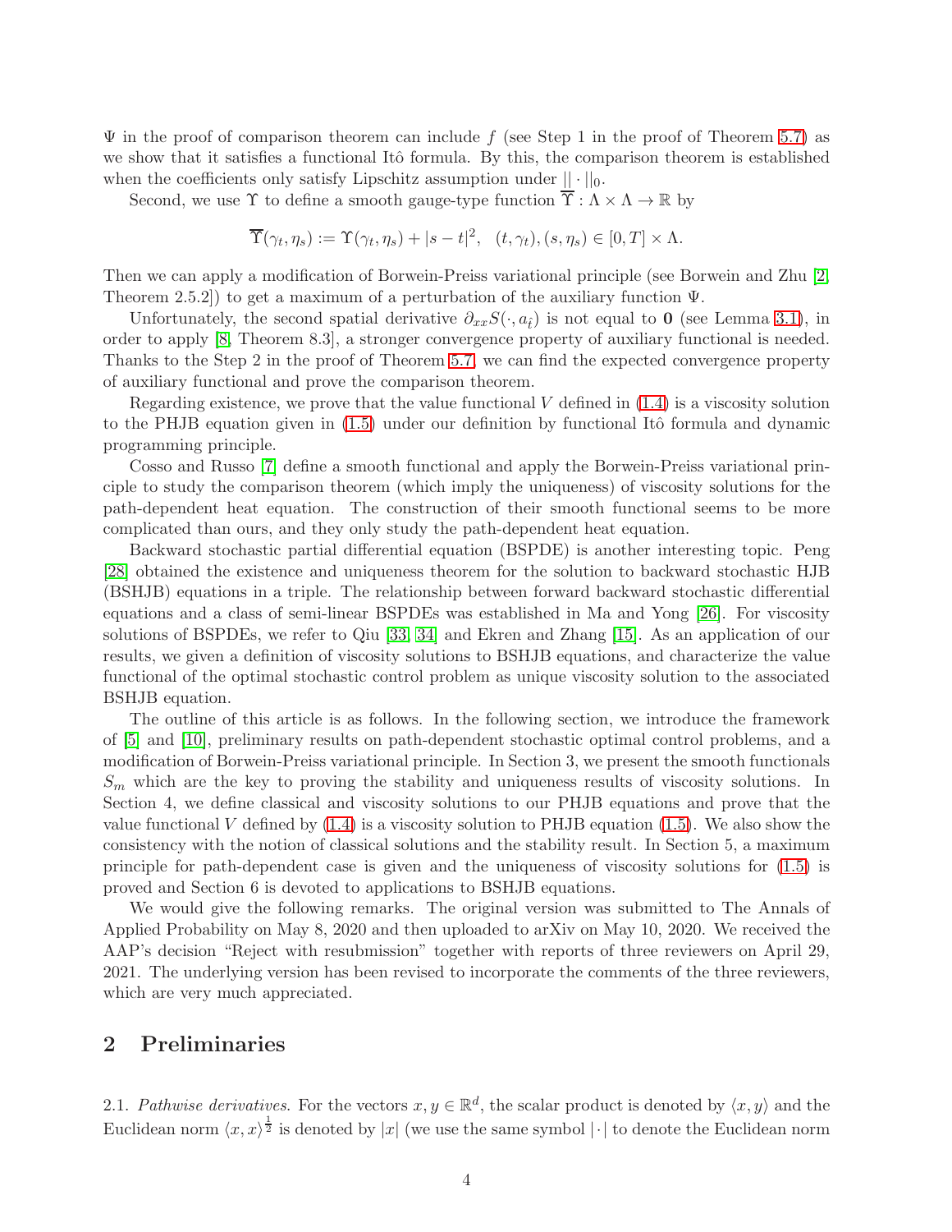$\Psi$ in the proof of comparison theorem can include $f$ (see Step 1 in the proof of Theorem 5.7) as we show that it satisfies a functional Itô formula. By this, the comparison theorem is established when the coefficients only satisfy Lipschitz assumption under $||\cdot||_0$.

Second, we use $\Upsilon$ to define a smooth gauge-type function $\overline{\Upsilon}:\Lambda\times\Lambda\to\mathbb{R}$ by

$$\overline{\Upsilon}(\gamma_t,\eta_s):=\Upsilon(\gamma_t,\eta_s)+|s-t|^2,\quad (t,\gamma_t),(s,\eta_s)\in[0,T]\times\Lambda.$$

Then we can apply a modification of Borwein-Preiss variational principle (see Borwein and Zhu [2, Theorem 2.5.2]) to get a maximum of a perturbation of the auxiliary function $\Psi$.

Unfortunately, the second spatial derivative $\partial_{xx}S(\cdot,a_{\hat{t}})$ is not equal to $\mathbf{0}$ (see Lemma 3.1), in order to apply [8, Theorem 8.3], a stronger convergence property of auxiliary functional is needed. Thanks to the Step 2 in the proof of Theorem 5.7, we can find the expected convergence property of auxiliary functional and prove the comparison theorem.

Regarding existence, we prove that the value functional $V$ defined in (1.4) is a viscosity solution to the PHJB equation given in (1.5) under our definition by functional Itô formula and dynamic programming principle.

Cosso and Russo [7] define a smooth functional and apply the Borwein-Preiss variational principle to study the comparison theorem (which imply the uniqueness) of viscosity solutions for the path-dependent heat equation. The construction of their smooth functional seems to be more complicated than ours, and they only study the path-dependent heat equation.

Backward stochastic partial differential equation (BSPDE) is another interesting topic. Peng [28] obtained the existence and uniqueness theorem for the solution to backward stochastic HJB (BSHJB) equations in a triple. The relationship between forward backward stochastic differential equations and a class of semi-linear BSPDEs was established in Ma and Yong [26]. For viscosity solutions of BSPDEs, we refer to Qiu [33, 34] and Ekren and Zhang [15]. As an application of our results, we given a definition of viscosity solutions to BSHJB equations, and characterize the value functional of the optimal stochastic control problem as unique viscosity solution to the associated BSHJB equation.

The outline of this article is as follows. In the following section, we introduce the framework of [5] and [10], preliminary results on path-dependent stochastic optimal control problems, and a modification of Borwein-Preiss variational principle. In Section 3, we present the smooth functionals $S_m$ which are the key to proving the stability and uniqueness results of viscosity solutions. In Section 4, we define classical and viscosity solutions to our PHJB equations and prove that the value functional $V$ defined by (1.4) is a viscosity solution to PHJB equation (1.5). We also show the consistency with the notion of classical solutions and the stability result. In Section 5, a maximum principle for path-dependent case is given and the uniqueness of viscosity solutions for (1.5) is proved and Section 6 is devoted to applications to BSHJB equations.

We would give the following remarks. The original version was submitted to The Annals of Applied Probability on May 8, 2020 and then uploaded to arXiv on May 10, 2020. We received the AAP's decision "Reject with resubmission" together with reports of three reviewers on April 29, 2021. The underlying version has been revised to incorporate the comments of the three reviewers, which are very much appreciated.

## 2 Preliminaries

2.1. *Pathwise derivatives.* For the vectors $x,y\in\mathbb{R}^d$, the scalar product is denoted by $\langle x,y\rangle$ and the Euclidean norm $\langle x,x\rangle^{\frac{1}{2}}$ is denoted by $|x|$ (we use the same symbol $|\cdot|$ to denote the Euclidean norm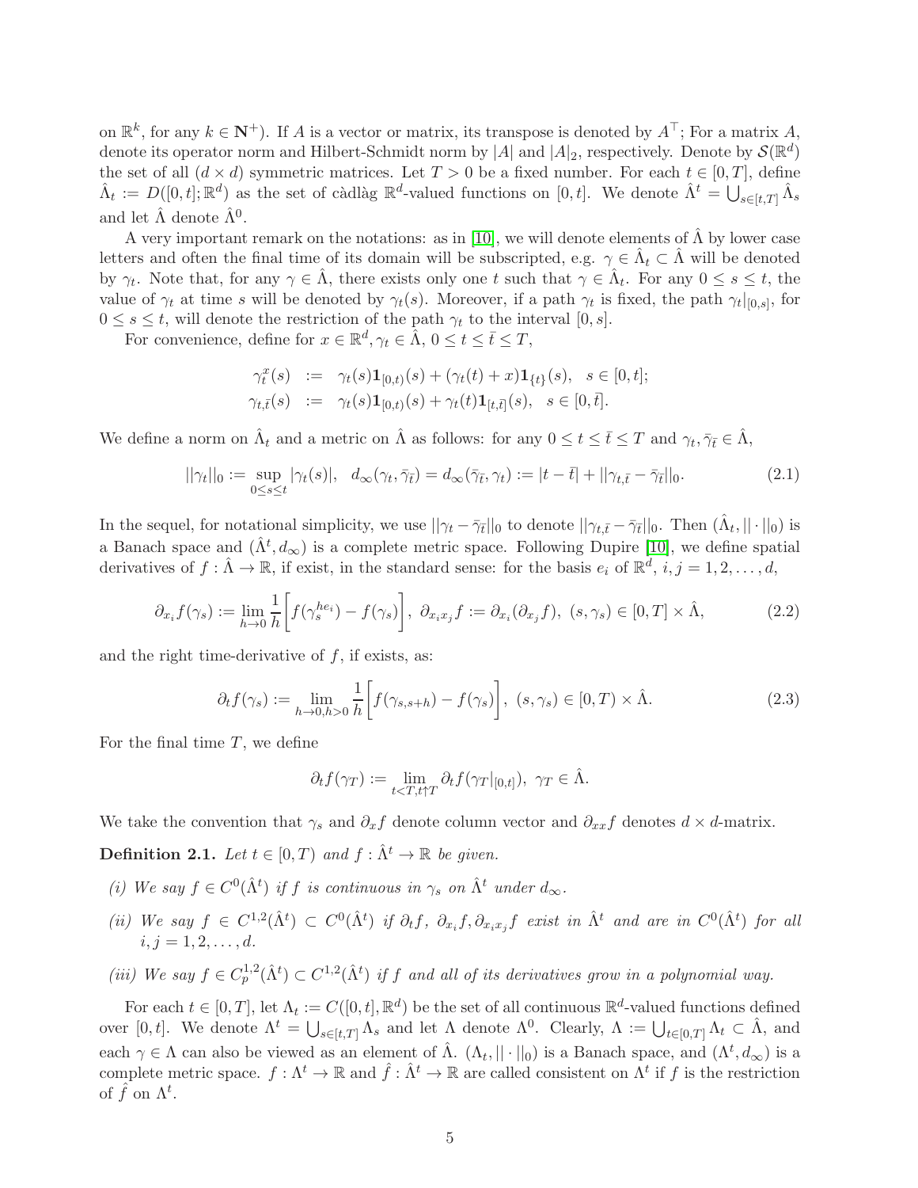on $\mathbb{R}^k$, for any $k \in \mathbf{N}^+$). If $A$ is a vector or matrix, its transpose is denoted by $A^\top$; For a matrix $A$, denote its operator norm and Hilbert-Schmidt norm by $|A|$ and $|A|_2$, respectively. Denote by $\mathcal{S}(\mathbb{R}^d)$ the set of all $(d \times d)$ symmetric matrices. Let $T > 0$ be a fixed number. For each $t \in [0, T]$, define $\hat{\Lambda}_t := D([0, t]; \mathbb{R}^d)$ as the set of càdlàg $\mathbb{R}^d$-valued functions on $[0, t]$. We denote $\hat{\Lambda}^t = \bigcup_{s \in [t,T]} \hat{\Lambda}_s$ and let $\hat{\Lambda}$ denote $\hat{\Lambda}^0$.

A very important remark on the notations: as in [10], we will denote elements of $\hat{\Lambda}$ by lower case letters and often the final time of its domain will be subscripted, e.g. $\gamma \in \hat{\Lambda}_t \subset \hat{\Lambda}$ will be denoted by $\gamma_t$. Note that, for any $\gamma \in \hat{\Lambda}$, there exists only one $t$ such that $\gamma \in \hat{\Lambda}_t$. For any $0 \leq s \leq t$, the value of $\gamma_t$ at time $s$ will be denoted by $\gamma_t(s)$. Moreover, if a path $\gamma_t$ is fixed, the path $\gamma_t|_{[0,s]}$, for $0 \leq s \leq t$, will denote the restriction of the path $\gamma_t$ to the interval $[0, s]$.

For convenience, define for $x \in \mathbb{R}^d, \gamma_t \in \hat{\Lambda}$, $0 \leq t \leq \bar{t} \leq T$,

$$
\begin{aligned}
\gamma_t^x(s) &:= \gamma_t(s)\mathbf{1}_{[0,t)}(s) + (\gamma_t(t) + x)\mathbf{1}_{\{t\}}(s), \quad s \in [0, t]; \\
\gamma_{t,\bar{t}}(s) &:= \gamma_t(s)\mathbf{1}_{[0,t)}(s) + \gamma_t(t)\mathbf{1}_{[t,\bar{t}]}(s), \quad s \in [0, \bar{t}].
\end{aligned}
$$

We define a norm on $\hat{\Lambda}_t$ and a metric on $\hat{\Lambda}$ as follows: for any $0 \leq t \leq \bar{t} \leq T$ and $\gamma_t, \bar{\gamma}_{\bar{t}} \in \hat{\Lambda}$,

$$
||\gamma_t||_0 := \sup_{0 \leq s \leq t} |\gamma_t(s)|, \quad d_\infty(\gamma_t, \bar{\gamma}_{\bar{t}}) = d_\infty(\bar{\gamma}_{\bar{t}}, \gamma_t) := |t - \bar{t}| + ||\gamma_{t,\bar{t}} - \bar{\gamma}_{\bar{t}}||_0. \tag{2.1}
$$

In the sequel, for notational simplicity, we use $||\gamma_t - \bar{\gamma}_{\bar{t}}||_0$ to denote $||\gamma_{t,\bar{t}} - \bar{\gamma}_{\bar{t}}||_0$. Then $(\hat{\Lambda}_t, ||\cdot||_0)$ is a Banach space and $(\hat{\Lambda}^t, d_\infty)$ is a complete metric space. Following Dupire [10], we define spatial derivatives of $f : \hat{\Lambda} \to \mathbb{R}$, if exist, in the standard sense: for the basis $e_i$ of $\mathbb{R}^d$, $i, j = 1, 2, \ldots, d$,

$$
\partial_{x_i} f(\gamma_s) := \lim_{h \to 0} \frac{1}{h}\bigg[f(\gamma_s^{he_i}) - f(\gamma_s)\bigg], \ \partial_{x_i x_j} f := \partial_{x_i}(\partial_{x_j} f), \ (s, \gamma_s) \in [0, T] \times \hat{\Lambda}, \tag{2.2}
$$

and the right time-derivative of $f$, if exists, as:

$$
\partial_t f(\gamma_s) := \lim_{h \to 0, h > 0} \frac{1}{h}\bigg[f(\gamma_{s,s+h}) - f(\gamma_s)\bigg], \ (s, \gamma_s) \in [0, T) \times \hat{\Lambda}. \tag{2.3}
$$

For the final time $T$, we define

$$
\partial_t f(\gamma_T) := \lim_{t < T, t \uparrow T} \partial_t f(\gamma_T|_{[0,t]}), \ \gamma_T \in \hat{\Lambda}.
$$

We take the convention that $\gamma_s$ and $\partial_x f$ denote column vector and $\partial_{xx} f$ denotes $d \times d$-matrix.

**Definition 2.1.** *Let $t \in [0, T)$ and $f : \hat{\Lambda}^t \to \mathbb{R}$ be given.*

*(i) We say $f \in C^0(\hat{\Lambda}^t)$ if $f$ is continuous in $\gamma_s$ on $\hat{\Lambda}^t$ under $d_\infty$.*

*(ii) We say $f \in C^{1,2}(\hat{\Lambda}^t) \subset C^0(\hat{\Lambda}^t)$ if $\partial_t f$, $\partial_{x_i} f, \partial_{x_i x_j} f$ exist in $\hat{\Lambda}^t$ and are in $C^0(\hat{\Lambda}^t)$ for all $i, j = 1, 2, \ldots, d$.*

*(iii) We say $f \in C_p^{1,2}(\hat{\Lambda}^t) \subset C^{1,2}(\hat{\Lambda}^t)$ if $f$ and all of its derivatives grow in a polynomial way.*

For each $t \in [0, T]$, let $\Lambda_t := C([0, t], \mathbb{R}^d)$ be the set of all continuous $\mathbb{R}^d$-valued functions defined over $[0, t]$. We denote $\Lambda^t = \bigcup_{s \in [t,T]} \Lambda_s$ and let $\Lambda$ denote $\Lambda^0$. Clearly, $\Lambda := \bigcup_{t \in [0,T]} \Lambda_t \subset \hat{\Lambda}$, and each $\gamma \in \Lambda$ can also be viewed as an element of $\hat{\Lambda}$. $(\Lambda_t, ||\cdot||_0)$ is a Banach space, and $(\Lambda^t, d_\infty)$ is a complete metric space. $f : \Lambda^t \to \mathbb{R}$ and $\hat{f} : \hat{\Lambda}^t \to \mathbb{R}$ are called consistent on $\Lambda^t$ if $f$ is the restriction of $\hat{f}$ on $\Lambda^t$.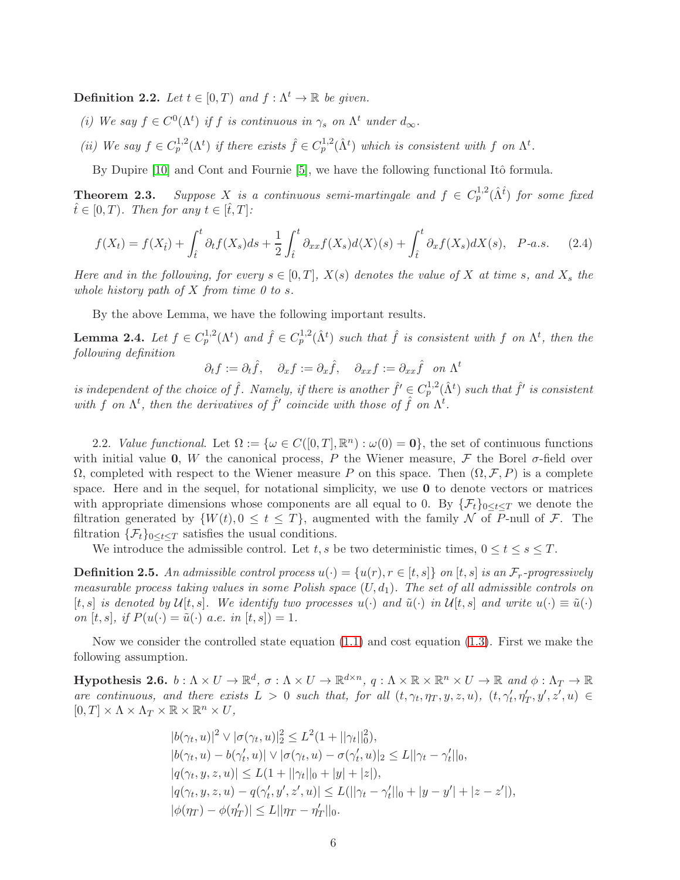**Definition 2.2.** *Let $t \in [0, T)$ and $f : \Lambda^t \to \mathbb{R}$ be given.*

*(i) We say $f \in C^0(\Lambda^t)$ if $f$ is continuous in $\gamma_s$ on $\Lambda^t$ under $d_\infty$.*

*(ii) We say $f \in C_p^{1,2}(\Lambda^t)$ if there exists $\hat{f} \in C_p^{1,2}(\hat{\Lambda}^t)$ which is consistent with $f$ on $\Lambda^t$.*

By Dupire [10] and Cont and Fournie [5], we have the following functional Itô formula.

**Theorem 2.3.** *Suppose $X$ is a continuous semi-martingale and $f \in C_p^{1,2}(\hat{\Lambda}^{\hat{t}})$ for some fixed $\hat{t} \in [0, T)$. Then for any $t \in [\hat{t}, T]$:*

$$
f(X_t) = f(X_{\hat{t}}) + \int_{\hat{t}}^t \partial_t f(X_s) ds + \frac{1}{2} \int_{\hat{t}}^t \partial_{xx} f(X_s) d\langle X \rangle(s) + \int_{\hat{t}}^t \partial_x f(X_s) dX(s), \quad P\text{-a.s.} \tag{2.4}
$$

*Here and in the following, for every $s \in [0, T]$, $X(s)$ denotes the value of $X$ at time $s$, and $X_s$ the whole history path of $X$ from time 0 to $s$.*

By the above Lemma, we have the following important results.

**Lemma 2.4.** *Let $f \in C_p^{1,2}(\Lambda^t)$ and $\hat{f} \in C_p^{1,2}(\hat{\Lambda}^t)$ such that $\hat{f}$ is consistent with $f$ on $\Lambda^t$, then the following definition*

$$
\partial_t f := \partial_t \hat{f}, \quad \partial_x f := \partial_x \hat{f}, \quad \partial_{xx} f := \partial_{xx} \hat{f} \quad \text{on } \Lambda^t
$$

*is independent of the choice of $\hat{f}$. Namely, if there is another $\hat{f}' \in C_p^{1,2}(\hat{\Lambda}^t)$ such that $\hat{f}'$ is consistent with $f$ on $\Lambda^t$, then the derivatives of $\hat{f}'$ coincide with those of $\hat{f}$ on $\Lambda^t$.*

2.2. *Value functional.* Let $\Omega := \{\omega \in C([0, T], \mathbb{R}^n) : \omega(0) = \mathbf{0}\}$, the set of continuous functions with initial value $\mathbf{0}$, $W$ the canonical process, $P$ the Wiener measure, $\mathcal{F}$ the Borel $\sigma$-field over $\Omega$, completed with respect to the Wiener measure $P$ on this space. Then $(\Omega, \mathcal{F}, P)$ is a complete space. Here and in the sequel, for notational simplicity, we use $\mathbf{0}$ to denote vectors or matrices with appropriate dimensions whose components are all equal to 0. By $\{\mathcal{F}_t\}_{0 \le t \le T}$ we denote the filtration generated by $\{W(t), 0 \le t \le T\}$, augmented with the family $\mathcal{N}$ of $P$-null of $\mathcal{F}$. The filtration $\{\mathcal{F}_t\}_{0 \le t \le T}$ satisfies the usual conditions.

We introduce the admissible control. Let $t, s$ be two deterministic times, $0 \le t \le s \le T$.

**Definition 2.5.** *An admissible control process $u(\cdot) = \{u(r), r \in [t, s]\}$ on $[t, s]$ is an $\mathcal{F}_r$-progressively measurable process taking values in some Polish space $(U, d_1)$. The set of all admissible controls on $[t, s]$ is denoted by $\mathcal{U}[t, s]$. We identify two processes $u(\cdot)$ and $\tilde{u}(\cdot)$ in $\mathcal{U}[t, s]$ and write $u(\cdot) \equiv \tilde{u}(\cdot)$ on $[t, s]$, if $P(u(\cdot) = \tilde{u}(\cdot)$ a.e. in $[t, s)) = 1$.*

Now we consider the controlled state equation (1.1) and cost equation (1.3). First we make the following assumption.

**Hypothesis 2.6.** *$b : \Lambda \times U \to \mathbb{R}^d$, $\sigma : \Lambda \times U \to \mathbb{R}^{d \times n}$, $q : \Lambda \times \mathbb{R} \times \mathbb{R}^n \times U \to \mathbb{R}$ and $\phi : \Lambda_T \to \mathbb{R}$ are continuous, and there exists $L > 0$ such that, for all $(t, \gamma_t, \eta_T, y, z, u)$, $(t, \gamma'_t, \eta'_T, y', z', u) \in [0, T] \times \Lambda \times \Lambda_T \times \mathbb{R} \times \mathbb{R}^n \times U$,*

$$
\begin{aligned}
&|b(\gamma_t, u)|^2 \vee |\sigma(\gamma_t, u)|_2^2 \le L^2(1 + ||\gamma_t||_0^2), \\
&|b(\gamma_t, u) - b(\gamma'_t, u)| \vee |\sigma(\gamma_t, u) - \sigma(\gamma'_t, u)|_2 \le L||\gamma_t - \gamma'_t||_0, \\
&|q(\gamma_t, y, z, u)| \le L(1 + ||\gamma_t||_0 + |y| + |z|), \\
&|q(\gamma_t, y, z, u) - q(\gamma'_t, y', z', u)| \le L(||\gamma_t - \gamma'_t||_0 + |y - y'| + |z - z'|), \\
&|\phi(\eta_T) - \phi(\eta'_T)| \le L||\eta_T - \eta'_T||_0.
\end{aligned}
$$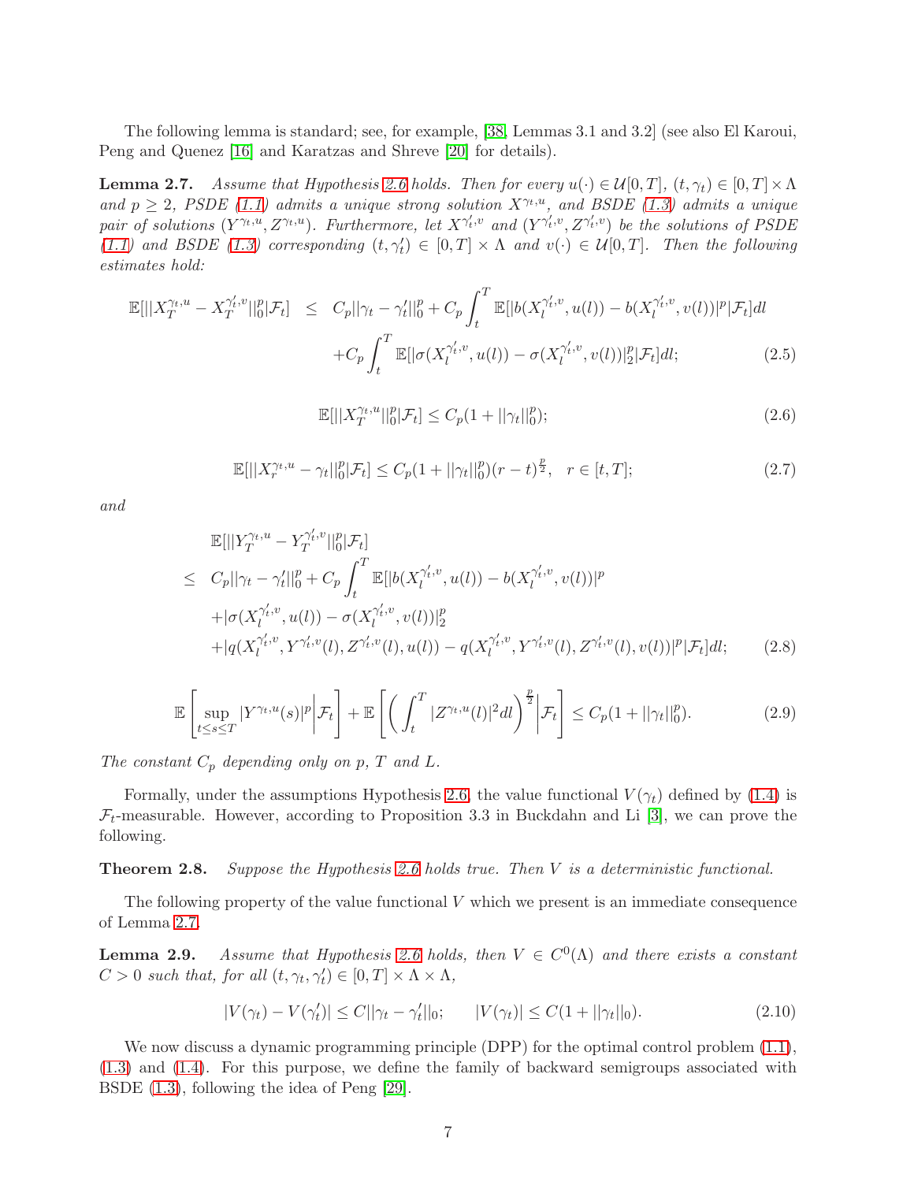The following lemma is standard; see, for example, [38, Lemmas 3.1 and 3.2] (see also El Karoui, Peng and Quenez [16] and Karatzas and Shreve [20] for details).

**Lemma 2.7.** *Assume that Hypothesis 2.6 holds. Then for every $u(\cdot) \in \mathcal{U}[0,T]$, $(t,\gamma_t) \in [0,T]\times\Lambda$ and $p \geq 2$, PSDE (1.1) admits a unique strong solution $X^{\gamma_t,u}$, and BSDE (1.3) admits a unique pair of solutions $(Y^{\gamma_t,u}, Z^{\gamma_t,u})$. Furthermore, let $X^{\gamma'_t,v}$ and $(Y^{\gamma'_t,v}, Z^{\gamma'_t,v})$ be the solutions of PSDE (1.1) and BSDE (1.3) corresponding $(t,\gamma'_t) \in [0,T]\times\Lambda$ and $v(\cdot) \in \mathcal{U}[0,T]$. Then the following estimates hold:*

$$
\begin{aligned}
\mathbb{E}[||X_T^{\gamma_t,u} - X_T^{\gamma'_t,v}||_0^p|\mathcal{F}_t] \quad \leq \quad & C_p||\gamma_t-\gamma'_t||_0^p + C_p\int_t^T \mathbb{E}[|b(X_l^{\gamma'_t,v},u(l)) - b(X_l^{\gamma'_t,v},v(l))|^p|\mathcal{F}_t]dl \\
& + C_p\int_t^T \mathbb{E}[|\sigma(X_l^{\gamma'_t,v},u(l)) - \sigma(X_l^{\gamma'_t,v},v(l))|_2^p|\mathcal{F}_t]dl; \qquad (2.5)
\end{aligned}
$$

$$
\mathbb{E}[||X_T^{\gamma_t,u}||_0^p|\mathcal{F}_t] \leq C_p(1+||\gamma_t||_0^p); \qquad (2.6)
$$

$$
\mathbb{E}[||X_r^{\gamma_t,u} - \gamma_t||_0^p|\mathcal{F}_t] \leq C_p(1+||\gamma_t||_0^p)(r-t)^{\frac{p}{2}}, \quad r \in [t,T]; \qquad (2.7)
$$

*and*

$$
\begin{aligned}
& \mathbb{E}[||Y_T^{\gamma_t,u} - Y_T^{\gamma'_t,v}||_0^p|\mathcal{F}_t] \\
\leq \quad & C_p||\gamma_t-\gamma'_t||_0^p + C_p\int_t^T \mathbb{E}[|b(X_l^{\gamma'_t,v},u(l)) - b(X_l^{\gamma'_t,v},v(l))|^p \\
& + |\sigma(X_l^{\gamma'_t,v},u(l)) - \sigma(X_l^{\gamma'_t,v},v(l))|_2^p \\
& + |q(X_l^{\gamma'_t,v},Y^{\gamma'_t,v}(l),Z^{\gamma'_t,v}(l),u(l)) - q(X_l^{\gamma'_t,v},Y^{\gamma'_t,v}(l),Z^{\gamma'_t,v}(l),v(l))|^p|\mathcal{F}_t]dl; \qquad (2.8)
\end{aligned}
$$

$$
\mathbb{E}\left[\sup_{t\leq s\leq T}|Y^{\gamma_t,u}(s)|^p\bigg|\mathcal{F}_t\right] + \mathbb{E}\left[\left(\int_t^T |Z^{\gamma_t,u}(l)|^2dl\right)^{\frac{p}{2}}\bigg|\mathcal{F}_t\right] \leq C_p(1+||\gamma_t||_0^p). \qquad (2.9)
$$

*The constant $C_p$ depending only on $p$, $T$ and $L$.*

Formally, under the assumptions Hypothesis 2.6, the value functional $V(\gamma_t)$ defined by (1.4) is $\mathcal{F}_t$-measurable. However, according to Proposition 3.3 in Buckdahn and Li [3], we can prove the following.

**Theorem 2.8.** *Suppose the Hypothesis 2.6 holds true. Then $V$ is a deterministic functional.*

The following property of the value functional $V$ which we present is an immediate consequence of Lemma 2.7.

**Lemma 2.9.** *Assume that Hypothesis 2.6 holds, then $V \in C^0(\Lambda)$ and there exists a constant $C > 0$ such that, for all $(t,\gamma_t,\gamma'_t) \in [0,T]\times\Lambda\times\Lambda$,*

$$
|V(\gamma_t) - V(\gamma'_t)| \leq C||\gamma_t-\gamma'_t||_0; \qquad |V(\gamma_t)| \leq C(1+||\gamma_t||_0). \qquad (2.10)
$$

We now discuss a dynamic programming principle (DPP) for the optimal control problem (1.1), (1.3) and (1.4). For this purpose, we define the family of backward semigroups associated with BSDE (1.3), following the idea of Peng [29].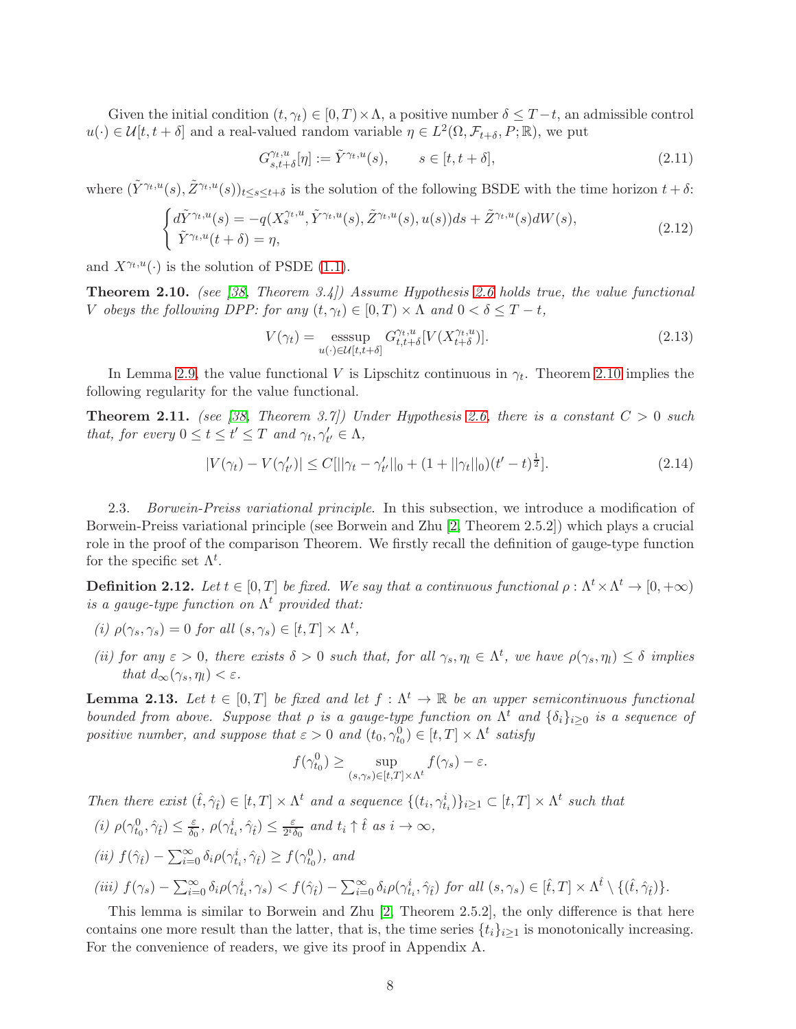Given the initial condition $(t,\gamma_t) \in [0,T) \times \Lambda$, a positive number $\delta \leq T-t$, an admissible control $u(\cdot) \in \mathcal{U}[t,t+\delta]$ and a real-valued random variable $\eta \in L^2(\Omega, \mathcal{F}_{t+\delta}, P; \mathbb{R})$, we put

$$G^{\gamma_t,u}_{s,t+\delta}[\eta] := \tilde{Y}^{\gamma_t,u}(s), \qquad s \in [t,t+\delta], \tag{2.11}$$

where $(\tilde{Y}^{\gamma_t,u}(s), \tilde{Z}^{\gamma_t,u}(s))_{t\leq s\leq t+\delta}$ is the solution of the following BSDE with the time horizon $t+\delta$:

$$\begin{cases} d\tilde{Y}^{\gamma_t,u}(s) = -q(X^{\gamma_t,u}_s, \tilde{Y}^{\gamma_t,u}(s), \tilde{Z}^{\gamma_t,u}(s), u(s))ds + \tilde{Z}^{\gamma_t,u}(s)dW(s), \\ \tilde{Y}^{\gamma_t,u}(t+\delta) = \eta, \end{cases} \tag{2.12}$$

and $X^{\gamma_t,u}(\cdot)$ is the solution of PSDE (1.1).

**Theorem 2.10.** *(see [38, Theorem 3.4]) Assume Hypothesis 2.6 holds true, the value functional $V$ obeys the following DPP: for any $(t,\gamma_t) \in [0,T) \times \Lambda$ and $0 < \delta \leq T-t$,*

$$V(\gamma_t) = \operatorname*{esssup}_{u(\cdot)\in\mathcal{U}[t,t+\delta]} G^{\gamma_t,u}_{t,t+\delta}[V(X^{\gamma_t,u}_{t+\delta})]. \tag{2.13}$$

In Lemma 2.9, the value functional $V$ is Lipschitz continuous in $\gamma_t$. Theorem 2.10 implies the following regularity for the value functional.

**Theorem 2.11.** *(see [38, Theorem 3.7]) Under Hypothesis 2.6, there is a constant $C > 0$ such that, for every $0 \leq t \leq t' \leq T$ and $\gamma_t, \gamma'_{t'} \in \Lambda$,*

$$|V(\gamma_t) - V(\gamma'_{t'})| \leq C[||\gamma_t - \gamma'_{t'}||_0 + (1 + ||\gamma_t||_0)(t'-t)^{\frac{1}{2}}]. \tag{2.14}$$

2.3. *Borwein-Preiss variational principle.* In this subsection, we introduce a modification of Borwein-Preiss variational principle (see Borwein and Zhu [2, Theorem 2.5.2]) which plays a crucial role in the proof of the comparison Theorem. We firstly recall the definition of gauge-type function for the specific set $\Lambda^t$.

**Definition 2.12.** *Let $t \in [0,T]$ be fixed. We say that a continuous functional $\rho : \Lambda^t \times \Lambda^t \to [0,+\infty)$ is a gauge-type function on $\Lambda^t$ provided that:*

*(i) $\rho(\gamma_s, \gamma_s) = 0$ for all $(s,\gamma_s) \in [t,T] \times \Lambda^t$,*

*(ii) for any $\varepsilon > 0$, there exists $\delta > 0$ such that, for all $\gamma_s, \eta_l \in \Lambda^t$, we have $\rho(\gamma_s, \eta_l) \leq \delta$ implies that $d_\infty(\gamma_s, \eta_l) < \varepsilon$.*

**Lemma 2.13.** *Let $t \in [0,T]$ be fixed and let $f : \Lambda^t \to \mathbb{R}$ be an upper semicontinuous functional bounded from above. Suppose that $\rho$ is a gauge-type function on $\Lambda^t$ and $\{\delta_i\}_{i\geq 0}$ is a sequence of positive number, and suppose that $\varepsilon > 0$ and $(t_0, \gamma^0_{t_0}) \in [t,T] \times \Lambda^t$ satisfy*

$$f(\gamma^0_{t_0}) \geq \sup_{(s,\gamma_s)\in[t,T]\times\Lambda^t} f(\gamma_s) - \varepsilon.$$

*Then there exist $(\hat{t}, \hat{\gamma}_{\hat{t}}) \in [t,T] \times \Lambda^t$ and a sequence $\{(t_i, \gamma^i_{t_i})\}_{i\geq 1} \subset [t,T] \times \Lambda^t$ such that*

*(i) $\rho(\gamma^0_{t_0}, \hat{\gamma}_{\hat{t}}) \leq \frac{\varepsilon}{\delta_0}$, $\rho(\gamma^i_{t_i}, \hat{\gamma}_{\hat{t}}) \leq \frac{\varepsilon}{2^i\delta_0}$ and $t_i \uparrow \hat{t}$ as $i \to \infty$,*

*(ii) $f(\hat{\gamma}_{\hat{t}}) - \sum_{i=0}^{\infty} \delta_i \rho(\gamma^i_{t_i}, \hat{\gamma}_{\hat{t}}) \geq f(\gamma^0_{t_0})$, and*

*(iii) $f(\gamma_s) - \sum_{i=0}^{\infty} \delta_i \rho(\gamma^i_{t_i}, \gamma_s) < f(\hat{\gamma}_{\hat{t}}) - \sum_{i=0}^{\infty} \delta_i \rho(\gamma^i_{t_i}, \hat{\gamma}_{\hat{t}})$ for all $(s,\gamma_s) \in [\hat{t},T] \times \Lambda^{\hat{t}} \setminus \{(\hat{t}, \hat{\gamma}_{\hat{t}})\}$.*

This lemma is similar to Borwein and Zhu [2, Theorem 2.5.2], the only difference is that here contains one more result than the latter, that is, the time series $\{t_i\}_{i\geq 1}$ is monotonically increasing. For the convenience of readers, we give its proof in Appendix A.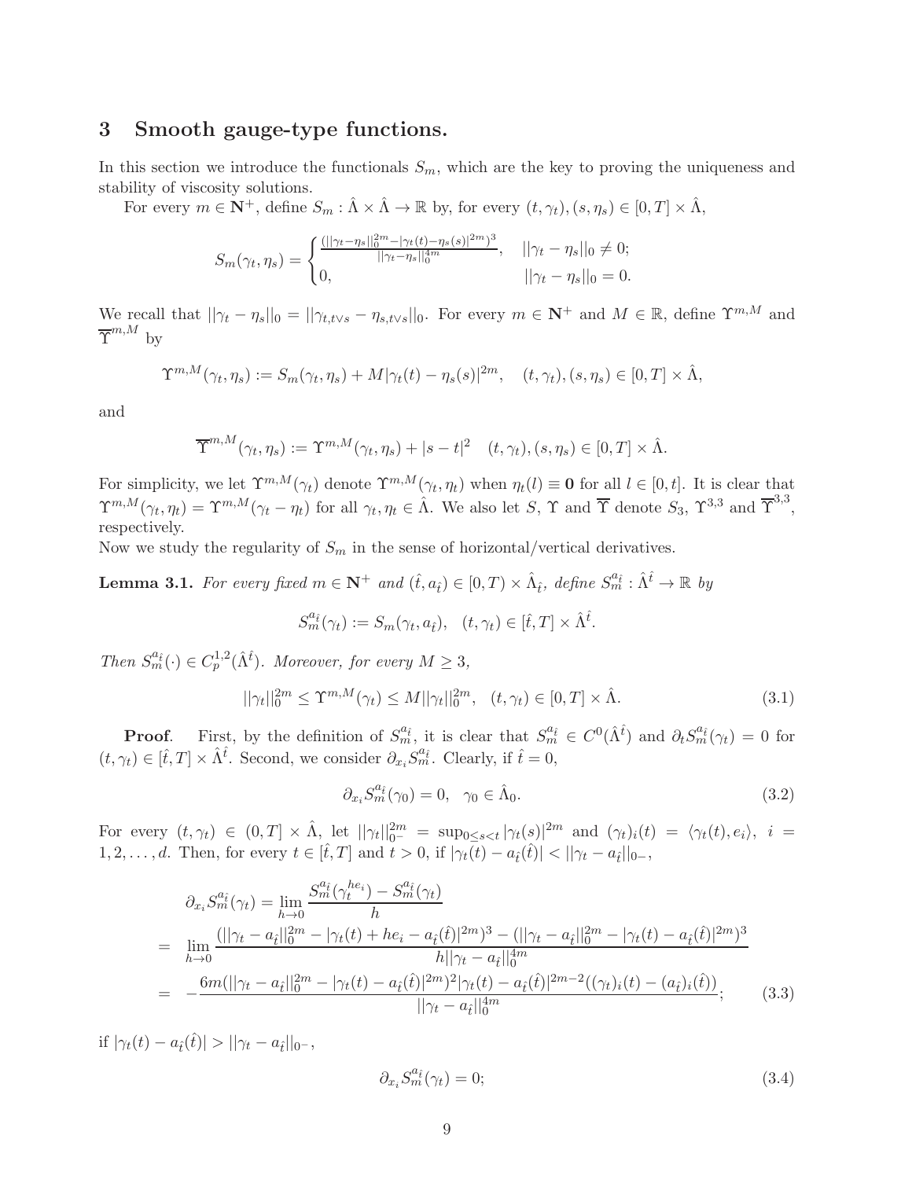## 3 Smooth gauge-type functions.

In this section we introduce the functionals $S_m$, which are the key to proving the uniqueness and stability of viscosity solutions.

For every $m \in \mathbf{N}^+$, define $S_m : \hat{\Lambda} \times \hat{\Lambda} \to \mathbb{R}$ by, for every $(t,\gamma_t),(s,\eta_s) \in [0,T] \times \hat{\Lambda}$,

$$
S_m(\gamma_t,\eta_s) = \begin{cases} \frac{(||\gamma_t-\eta_s||_0^{2m}-|\gamma_t(t)-\eta_s(s)|^{2m})^3}{||\gamma_t-\eta_s||_0^{4m}}, & ||\gamma_t-\eta_s||_0 \neq 0; \\ 0, & ||\gamma_t-\eta_s||_0 = 0. \end{cases}
$$

We recall that $||\gamma_t-\eta_s||_0 = ||\gamma_{t,t\vee s}-\eta_{s,t\vee s}||_0$. For every $m \in \mathbf{N}^+$ and $M \in \mathbb{R}$, define $\Upsilon^{m,M}$ and $\overline{\Upsilon}^{m,M}$ by

$$
\Upsilon^{m,M}(\gamma_t,\eta_s) := S_m(\gamma_t,\eta_s) + M|\gamma_t(t)-\eta_s(s)|^{2m}, \quad (t,\gamma_t),(s,\eta_s) \in [0,T] \times \hat{\Lambda},
$$

and

$$
\overline{\Upsilon}^{m,M}(\gamma_t,\eta_s) := \Upsilon^{m,M}(\gamma_t,\eta_s) + |s-t|^2 \quad (t,\gamma_t),(s,\eta_s) \in [0,T] \times \hat{\Lambda}.
$$

For simplicity, we let $\Upsilon^{m,M}(\gamma_t)$ denote $\Upsilon^{m,M}(\gamma_t,\eta_t)$ when $\eta_t(l) \equiv \mathbf{0}$ for all $l \in [0,t]$. It is clear that $\Upsilon^{m,M}(\gamma_t,\eta_t) = \Upsilon^{m,M}(\gamma_t-\eta_t)$ for all $\gamma_t,\eta_t \in \hat{\Lambda}$. We also let $S$, $\Upsilon$ and $\overline{\Upsilon}$ denote $S_3$, $\Upsilon^{3,3}$ and $\overline{\Upsilon}^{3,3}$, respectively.

Now we study the regularity of $S_m$ in the sense of horizontal/vertical derivatives.

**Lemma 3.1.** *For every fixed $m \in \mathbf{N}^+$ and $(\hat{t},a_{\hat{t}}) \in [0,T) \times \hat{\Lambda}_{\hat{t}}$, define $S_m^{a_{\hat{t}}} : \hat{\Lambda}^{\hat{t}} \to \mathbb{R}$ by*

$$
S_m^{a_{\hat{t}}}(\gamma_t) := S_m(\gamma_t,a_{\hat{t}}), \quad (t,\gamma_t) \in [\hat{t},T] \times \hat{\Lambda}^{\hat{t}}.
$$

*Then $S_m^{a_{\hat{t}}}(\cdot) \in C_p^{1,2}(\hat{\Lambda}^{\hat{t}})$. Moreover, for every $M \geq 3$,*

$$
||\gamma_t||_0^{2m} \leq \Upsilon^{m,M}(\gamma_t) \leq M||\gamma_t||_0^{2m}, \quad (t,\gamma_t) \in [0,T] \times \hat{\Lambda}. \tag{3.1}
$$

**Proof**. First, by the definition of $S_m^{a_{\hat{t}}}$, it is clear that $S_m^{a_{\hat{t}}} \in C^0(\hat{\Lambda}^{\hat{t}})$ and $\partial_t S_m^{a_{\hat{t}}}(\gamma_t) = 0$ for $(t,\gamma_t) \in [\hat{t},T] \times \hat{\Lambda}^{\hat{t}}$. Second, we consider $\partial_{x_i} S_m^{a_{\hat{t}}}$. Clearly, if $\hat{t} = 0$,

$$
\partial_{x_i} S_m^{a_{\hat{t}}}(\gamma_0) = 0, \quad \gamma_0 \in \hat{\Lambda}_0. \tag{3.2}
$$

For every $(t,\gamma_t) \in (0,T] \times \hat{\Lambda}$, let $||\gamma_t||_{0^-}^{2m} = \sup_{0\leq s<t} |\gamma_t(s)|^{2m}$ and $(\gamma_t)_i(t) = \langle \gamma_t(t), e_i \rangle$, $i = 1,2,\ldots,d$. Then, for every $t \in [\hat{t},T]$ and $t > 0$, if $|\gamma_t(t)-a_{\hat{t}}(\hat{t})| < ||\gamma_t-a_{\hat{t}}||_{0-}$,

$$
\begin{aligned}
&\partial_{x_i} S_m^{a_{\hat{t}}}(\gamma_t) = \lim_{h\to 0} \frac{S_m^{a_{\hat{t}}}(\gamma_t^{he_i}) - S_m^{a_{\hat{t}}}(\gamma_t)}{h} \\
=& \lim_{h\to 0} \frac{(||\gamma_t-a_{\hat{t}}||_0^{2m} - |\gamma_t(t)+he_i-a_{\hat{t}}(\hat{t})|^{2m})^3 - (||\gamma_t-a_{\hat{t}}||_0^{2m} - |\gamma_t(t)-a_{\hat{t}}(\hat{t})|^{2m})^3}{h||\gamma_t-a_{\hat{t}}||_0^{4m}} \\
=& -\frac{6m(||\gamma_t-a_{\hat{t}}||_0^{2m} - |\gamma_t(t)-a_{\hat{t}}(\hat{t})|^{2m})^2 |\gamma_t(t)-a_{\hat{t}}(\hat{t})|^{2m-2}((\gamma_t)_i(t)-(a_{\hat{t}})_i(\hat{t}))}{||\gamma_t-a_{\hat{t}}||_0^{4m}};
\end{aligned} \tag{3.3}
$$

if $|\gamma_t(t)-a_{\hat{t}}(\hat{t})| > ||\gamma_t-a_{\hat{t}}||_{0-}$,

$$
\partial_{x_i} S_m^{a_{\hat{t}}}(\gamma_t) = 0; \tag{3.4}
$$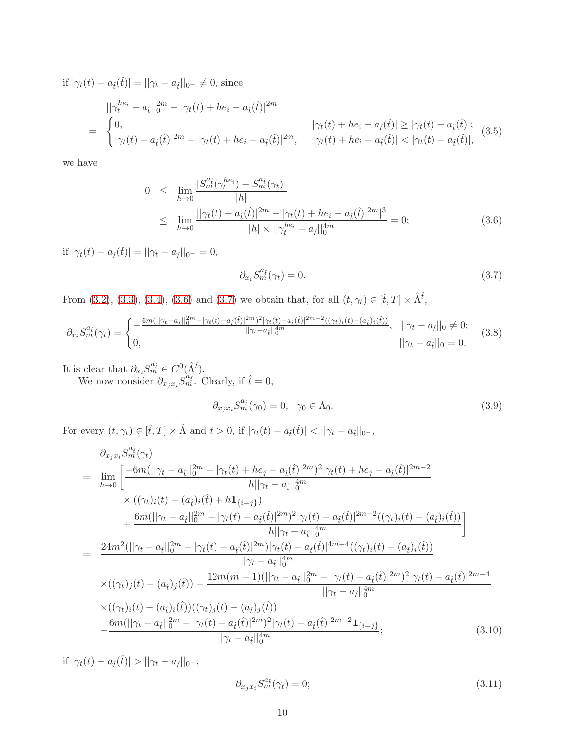if $|\gamma_t(t)-a_{\hat{t}}(\hat{t})|=||\gamma_t-a_{\hat{t}}||_{0^-}\neq 0$, since

$$
\begin{aligned}
&||\gamma_t^{he_i}-a_{\hat{t}}||_0^{2m}-|\gamma_t(t)+he_i-a_{\hat{t}}(\hat{t})|^{2m}\\
=&\begin{cases}0, & |\gamma_t(t)+he_i-a_{\hat{t}}(\hat{t})|\geq|\gamma_t(t)-a_{\hat{t}}(\hat{t})|;\\ |\gamma_t(t)-a_{\hat{t}}(\hat{t})|^{2m}-|\gamma_t(t)+he_i-a_{\hat{t}}(\hat{t})|^{2m}, & |\gamma_t(t)+he_i-a_{\hat{t}}(\hat{t})|<|\gamma_t(t)-a_{\hat{t}}(\hat{t})|,\end{cases}
\end{aligned}
\tag{3.5}
$$

we have

$$
\begin{aligned}
0&\leq \lim_{h\to 0}\frac{|S_m^{a_{\hat{t}}}(\gamma_t^{he_i})-S_m^{a_{\hat{t}}}(\gamma_t)|}{|h|}\\
&\leq \lim_{h\to 0}\frac{||\gamma_t(t)-a_{\hat{t}}(\hat{t})|^{2m}-|\gamma_t(t)+he_i-a_{\hat{t}}(\hat{t})|^{2m}|^3}{|h|\times||\gamma_t^{he_i}-a_{\hat{t}}||_0^{4m}}=0;
\end{aligned}
\tag{3.6}
$$

if $|\gamma_t(t)-a_{\hat{t}}(\hat{t})|=||\gamma_t-a_{\hat{t}}||_{0^-}=0$,

$$
\partial_{x_i}S_m^{a_{\hat{t}}}(\gamma_t)=0. \tag{3.7}
$$

From (3.2), (3.3), (3.4), (3.6) and (3.7) we obtain that, for all $(t,\gamma_t)\in[\hat{t},T]\times\hat{\Lambda}^{\hat{t}}$,

$$
\partial_{x_i}S_m^{a_{\hat{t}}}(\gamma_t)=\begin{cases}-\frac{6m(||\gamma_t-a_{\hat{t}}||_0^{2m}-|\gamma_t(t)-a_{\hat{t}}(\hat{t})|^{2m})^2|\gamma_t(t)-a_{\hat{t}}(\hat{t})|^{2m-2}((\gamma_t)_i(t)-(a_{\hat{t}})_i(\hat{t}))}{||\gamma_t-a_{\hat{t}}||_0^{4m}}, & ||\gamma_t-a_{\hat{t}}||_0\neq 0;\\ 0, & ||\gamma_t-a_{\hat{t}}||_0=0.\end{cases}
\tag{3.8}
$$

It is clear that $\partial_{x_i}S_m^{a_{\hat{t}}}\in C^0(\hat{\Lambda}^{\hat{t}})$.

We now consider $\partial_{x_jx_i}S_m^{a_{\hat{t}}}$. Clearly, if $\hat{t}=0$,

$$
\partial_{x_jx_i}S_m^{a_{\hat{t}}}(\gamma_0)=0,\quad \gamma_0\in\Lambda_0. \tag{3.9}
$$

For every $(t,\gamma_t)\in[\hat{t},T]\times\hat{\Lambda}$ and $t>0$, if $|\gamma_t(t)-a_{\hat{t}}(\hat{t})|<||\gamma_t-a_{\hat{t}}||_{0^-}$,

$$
\begin{aligned}
&\partial_{x_jx_i}S_m^{a_{\hat{t}}}(\gamma_t)\\
=&\lim_{h\to 0}\Bigg[\frac{-6m(||\gamma_t-a_{\hat{t}}||_0^{2m}-|\gamma_t(t)+he_j-a_{\hat{t}}(\hat{t})|^{2m})^2|\gamma_t(t)+he_j-a_{\hat{t}}(\hat{t})|^{2m-2}}{h||\gamma_t-a_{\hat{t}}||_0^{4m}}\\
&\quad\times((\gamma_t)_i(t)-(a_{\hat{t}})_i(\hat{t})+h\mathbf{1}_{\{i=j\}})\\
&\quad+\frac{6m(||\gamma_t-a_{\hat{t}}||_0^{2m}-|\gamma_t(t)-a_{\hat{t}}(\hat{t})|^{2m})^2|\gamma_t(t)-a_{\hat{t}}(\hat{t})|^{2m-2}((\gamma_t)_i(t)-(a_{\hat{t}})_i(\hat{t}))}{h||\gamma_t-a_{\hat{t}}||_0^{4m}}\Bigg]\\
=&\frac{24m^2(||\gamma_t-a_{\hat{t}}||_0^{2m}-|\gamma_t(t)-a_{\hat{t}}(\hat{t})|^{2m})|\gamma_t(t)-a_{\hat{t}}(\hat{t})|^{4m-4}((\gamma_t)_i(t)-(a_{\hat{t}})_i(\hat{t}))}{||\gamma_t-a_{\hat{t}}||_0^{4m}}\\
&\times((\gamma_t)_j(t)-(a_{\hat{t}})_j(\hat{t}))-\frac{12m(m-1)(||\gamma_t-a_{\hat{t}}||_0^{2m}-|\gamma_t(t)-a_{\hat{t}}(\hat{t})|^{2m})^2|\gamma_t(t)-a_{\hat{t}}(\hat{t})|^{2m-4}}{||\gamma_t-a_{\hat{t}}||_0^{4m}}\\
&\times((\gamma_t)_i(t)-(a_{\hat{t}})_i(\hat{t}))((\gamma_t)_j(t)-(a_{\hat{t}})_j(\hat{t}))\\
&-\frac{6m(||\gamma_t-a_{\hat{t}}||_0^{2m}-|\gamma_t(t)-a_{\hat{t}}(\hat{t})|^{2m})^2|\gamma_t(t)-a_{\hat{t}}(\hat{t})|^{2m-2}\mathbf{1}_{\{i=j\}}}{||\gamma_t-a_{\hat{t}}||_0^{4m}};
\end{aligned}
\tag{3.10}
$$

if $|\gamma_t(t)-a_{\hat{t}}(\hat{t})|>||\gamma_t-a_{\hat{t}}||_{0^-}$,

$$
\partial_{x_jx_i}S_m^{a_{\hat{t}}}(\gamma_t)=0; \tag{3.11}
$$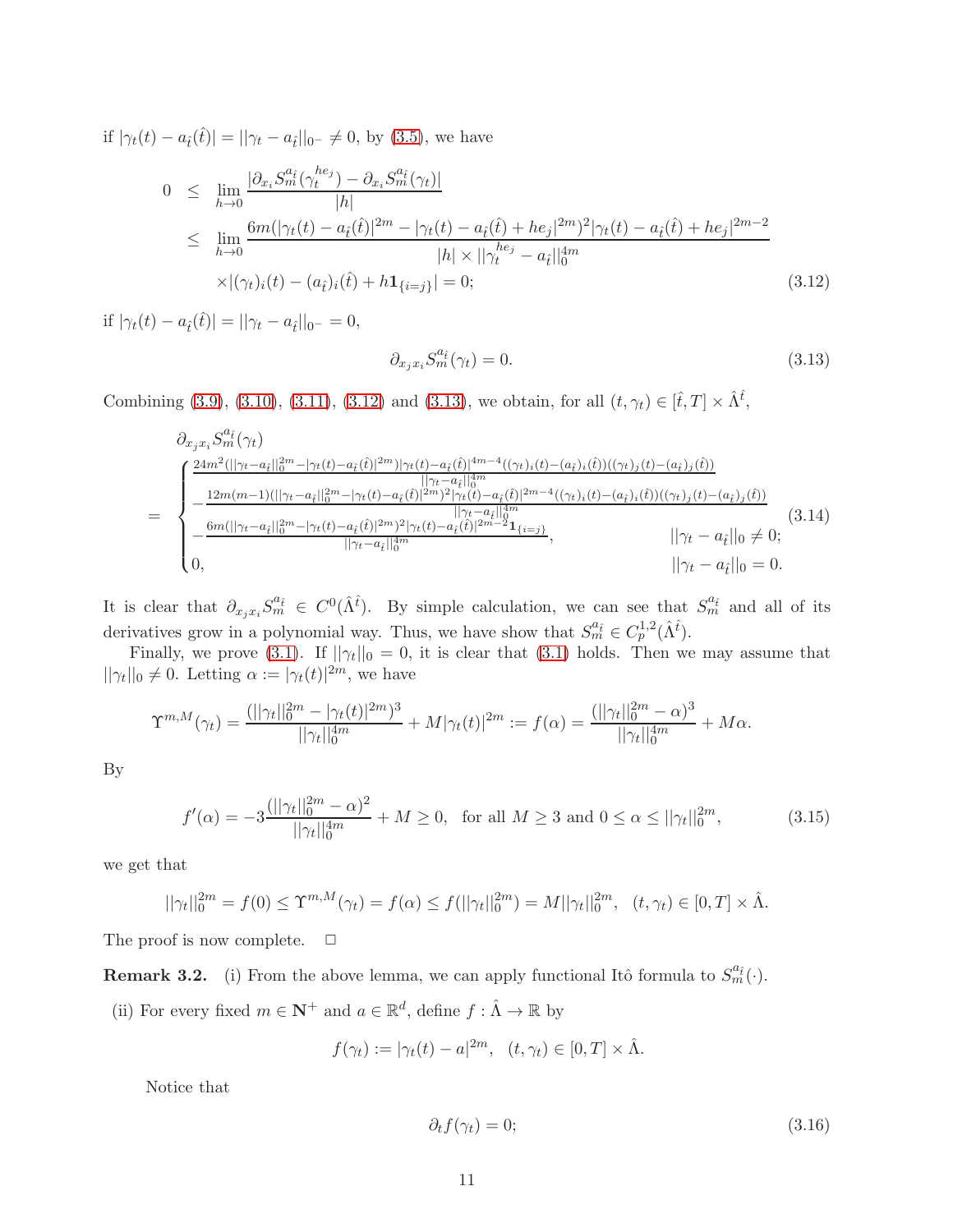if $|\gamma_t(t)-a_{\hat{t}}(\hat{t})|=||\gamma_t-a_{\hat{t}}||_{0^-}\neq 0$, by (3.5), we have

$$
\begin{aligned}
0 \ &\leq \ \lim_{h\rightarrow 0}\frac{|\partial_{x_i}S_m^{a_{\hat{t}}}(\gamma_t^{he_j})-\partial_{x_i}S_m^{a_{\hat{t}}}(\gamma_t)|}{|h|}\\
&\leq \ \lim_{h\rightarrow 0}\frac{6m(|\gamma_t(t)-a_{\hat{t}}(\hat{t})|^{2m}-|\gamma_t(t)-a_{\hat{t}}(\hat{t})+he_j|^{2m})^2|\gamma_t(t)-a_{\hat{t}}(\hat{t})+he_j|^{2m-2}}{|h|\times||\gamma_t^{he_j}-a_{\hat{t}}||_0^{4m}}\\
&\quad\ \times|(\gamma_t)_i(t)-(a_{\hat{t}})_i(\hat{t})+h\mathbf{1}_{\{i=j\}}|=0;
\end{aligned}\tag{3.12}
$$

if $|\gamma_t(t)-a_{\hat{t}}(\hat{t})|=||\gamma_t-a_{\hat{t}}||_{0^-}=0$,

$$
\partial_{x_jx_i}S_m^{a_{\hat{t}}}(\gamma_t)=0.\tag{3.13}
$$

Combining (3.9), (3.10), (3.11), (3.12) and (3.13), we obtain, for all $(t,\gamma_t)\in[\hat{t},T]\times\hat{\Lambda}^{\hat{t}}$,

$$
\begin{aligned}
&\partial_{x_jx_i}S_m^{a_{\hat{t}}}(\gamma_t)\\
&=\begin{cases}
\frac{24m^2(||\gamma_t-a_{\hat{t}}||_0^{2m}-|\gamma_t(t)-a_{\hat{t}}(\hat{t})|^{2m})|\gamma_t(t)-a_{\hat{t}}(\hat{t})|^{4m-4}((\gamma_t)_i(t)-(a_{\hat{t}})_i(\hat{t}))((\gamma_t)_j(t)-(a_{\hat{t}})_j(\hat{t}))}{||\gamma_t-a_{\hat{t}}||_0^{4m}}\\
-\frac{12m(m-1)(||\gamma_t-a_{\hat{t}}||_0^{2m}-|\gamma_t(t)-a_{\hat{t}}(\hat{t})|^{2m})^2|\gamma_t(t)-a_{\hat{t}}(\hat{t})|^{2m-4}((\gamma_t)_i(t)-(a_{\hat{t}})_i(\hat{t}))((\gamma_t)_j(t)-(a_{\hat{t}})_j(\hat{t}))}{||\gamma_t-a_{\hat{t}}||_0^{4m}}\\
-\frac{6m(||\gamma_t-a_{\hat{t}}||_0^{2m}-|\gamma_t(t)-a_{\hat{t}}(\hat{t})|^{2m})^2|\gamma_t(t)-a_{\hat{t}}(\hat{t})|^{2m-2}\mathbf{1}_{\{i=j\}}}{||\gamma_t-a_{\hat{t}}||_0^{4m}}, & ||\gamma_t-a_{\hat{t}}||_0\neq 0;\\
0, & ||\gamma_t-a_{\hat{t}}||_0=0.
\end{cases}
\end{aligned}\tag{3.14}
$$

It is clear that $\partial_{x_jx_i}S_m^{a_{\hat{t}}}\in C^0(\hat{\Lambda}^{\hat{t}})$. By simple calculation, we can see that $S_m^{a_{\hat{t}}}$ and all of its derivatives grow in a polynomial way. Thus, we have show that $S_m^{a_{\hat{t}}}\in C_p^{1,2}(\hat{\Lambda}^{\hat{t}})$.

Finally, we prove (3.1). If $||\gamma_t||_0=0$, it is clear that (3.1) holds. Then we may assume that $||\gamma_t||_0\neq 0$. Letting $\alpha:=|\gamma_t(t)|^{2m}$, we have

$$
\Upsilon^{m,M}(\gamma_t)=\frac{(||\gamma_t||_0^{2m}-|\gamma_t(t)|^{2m})^3}{||\gamma_t||_0^{4m}}+M|\gamma_t(t)|^{2m}:=f(\alpha)=\frac{(||\gamma_t||_0^{2m}-\alpha)^3}{||\gamma_t||_0^{4m}}+M\alpha.
$$

By

$$
f'(\alpha)=-3\frac{(||\gamma_t||_0^{2m}-\alpha)^2}{||\gamma_t||_0^{4m}}+M\geq 0,\ \ \text{for all } M\geq 3 \text{ and } 0\leq\alpha\leq||\gamma_t||_0^{2m},\tag{3.15}
$$

we get that

$$
||\gamma_t||_0^{2m}=f(0)\leq\Upsilon^{m,M}(\gamma_t)=f(\alpha)\leq f(||\gamma_t||_0^{2m})=M||\gamma_t||_0^{2m},\ \ (t,\gamma_t)\in[0,T]\times\hat{\Lambda}.
$$

The proof is now complete. $\Box$

**Remark 3.2.** (i) From the above lemma, we can apply functional Itô formula to $S_m^{a_{\hat{t}}}(\cdot)$.

(ii) For every fixed $m\in\mathbf{N}^+$ and $a\in\mathbb{R}^d$, define $f:\hat{\Lambda}\rightarrow\mathbb{R}$ by

$$
f(\gamma_t):=|\gamma_t(t)-a|^{2m},\ \ (t,\gamma_t)\in[0,T]\times\hat{\Lambda}.
$$

Notice that

$$
\partial_tf(\gamma_t)=0;\tag{3.16}
$$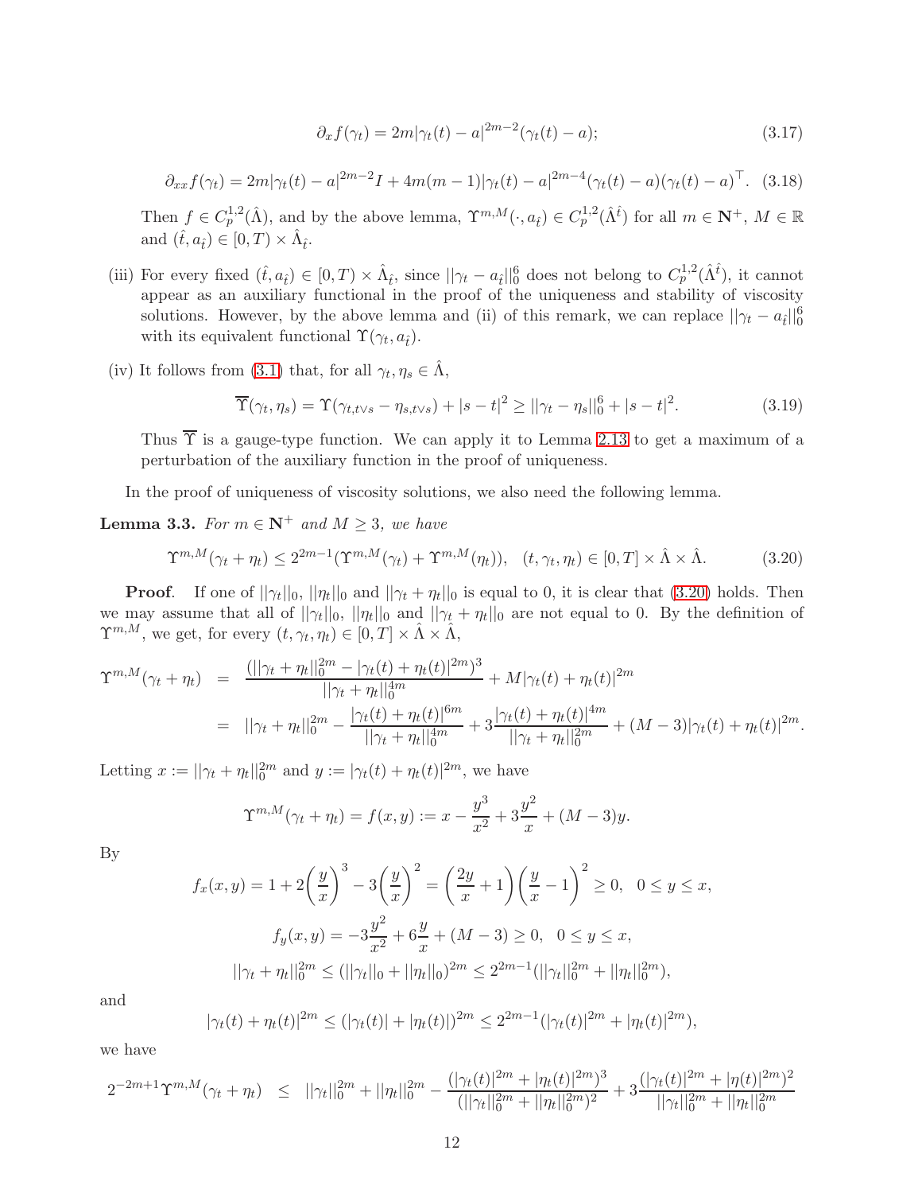$$\partial_x f(\gamma_t) = 2m|\gamma_t(t) - a|^{2m-2}(\gamma_t(t) - a); \tag{3.17}$$

$$\partial_{xx} f(\gamma_t) = 2m|\gamma_t(t) - a|^{2m-2} I + 4m(m-1)|\gamma_t(t) - a|^{2m-4}(\gamma_t(t) - a)(\gamma_t(t) - a)^\top. \tag{3.18}$$

Then $f \in C_p^{1,2}(\hat{\Lambda})$, and by the above lemma, $\Upsilon^{m,M}(\cdot, a_{\hat{t}}) \in C_p^{1,2}(\hat{\Lambda}^{\hat{t}})$ for all $m \in \mathbf{N}^+$, $M \in \mathbb{R}$ and $(\hat{t}, a_{\hat{t}}) \in [0, T) \times \hat{\Lambda}_{\hat{t}}$.

(iii) For every fixed $(\hat{t}, a_{\hat{t}}) \in [0, T) \times \hat{\Lambda}_{\hat{t}}$, since $||\gamma_t - a_{\hat{t}}||_0^6$ does not belong to $C_p^{1,2}(\hat{\Lambda}^{\hat{t}})$, it cannot appear as an auxiliary functional in the proof of the uniqueness and stability of viscosity solutions. However, by the above lemma and (ii) of this remark, we can replace $||\gamma_t - a_{\hat{t}}||_0^6$ with its equivalent functional $\Upsilon(\gamma_t, a_{\hat{t}})$.

(iv) It follows from (3.1) that, for all $\gamma_t, \eta_s \in \hat{\Lambda}$,

$$\overline{\Upsilon}(\gamma_t, \eta_s) = \Upsilon(\gamma_{t,t\vee s} - \eta_{s,t\vee s}) + |s - t|^2 \geq ||\gamma_t - \eta_s||_0^6 + |s - t|^2. \tag{3.19}$$

Thus $\overline{\Upsilon}$ is a gauge-type function. We can apply it to Lemma 2.13 to get a maximum of a perturbation of the auxiliary function in the proof of uniqueness.

In the proof of uniqueness of viscosity solutions, we also need the following lemma.

**Lemma 3.3.** *For $m \in \mathbf{N}^+$ and $M \geq 3$, we have*

$$\Upsilon^{m,M}(\gamma_t + \eta_t) \leq 2^{2m-1}(\Upsilon^{m,M}(\gamma_t) + \Upsilon^{m,M}(\eta_t)), \quad (t, \gamma_t, \eta_t) \in [0, T] \times \hat{\Lambda} \times \hat{\Lambda}. \tag{3.20}$$

**Proof**. If one of $||\gamma_t||_0$, $||\eta_t||_0$ and $||\gamma_t + \eta_t||_0$ is equal to 0, it is clear that (3.20) holds. Then we may assume that all of $||\gamma_t||_0$, $||\eta_t||_0$ and $||\gamma_t + \eta_t||_0$ are not equal to 0. By the definition of $\Upsilon^{m,M}$, we get, for every $(t, \gamma_t, \eta_t) \in [0, T] \times \hat{\Lambda} \times \hat{\Lambda}$,

$$\begin{aligned}
\Upsilon^{m,M}(\gamma_t + \eta_t) &= \frac{(||\gamma_t + \eta_t||_0^{2m} - |\gamma_t(t) + \eta_t(t)|^{2m})^3}{||\gamma_t + \eta_t||_0^{4m}} + M|\gamma_t(t) + \eta_t(t)|^{2m} \\
&= ||\gamma_t + \eta_t||_0^{2m} - \frac{|\gamma_t(t) + \eta_t(t)|^{6m}}{||\gamma_t + \eta_t||_0^{4m}} + 3\frac{|\gamma_t(t) + \eta_t(t)|^{4m}}{||\gamma_t + \eta_t||_0^{2m}} + (M - 3)|\gamma_t(t) + \eta_t(t)|^{2m}.
\end{aligned}$$

Letting $x := ||\gamma_t + \eta_t||_0^{2m}$ and $y := |\gamma_t(t) + \eta_t(t)|^{2m}$, we have

$$\Upsilon^{m,M}(\gamma_t + \eta_t) = f(x, y) := x - \frac{y^3}{x^2} + 3\frac{y^2}{x} + (M - 3)y.$$

By

$$f_x(x, y) = 1 + 2\left(\frac{y}{x}\right)^3 - 3\left(\frac{y}{x}\right)^2 = \left(\frac{2y}{x} + 1\right)\left(\frac{y}{x} - 1\right)^2 \geq 0, \quad 0 \leq y \leq x,$$

$$f_y(x, y) = -3\frac{y^2}{x^2} + 6\frac{y}{x} + (M - 3) \geq 0, \quad 0 \leq y \leq x,$$

$$||\gamma_t + \eta_t||_0^{2m} \leq (||\gamma_t||_0 + ||\eta_t||_0)^{2m} \leq 2^{2m-1}(||\gamma_t||_0^{2m} + ||\eta_t||_0^{2m}),$$

and

$$|\gamma_t(t) + \eta_t(t)|^{2m} \leq (|\gamma_t(t)| + |\eta_t(t)|)^{2m} \leq 2^{2m-1}(|\gamma_t(t)|^{2m} + |\eta_t(t)|^{2m}),$$

we have

$$2^{-2m+1}\Upsilon^{m,M}(\gamma_t + \eta_t) \leq ||\gamma_t||_0^{2m} + ||\eta_t||_0^{2m} - \frac{(|\gamma_t(t)|^{2m} + |\eta_t(t)|^{2m})^3}{(||\gamma_t||_0^{2m} + ||\eta_t||_0^{2m})^2} + 3\frac{(|\gamma_t(t)|^{2m} + |\eta(t)|^{2m})^2}{||\gamma_t||_0^{2m} + ||\eta_t||_0^{2m}}$$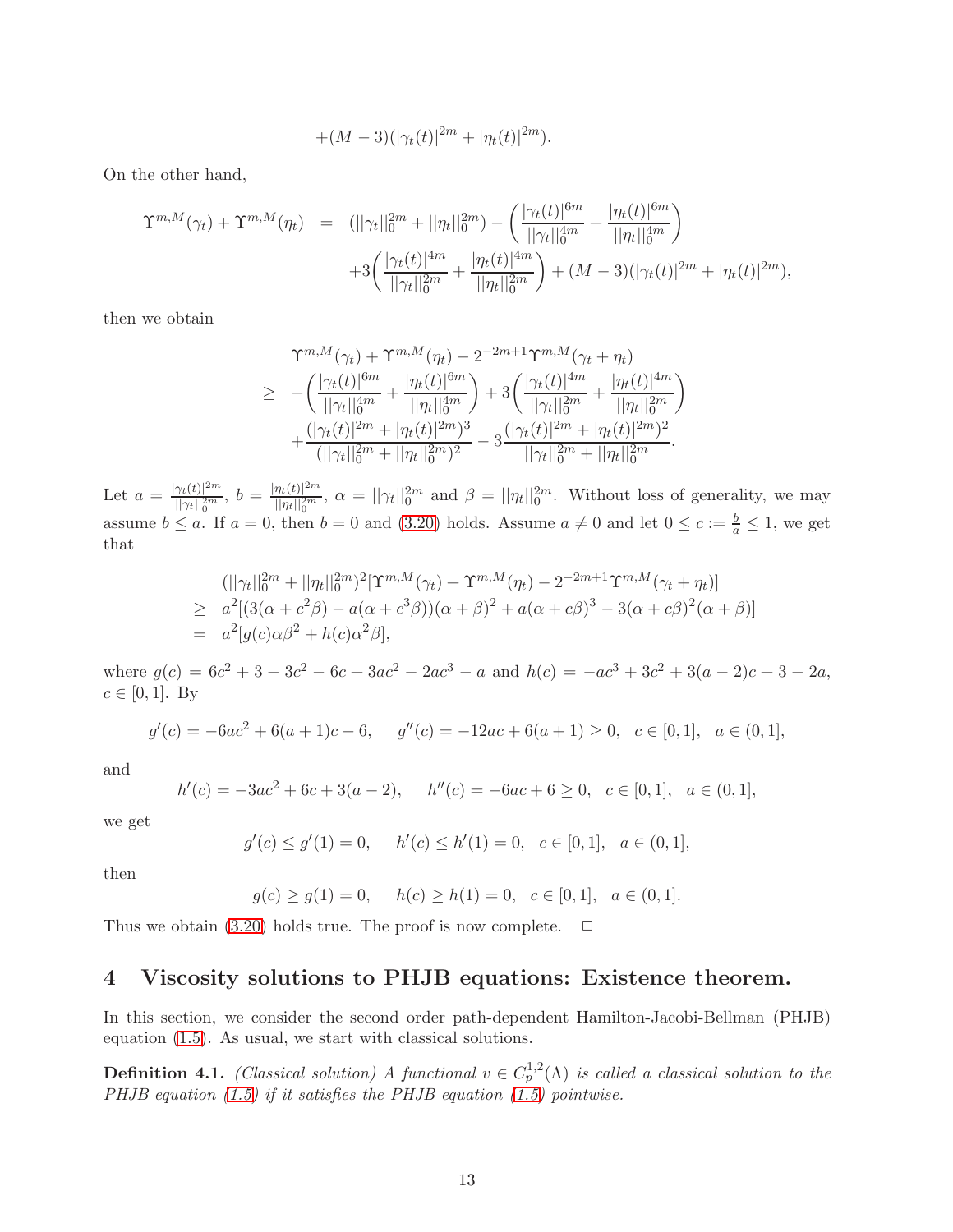$$+(M-3)(|\gamma_t(t)|^{2m}+|\eta_t(t)|^{2m}).$$

On the other hand,

$$\begin{aligned}\Upsilon^{m,M}(\gamma_t)+\Upsilon^{m,M}(\eta_t) &= (||\gamma_t||_0^{2m}+||\eta_t||_0^{2m})-\bigg(\frac{|\gamma_t(t)|^{6m}}{||\gamma_t||_0^{4m}}+\frac{|\eta_t(t)|^{6m}}{||\eta_t||_0^{4m}}\bigg)\\ &\quad +3\bigg(\frac{|\gamma_t(t)|^{4m}}{||\gamma_t||_0^{2m}}+\frac{|\eta_t(t)|^{4m}}{||\eta_t||_0^{2m}}\bigg)+(M-3)(|\gamma_t(t)|^{2m}+|\eta_t(t)|^{2m}),\end{aligned}$$

then we obtain

$$\begin{aligned}&\Upsilon^{m,M}(\gamma_t)+\Upsilon^{m,M}(\eta_t)-2^{-2m+1}\Upsilon^{m,M}(\gamma_t+\eta_t)\\ \geq\ & -\bigg(\frac{|\gamma_t(t)|^{6m}}{||\gamma_t||_0^{4m}}+\frac{|\eta_t(t)|^{6m}}{||\eta_t||_0^{4m}}\bigg)+3\bigg(\frac{|\gamma_t(t)|^{4m}}{||\gamma_t||_0^{2m}}+\frac{|\eta_t(t)|^{4m}}{||\eta_t||_0^{2m}}\bigg)\\ &+\frac{(|\gamma_t(t)|^{2m}+|\eta_t(t)|^{2m})^3}{(||\gamma_t||_0^{2m}+||\eta_t||_0^{2m})^2}-3\frac{(|\gamma_t(t)|^{2m}+|\eta_t(t)|^{2m})^2}{||\gamma_t||_0^{2m}+||\eta_t||_0^{2m}}.\end{aligned}$$

Let $a=\frac{|\gamma_t(t)|^{2m}}{||\gamma_t||_0^{2m}}$, $b=\frac{|\eta_t(t)|^{2m}}{||\eta_t||_0^{2m}}$, $\alpha=||\gamma_t||_0^{2m}$ and $\beta=||\eta_t||_0^{2m}$. Without loss of generality, we may assume $b\leq a$. If $a=0$, then $b=0$ and (3.20) holds. Assume $a\neq 0$ and let $0\leq c:=\frac{b}{a}\leq 1$, we get that

$$\begin{aligned}&(||\gamma_t||_0^{2m}+||\eta_t||_0^{2m})^2[\Upsilon^{m,M}(\gamma_t)+\Upsilon^{m,M}(\eta_t)-2^{-2m+1}\Upsilon^{m,M}(\gamma_t+\eta_t)]\\ \geq\ & a^2[(3(\alpha+c^2\beta)-a(\alpha+c^3\beta))(\alpha+\beta)^2+a(\alpha+c\beta)^3-3(\alpha+c\beta)^2(\alpha+\beta)]\\ =\ & a^2[g(c)\alpha\beta^2+h(c)\alpha^2\beta],\end{aligned}$$

where $g(c)=6c^2+3-3c^2-6c+3ac^2-2ac^3-a$ and $h(c)=-ac^3+3c^2+3(a-2)c+3-2a$, $c\in[0,1]$. By

$$g'(c)=-6ac^2+6(a+1)c-6,\quad g''(c)=-12ac+6(a+1)\geq 0,\quad c\in[0,1],\quad a\in(0,1],$$

and

$$h'(c)=-3ac^2+6c+3(a-2),\quad h''(c)=-6ac+6\geq 0,\quad c\in[0,1],\quad a\in(0,1],$$

we get

$$g'(c)\leq g'(1)=0,\quad h'(c)\leq h'(1)=0,\quad c\in[0,1],\quad a\in(0,1],$$

then

$$g(c)\geq g(1)=0,\quad h(c)\geq h(1)=0,\quad c\in[0,1],\quad a\in(0,1].$$

Thus we obtain (3.20) holds true. The proof is now complete. $\Box$

# 4 Viscosity solutions to PHJB equations: Existence theorem.

In this section, we consider the second order path-dependent Hamilton-Jacobi-Bellman (PHJB) equation (1.5). As usual, we start with classical solutions.

**Definition 4.1.** *(Classical solution) A functional $v\in C_p^{1,2}(\Lambda)$ is called a classical solution to the PHJB equation (1.5) if it satisfies the PHJB equation (1.5) pointwise.*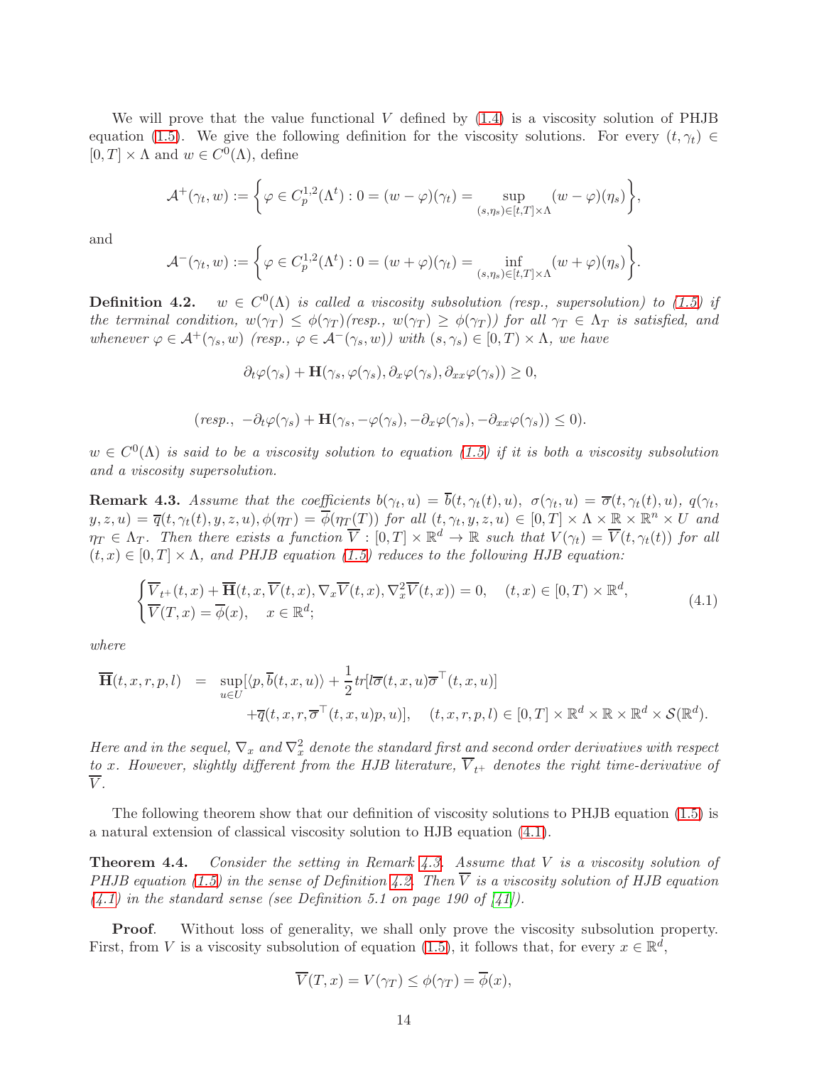We will prove that the value functional $V$ defined by (1.4) is a viscosity solution of PHJB equation (1.5). We give the following definition for the viscosity solutions. For every $(t,\gamma_t)\in[0,T]\times\Lambda$ and $w\in C^0(\Lambda)$, define

$$
\mathcal{A}^+(\gamma_t,w):=\bigg\{\varphi\in C_p^{1,2}(\Lambda^t): 0=(w-\varphi)(\gamma_t)=\sup_{(s,\eta_s)\in[t,T]\times\Lambda}(w-\varphi)(\eta_s)\bigg\},
$$

and

$$
\mathcal{A}^-(\gamma_t,w):=\bigg\{\varphi\in C_p^{1,2}(\Lambda^t): 0=(w+\varphi)(\gamma_t)=\inf_{(s,\eta_s)\in[t,T]\times\Lambda}(w+\varphi)(\eta_s)\bigg\}.
$$

**Definition 4.2.** *$w\in C^0(\Lambda)$ is called a viscosity subsolution (resp., supersolution) to (1.5) if the terminal condition, $w(\gamma_T)\leq\phi(\gamma_T)$(resp., $w(\gamma_T)\geq\phi(\gamma_T)$) for all $\gamma_T\in\Lambda_T$ is satisfied, and whenever $\varphi\in\mathcal{A}^+(\gamma_s,w)$ (resp., $\varphi\in\mathcal{A}^-(\gamma_s,w)$) with $(s,\gamma_s)\in[0,T)\times\Lambda$, we have*

$$
\partial_t\varphi(\gamma_s)+\mathbf{H}(\gamma_s,\varphi(\gamma_s),\partial_x\varphi(\gamma_s),\partial_{xx}\varphi(\gamma_s))\geq0,
$$

$$
(resp.,\ -\partial_t\varphi(\gamma_s)+\mathbf{H}(\gamma_s,-\varphi(\gamma_s),-\partial_x\varphi(\gamma_s),-\partial_{xx}\varphi(\gamma_s))\leq0).
$$

*$w\in C^0(\Lambda)$ is said to be a viscosity solution to equation (1.5) if it is both a viscosity subsolution and a viscosity supersolution.*

**Remark 4.3.** *Assume that the coefficients $b(\gamma_t,u)=\overline{b}(t,\gamma_t(t),u)$, $\sigma(\gamma_t,u)=\overline{\sigma}(t,\gamma_t(t),u)$, $q(\gamma_t,y,z,u)=\overline{q}(t,\gamma_t(t),y,z,u)$, $\phi(\eta_T)=\overline{\phi}(\eta_T(T))$ for all $(t,\gamma_t,y,z,u)\in[0,T]\times\Lambda\times\mathbb{R}\times\mathbb{R}^n\times U$ and $\eta_T\in\Lambda_T$. Then there exists a function $\overline{V}:[0,T]\times\mathbb{R}^d\to\mathbb{R}$ such that $V(\gamma_t)=\overline{V}(t,\gamma_t(t))$ for all $(t,x)\in[0,T]\times\Lambda$, and PHJB equation (1.5) reduces to the following HJB equation:*

$$
\begin{cases}\overline{V}_{t^+}(t,x)+\overline{\mathbf{H}}(t,x,\overline{V}(t,x),\nabla_x\overline{V}(t,x),\nabla_x^2\overline{V}(t,x))=0, & (t,x)\in[0,T)\times\mathbb{R}^d,\\ \overline{V}(T,x)=\overline{\phi}(x), \quad x\in\mathbb{R}^d;\end{cases}\tag{4.1}
$$

*where*

$$
\begin{aligned}
\overline{\mathbf{H}}(t,x,r,p,l) &= \sup_{u\in U}[\langle p,\overline{b}(t,x,u)\rangle+\frac{1}{2}tr[l\overline{\sigma}(t,x,u)\overline{\sigma}^\top(t,x,u)]\\
&\quad+\overline{q}(t,x,r,\overline{\sigma}^\top(t,x,u)p,u)],\quad (t,x,r,p,l)\in[0,T]\times\mathbb{R}^d\times\mathbb{R}\times\mathbb{R}^d\times\mathcal{S}(\mathbb{R}^d).
\end{aligned}
$$

*Here and in the sequel, $\nabla_x$ and $\nabla_x^2$ denote the standard first and second order derivatives with respect to $x$. However, slightly different from the HJB literature, $\overline{V}_{t^+}$ denotes the right time-derivative of $\overline{V}$.*

The following theorem show that our definition of viscosity solutions to PHJB equation (1.5) is a natural extension of classical viscosity solution to HJB equation (4.1).

**Theorem 4.4.** *Consider the setting in Remark 4.3. Assume that $V$ is a viscosity solution of PHJB equation (1.5) in the sense of Definition 4.2. Then $\overline{V}$ is a viscosity solution of HJB equation (4.1) in the standard sense (see Definition 5.1 on page 190 of [41]).*

**Proof**. Without loss of generality, we shall only prove the viscosity subsolution property. First, from $V$ is a viscosity subsolution of equation (1.5), it follows that, for every $x\in\mathbb{R}^d$,

$$
\overline{V}(T,x)=V(\gamma_T)\leq\phi(\gamma_T)=\overline{\phi}(x),
$$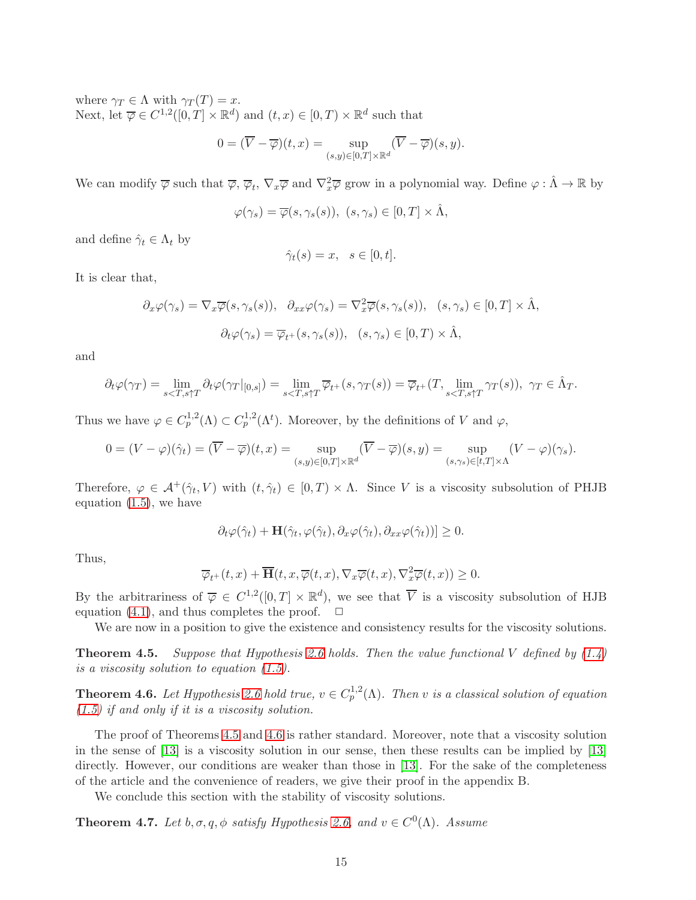where $\gamma_T \in \Lambda$ with $\gamma_T(T) = x$.
Next, let $\overline{\varphi} \in C^{1,2}([0,T] \times \mathbb{R}^d)$ and $(t,x) \in [0,T) \times \mathbb{R}^d$ such that

$$0 = (\overline{V} - \overline{\varphi})(t,x) = \sup_{(s,y)\in[0,T]\times\mathbb{R}^d} (\overline{V} - \overline{\varphi})(s,y).$$

We can modify $\overline{\varphi}$ such that $\overline{\varphi}$, $\overline{\varphi}_t$, $\nabla_x \overline{\varphi}$ and $\nabla_x^2 \overline{\varphi}$ grow in a polynomial way. Define $\varphi : \hat{\Lambda} \to \mathbb{R}$ by

$$\varphi(\gamma_s) = \overline{\varphi}(s, \gamma_s(s)), \ (s,\gamma_s) \in [0,T] \times \hat{\Lambda},$$

and define $\hat{\gamma}_t \in \Lambda_t$ by

$$\hat{\gamma}_t(s) = x, \quad s \in [0,t].$$

It is clear that,

$$\partial_x \varphi(\gamma_s) = \nabla_x \overline{\varphi}(s, \gamma_s(s)), \quad \partial_{xx}\varphi(\gamma_s) = \nabla_x^2 \overline{\varphi}(s,\gamma_s(s)), \quad (s,\gamma_s) \in [0,T] \times \hat{\Lambda},$$

$$\partial_t \varphi(\gamma_s) = \overline{\varphi}_{t^+}(s, \gamma_s(s)), \quad (s,\gamma_s) \in [0,T) \times \hat{\Lambda},$$

and

$$\partial_t \varphi(\gamma_T) = \lim_{s<T, s\uparrow T} \partial_t \varphi(\gamma_T|_{[0,s]}) = \lim_{s<T,s\uparrow T} \overline{\varphi}_{t^+}(s, \gamma_T(s)) = \overline{\varphi}_{t^+}(T, \lim_{s<T,s\uparrow T}\gamma_T(s)), \ \gamma_T \in \hat{\Lambda}_T.$$

Thus we have $\varphi \in C_p^{1,2}(\Lambda) \subset C_p^{1,2}(\Lambda^t)$. Moreover, by the definitions of $V$ and $\varphi$,

$$0 = (V - \varphi)(\hat{\gamma}_t) = (\overline{V} - \overline{\varphi})(t,x) = \sup_{(s,y)\in[0,T]\times\mathbb{R}^d} (\overline{V} - \overline{\varphi})(s,y) = \sup_{(s,\gamma_s)\in[t,T]\times\Lambda} (V - \varphi)(\gamma_s).$$

Therefore, $\varphi \in \mathcal{A}^+(\hat{\gamma}_t, V)$ with $(t, \hat{\gamma}_t) \in [0,T) \times \Lambda$. Since $V$ is a viscosity subsolution of PHJB equation (1.5), we have

$$\partial_t \varphi(\hat{\gamma}_t) + \mathbf{H}(\hat{\gamma}_t, \varphi(\hat{\gamma}_t), \partial_x \varphi(\hat{\gamma}_t), \partial_{xx}\varphi(\hat{\gamma}_t))] \geq 0.$$

Thus,

$$\overline{\varphi}_{t^+}(t,x) + \overline{\mathbf{H}}(t,x,\overline{\varphi}(t,x), \nabla_x \overline{\varphi}(t,x), \nabla_x^2 \overline{\varphi}(t,x)) \geq 0.$$

By the arbitrariness of $\overline{\varphi} \in C^{1,2}([0,T] \times \mathbb{R}^d)$, we see that $\overline{V}$ is a viscosity subsolution of HJB equation (4.1), and thus completes the proof. $\quad\square$

We are now in a position to give the existence and consistency results for the viscosity solutions.

**Theorem 4.5.** *Suppose that Hypothesis 2.6 holds. Then the value functional $V$ defined by (1.4) is a viscosity solution to equation (1.5).*

**Theorem 4.6.** *Let Hypothesis 2.6 hold true, $v \in C_p^{1,2}(\Lambda)$. Then $v$ is a classical solution of equation (1.5) if and only if it is a viscosity solution.*

The proof of Theorems 4.5 and 4.6 is rather standard. Moreover, note that a viscosity solution in the sense of [13] is a viscosity solution in our sense, then these results can be implied by [13] directly. However, our conditions are weaker than those in [13]. For the sake of the completeness of the article and the convenience of readers, we give their proof in the appendix B.

We conclude this section with the stability of viscosity solutions.

**Theorem 4.7.** *Let $b, \sigma, q, \phi$ satisfy Hypothesis 2.6, and $v \in C^0(\Lambda)$. Assume*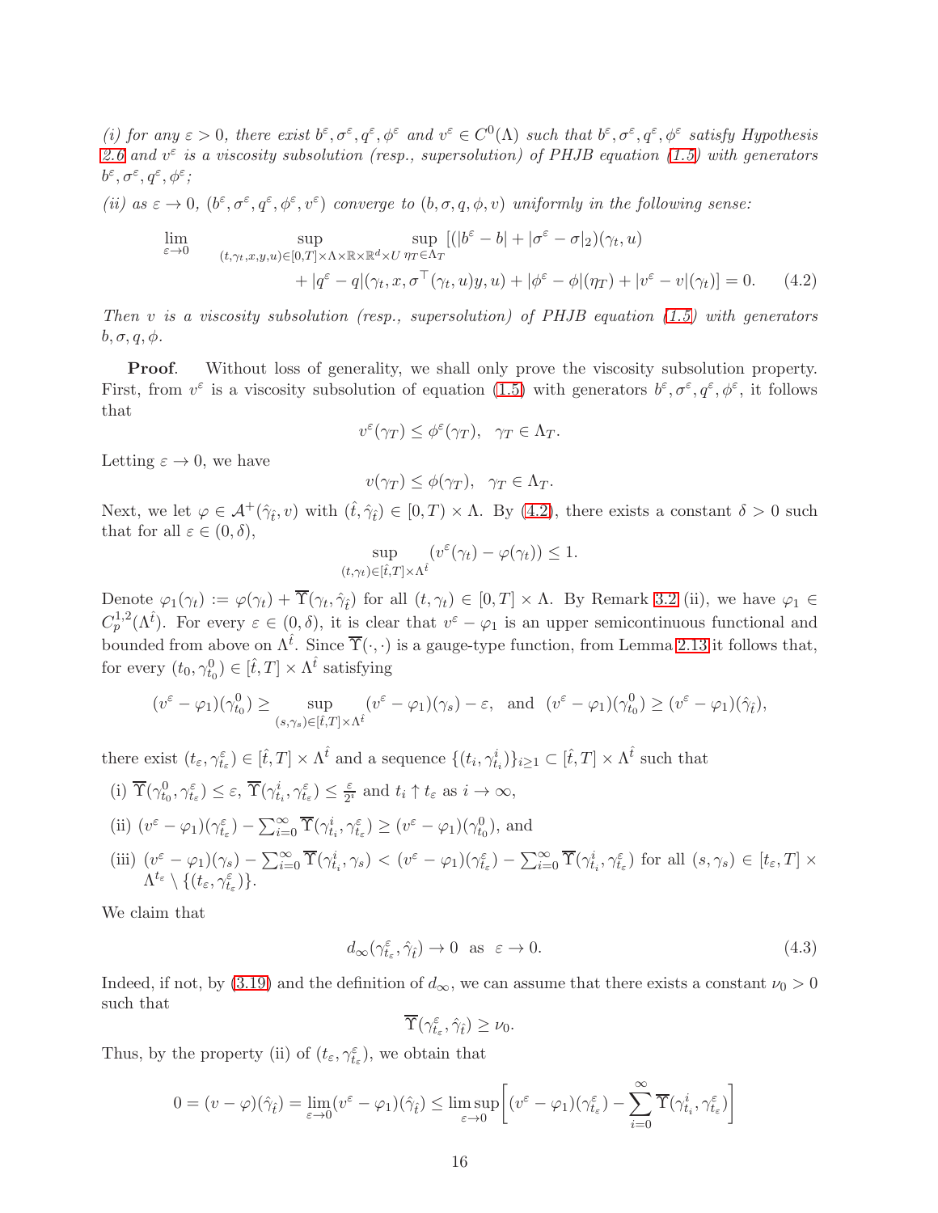*(i) for any $\varepsilon > 0$, there exist $b^\varepsilon, \sigma^\varepsilon, q^\varepsilon, \phi^\varepsilon$ and $v^\varepsilon \in C^0(\Lambda)$ such that $b^\varepsilon, \sigma^\varepsilon, q^\varepsilon, \phi^\varepsilon$ satisfy Hypothesis 2.6 and $v^\varepsilon$ is a viscosity subsolution (resp., supersolution) of PHJB equation (1.5) with generators $b^\varepsilon, \sigma^\varepsilon, q^\varepsilon, \phi^\varepsilon$;*

*(ii) as $\varepsilon \to 0$, $(b^\varepsilon, \sigma^\varepsilon, q^\varepsilon, \phi^\varepsilon, v^\varepsilon)$ converge to $(b, \sigma, q, \phi, v)$ uniformly in the following sense:*

$$
\lim_{\varepsilon\to 0} \sup_{(t,\gamma_t,x,y,u)\in[0,T]\times\Lambda\times\mathbb{R}\times\mathbb{R}^d\times U} \sup_{\eta_T\in\Lambda_T} [(|b^\varepsilon - b| + |\sigma^\varepsilon - \sigma|_2)(\gamma_t, u) + |q^\varepsilon - q|(\gamma_t, x, \sigma^\top(\gamma_t, u)y, u) + |\phi^\varepsilon - \phi|(\eta_T) + |v^\varepsilon - v|(\gamma_t)] = 0. \quad (4.2)
$$

*Then $v$ is a viscosity subsolution (resp., supersolution) of PHJB equation (1.5) with generators $b, \sigma, q, \phi$.*

**Proof**. Without loss of generality, we shall only prove the viscosity subsolution property. First, from $v^\varepsilon$ is a viscosity subsolution of equation (1.5) with generators $b^\varepsilon, \sigma^\varepsilon, q^\varepsilon, \phi^\varepsilon$, it follows that

$$
v^\varepsilon(\gamma_T) \le \phi^\varepsilon(\gamma_T), \quad \gamma_T \in \Lambda_T.
$$

Letting $\varepsilon \to 0$, we have

$$
v(\gamma_T) \le \phi(\gamma_T), \quad \gamma_T \in \Lambda_T.
$$

Next, we let $\varphi \in \mathcal{A}^+(\hat{\gamma}_{\hat{t}}, v)$ with $(\hat{t}, \hat{\gamma}_{\hat{t}}) \in [0, T) \times \Lambda$. By (4.2), there exists a constant $\delta > 0$ such that for all $\varepsilon \in (0, \delta)$,

$$
\sup_{(t,\gamma_t)\in[\hat{t},T]\times\Lambda^{\hat{t}}} (v^\varepsilon(\gamma_t) - \varphi(\gamma_t)) \le 1.
$$

Denote $\varphi_1(\gamma_t) := \varphi(\gamma_t) + \overline{\Upsilon}(\gamma_t, \hat{\gamma}_{\hat{t}})$ for all $(t, \gamma_t) \in [0, T] \times \Lambda$. By Remark 3.2 (ii), we have $\varphi_1 \in C_p^{1,2}(\Lambda^{\hat{t}})$. For every $\varepsilon \in (0, \delta)$, it is clear that $v^\varepsilon - \varphi_1$ is an upper semicontinuous functional and bounded from above on $\Lambda^{\hat{t}}$. Since $\overline{\Upsilon}(\cdot, \cdot)$ is a gauge-type function, from Lemma 2.13 it follows that, for every $(t_0, \gamma^0_{t_0}) \in [\hat{t}, T] \times \Lambda^{\hat{t}}$ satisfying

$$
(v^\varepsilon - \varphi_1)(\gamma^0_{t_0}) \ge \sup_{(s,\gamma_s)\in[\hat{t},T]\times\Lambda^{\hat{t}}} (v^\varepsilon - \varphi_1)(\gamma_s) - \varepsilon, \quad \text{and} \quad (v^\varepsilon - \varphi_1)(\gamma^0_{t_0}) \ge (v^\varepsilon - \varphi_1)(\hat{\gamma}_{\hat{t}}),
$$

there exist $(t_\varepsilon, \gamma^\varepsilon_{t_\varepsilon}) \in [\hat{t}, T] \times \Lambda^{\hat{t}}$ and a sequence $\{(t_i, \gamma^i_{t_i})\}_{i\ge1} \subset [\hat{t}, T] \times \Lambda^{\hat{t}}$ such that

(i) $\overline{\Upsilon}(\gamma^0_{t_0}, \gamma^\varepsilon_{t_\varepsilon}) \le \varepsilon$, $\overline{\Upsilon}(\gamma^i_{t_i}, \gamma^\varepsilon_{t_\varepsilon}) \le \frac{\varepsilon}{2^i}$ and $t_i \uparrow t_\varepsilon$ as $i \to \infty$,

(ii) $(v^\varepsilon - \varphi_1)(\gamma^\varepsilon_{t_\varepsilon}) - \sum_{i=0}^\infty \overline{\Upsilon}(\gamma^i_{t_i}, \gamma^\varepsilon_{t_\varepsilon}) \ge (v^\varepsilon - \varphi_1)(\gamma^0_{t_0})$, and

(iii) $(v^\varepsilon - \varphi_1)(\gamma_s) - \sum_{i=0}^\infty \overline{\Upsilon}(\gamma^i_{t_i}, \gamma_s) < (v^\varepsilon - \varphi_1)(\gamma^\varepsilon_{t_\varepsilon}) - \sum_{i=0}^\infty \overline{\Upsilon}(\gamma^i_{t_i}, \gamma^\varepsilon_{t_\varepsilon})$ for all $(s, \gamma_s) \in [t_\varepsilon, T] \times \Lambda^{t_\varepsilon} \setminus \{(t_\varepsilon, \gamma^\varepsilon_{t_\varepsilon})\}$.

We claim that

$$
d_\infty(\gamma^\varepsilon_{t_\varepsilon}, \hat{\gamma}_{\hat{t}}) \to 0 \quad \text{as} \quad \varepsilon \to 0. \quad (4.3)
$$

Indeed, if not, by (3.19) and the definition of $d_\infty$, we can assume that there exists a constant $\nu_0 > 0$ such that

$$
\overline{\Upsilon}(\gamma^\varepsilon_{t_\varepsilon}, \hat{\gamma}_{\hat{t}}) \ge \nu_0.
$$

Thus, by the property (ii) of $(t_\varepsilon, \gamma^\varepsilon_{t_\varepsilon})$, we obtain that

$$
0 = (v - \varphi)(\hat{\gamma}_{\hat{t}}) = \lim_{\varepsilon\to0} (v^\varepsilon - \varphi_1)(\hat{\gamma}_{\hat{t}}) \le \limsup_{\varepsilon\to0} \Big[(v^\varepsilon - \varphi_1)(\gamma^\varepsilon_{t_\varepsilon}) - \sum_{i=0}^\infty \overline{\Upsilon}(\gamma^i_{t_i}, \gamma^\varepsilon_{t_\varepsilon})\Big]
$$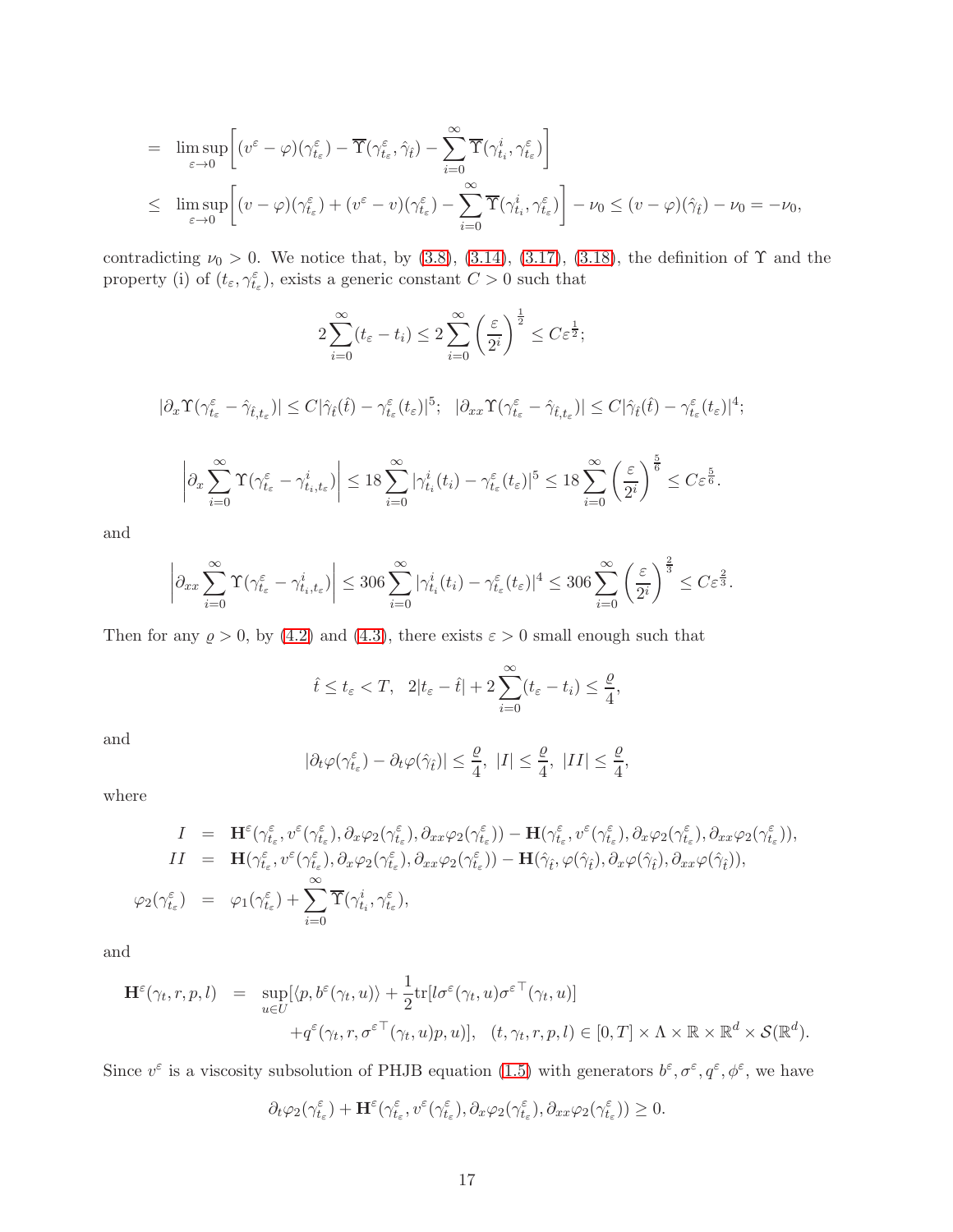$$
\begin{aligned}
&= \limsup_{\varepsilon\to 0}\bigg[(v^\varepsilon-\varphi)(\gamma^\varepsilon_{t_\varepsilon})-\overline{\Upsilon}(\gamma^\varepsilon_{t_\varepsilon},\hat{\gamma}_{\hat{t}})-\sum_{i=0}^\infty\overline{\Upsilon}(\gamma^i_{t_i},\gamma^\varepsilon_{t_\varepsilon})\bigg]\\
&\le \limsup_{\varepsilon\to 0}\bigg[(v-\varphi)(\gamma^\varepsilon_{t_\varepsilon})+(v^\varepsilon-v)(\gamma^\varepsilon_{t_\varepsilon})-\sum_{i=0}^\infty\overline{\Upsilon}(\gamma^i_{t_i},\gamma^\varepsilon_{t_\varepsilon})\bigg]-\nu_0\le (v-\varphi)(\hat{\gamma}_{\hat{t}})-\nu_0=-\nu_0,
\end{aligned}
$$

contradicting $\nu_0>0$. We notice that, by (3.8), (3.14), (3.17), (3.18), the definition of $\Upsilon$ and the property (i) of $(t_\varepsilon,\gamma^\varepsilon_{t_\varepsilon})$, exists a generic constant $C>0$ such that

$$
2\sum_{i=0}^\infty(t_\varepsilon-t_i)\le 2\sum_{i=0}^\infty\left(\frac{\varepsilon}{2^i}\right)^{\frac12}\le C\varepsilon^{\frac12};
$$

$$
|\partial_x\Upsilon(\gamma^\varepsilon_{t_\varepsilon}-\hat{\gamma}_{\hat{t},t_\varepsilon})|\le C|\hat{\gamma}_{\hat{t}}(\hat{t})-\gamma^\varepsilon_{t_\varepsilon}(t_\varepsilon)|^5;\quad |\partial_{xx}\Upsilon(\gamma^\varepsilon_{t_\varepsilon}-\hat{\gamma}_{\hat{t},t_\varepsilon})|\le C|\hat{\gamma}_{\hat{t}}(\hat{t})-\gamma^\varepsilon_{t_\varepsilon}(t_\varepsilon)|^4;
$$

$$
\left|\partial_x\sum_{i=0}^\infty\Upsilon(\gamma^\varepsilon_{t_\varepsilon}-\gamma^i_{t_i,t_\varepsilon})\right|\le 18\sum_{i=0}^\infty|\gamma^i_{t_i}(t_i)-\gamma^\varepsilon_{t_\varepsilon}(t_\varepsilon)|^5\le 18\sum_{i=0}^\infty\left(\frac{\varepsilon}{2^i}\right)^{\frac56}\le C\varepsilon^{\frac56}.
$$

and

$$
\left|\partial_{xx}\sum_{i=0}^\infty\Upsilon(\gamma^\varepsilon_{t_\varepsilon}-\gamma^i_{t_i,t_\varepsilon})\right|\le 306\sum_{i=0}^\infty|\gamma^i_{t_i}(t_i)-\gamma^\varepsilon_{t_\varepsilon}(t_\varepsilon)|^4\le 306\sum_{i=0}^\infty\left(\frac{\varepsilon}{2^i}\right)^{\frac23}\le C\varepsilon^{\frac23}.
$$

Then for any $\varrho>0$, by (4.2) and (4.3), there exists $\varepsilon>0$ small enough such that

$$
\hat{t}\le t_\varepsilon<T,\quad 2|t_\varepsilon-\hat{t}|+2\sum_{i=0}^\infty(t_\varepsilon-t_i)\le\frac{\varrho}{4},
$$

and

$$
|\partial_t\varphi(\gamma^\varepsilon_{t_\varepsilon})-\partial_t\varphi(\hat{\gamma}_{\hat{t}})|\le\frac{\varrho}{4},\ |I|\le\frac{\varrho}{4},\ |II|\le\frac{\varrho}{4},
$$

where

$$
\begin{aligned}
I &= \mathbf{H}^\varepsilon(\gamma^\varepsilon_{t_\varepsilon},v^\varepsilon(\gamma^\varepsilon_{t_\varepsilon}),\partial_x\varphi_2(\gamma^\varepsilon_{t_\varepsilon}),\partial_{xx}\varphi_2(\gamma^\varepsilon_{t_\varepsilon}))-\mathbf{H}(\gamma^\varepsilon_{t_\varepsilon},v^\varepsilon(\gamma^\varepsilon_{t_\varepsilon}),\partial_x\varphi_2(\gamma^\varepsilon_{t_\varepsilon}),\partial_{xx}\varphi_2(\gamma^\varepsilon_{t_\varepsilon})),\\
II &= \mathbf{H}(\gamma^\varepsilon_{t_\varepsilon},v^\varepsilon(\gamma^\varepsilon_{t_\varepsilon}),\partial_x\varphi_2(\gamma^\varepsilon_{t_\varepsilon}),\partial_{xx}\varphi_2(\gamma^\varepsilon_{t_\varepsilon}))-\mathbf{H}(\hat{\gamma}_{\hat{t}},\varphi(\hat{\gamma}_{\hat{t}}),\partial_x\varphi(\hat{\gamma}_{\hat{t}}),\partial_{xx}\varphi(\hat{\gamma}_{\hat{t}})),\\
\varphi_2(\gamma^\varepsilon_{t_\varepsilon}) &= \varphi_1(\gamma^\varepsilon_{t_\varepsilon})+\sum_{i=0}^\infty\overline{\Upsilon}(\gamma^i_{t_i},\gamma^\varepsilon_{t_\varepsilon}),
\end{aligned}
$$

and

$$
\begin{aligned}
\mathbf{H}^\varepsilon(\gamma_t,r,p,l) &= \sup_{u\in U}[\langle p,b^\varepsilon(\gamma_t,u)\rangle+\frac12\mathrm{tr}[l\sigma^\varepsilon(\gamma_t,u){\sigma^\varepsilon}^\top(\gamma_t,u)]\\
&\quad +q^\varepsilon(\gamma_t,r,{\sigma^\varepsilon}^\top(\gamma_t,u)p,u)],\quad (t,\gamma_t,r,p,l)\in[0,T]\times\Lambda\times\mathbb{R}\times\mathbb{R}^d\times\mathcal{S}(\mathbb{R}^d).
\end{aligned}
$$

Since $v^\varepsilon$ is a viscosity subsolution of PHJB equation (1.5) with generators $b^\varepsilon,\sigma^\varepsilon,q^\varepsilon,\phi^\varepsilon$, we have

$$
\partial_t\varphi_2(\gamma^\varepsilon_{t_\varepsilon})+\mathbf{H}^\varepsilon(\gamma^\varepsilon_{t_\varepsilon},v^\varepsilon(\gamma^\varepsilon_{t_\varepsilon}),\partial_x\varphi_2(\gamma^\varepsilon_{t_\varepsilon}),\partial_{xx}\varphi_2(\gamma^\varepsilon_{t_\varepsilon}))\ge 0.
$$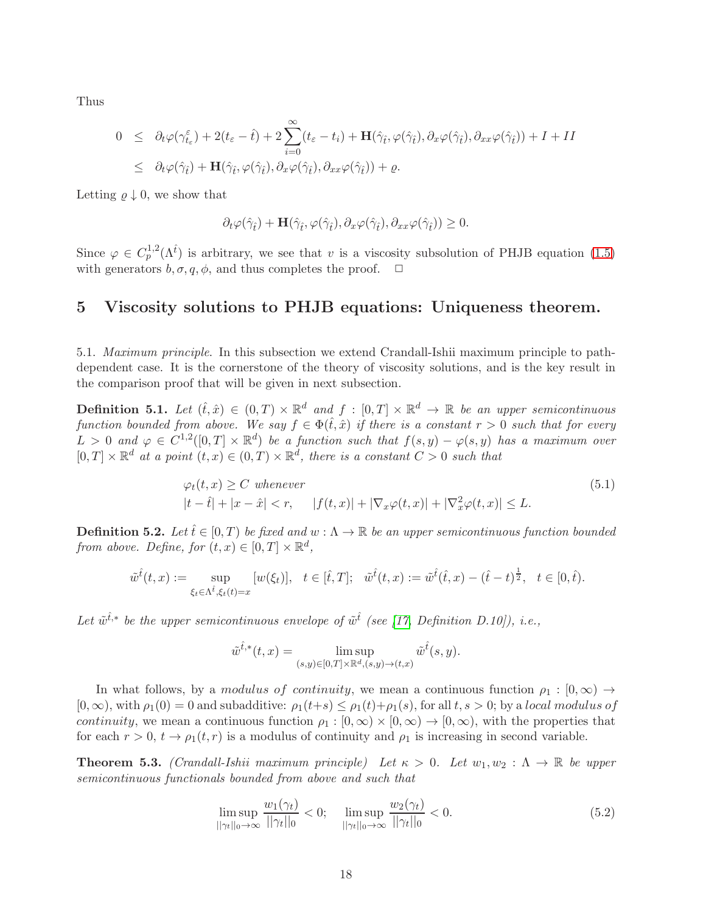Thus

$$
\begin{aligned}
0 &\le \partial_t\varphi(\gamma^{\varepsilon}_{t_\varepsilon})+2(t_\varepsilon-\hat t)+2\sum_{i=0}^{\infty}(t_\varepsilon-t_i)+\mathbf{H}(\hat\gamma_{\hat t},\varphi(\hat\gamma_{\hat t}),\partial_x\varphi(\hat\gamma_{\hat t}),\partial_{xx}\varphi(\hat\gamma_{\hat t}))+I+II\\
&\le \partial_t\varphi(\hat\gamma_{\hat t})+\mathbf{H}(\hat\gamma_{\hat t},\varphi(\hat\gamma_{\hat t}),\partial_x\varphi(\hat\gamma_{\hat t}),\partial_{xx}\varphi(\hat\gamma_{\hat t}))+\varrho.
\end{aligned}
$$

Letting $\varrho\downarrow 0$, we show that

$$
\partial_t\varphi(\hat\gamma_{\hat t})+\mathbf{H}(\hat\gamma_{\hat t},\varphi(\hat\gamma_{\hat t}),\partial_x\varphi(\hat\gamma_{\hat t}),\partial_{xx}\varphi(\hat\gamma_{\hat t}))\ge 0.
$$

Since $\varphi\in C^{1,2}_p(\Lambda^{\hat t})$ is arbitrary, we see that $v$ is a viscosity subsolution of PHJB equation (1.5) with generators $b,\sigma,q,\phi$, and thus completes the proof. $\Box$

## 5 Viscosity solutions to PHJB equations: Uniqueness theorem.

5.1. *Maximum principle*. In this subsection we extend Crandall-Ishii maximum principle to path-dependent case. It is the cornerstone of the theory of viscosity solutions, and is the key result in the comparison proof that will be given in next subsection.

**Definition 5.1.** *Let $(\hat t,\hat x)\in(0,T)\times\mathbb{R}^d$ and $f:[0,T]\times\mathbb{R}^d\to\mathbb{R}$ be an upper semicontinuous function bounded from above. We say $f\in\Phi(\hat t,\hat x)$ if there is a constant $r>0$ such that for every $L>0$ and $\varphi\in C^{1,2}([0,T]\times\mathbb{R}^d)$ be a function such that $f(s,y)-\varphi(s,y)$ has a maximum over $[0,T]\times\mathbb{R}^d$ at a point $(t,x)\in(0,T)\times\mathbb{R}^d$, there is a constant $C>0$ such that*

$$
\begin{aligned}
&\varphi_t(t,x)\ge C \text{ whenever}\\
&|t-\hat t|+|x-\hat x|<r,\qquad |f(t,x)|+|\nabla_x\varphi(t,x)|+|\nabla_x^2\varphi(t,x)|\le L.
\end{aligned}\tag{5.1}
$$

**Definition 5.2.** *Let $\hat t\in[0,T)$ be fixed and $w:\Lambda\to\mathbb{R}$ be an upper semicontinuous function bounded from above. Define, for $(t,x)\in[0,T]\times\mathbb{R}^d$,*

$$
\tilde w^{\hat t}(t,x):=\sup_{\xi_t\in\Lambda^{\hat t},\xi_t(t)=x}[w(\xi_t)],\quad t\in[\hat t,T];\quad \tilde w^{\hat t}(t,x):=\tilde w^{\hat t}(\hat t,x)-(\hat t-t)^{\frac12},\quad t\in[0,\hat t).
$$

*Let $\tilde w^{\hat t,*}$ be the upper semicontinuous envelope of $\tilde w^{\hat t}$ (see [17, Definition D.10]), i.e.,*

$$
\tilde w^{\hat t,*}(t,x)=\limsup_{(s,y)\in[0,T]\times\mathbb{R}^d,(s,y)\to(t,x)}\tilde w^{\hat t}(s,y).
$$

In what follows, by a *modulus of continuity*, we mean a continuous function $\rho_1:[0,\infty)\to[0,\infty)$, with $\rho_1(0)=0$ and subadditive: $\rho_1(t+s)\le\rho_1(t)+\rho_1(s)$, for all $t,s>0$; by a *local modulus of continuity*, we mean a continuous function $\rho_1:[0,\infty)\times[0,\infty)\to[0,\infty)$, with the properties that for each $r>0$, $t\to\rho_1(t,r)$ is a modulus of continuity and $\rho_1$ is increasing in second variable.

**Theorem 5.3.** *(Crandall-Ishii maximum principle) Let $\kappa>0$. Let $w_1,w_2:\Lambda\to\mathbb{R}$ be upper semicontinuous functionals bounded from above and such that*

$$
\limsup_{||\gamma_t||_0\to\infty}\frac{w_1(\gamma_t)}{||\gamma_t||_0}<0;\quad \limsup_{||\gamma_t||_0\to\infty}\frac{w_2(\gamma_t)}{||\gamma_t||_0}<0.\tag{5.2}
$$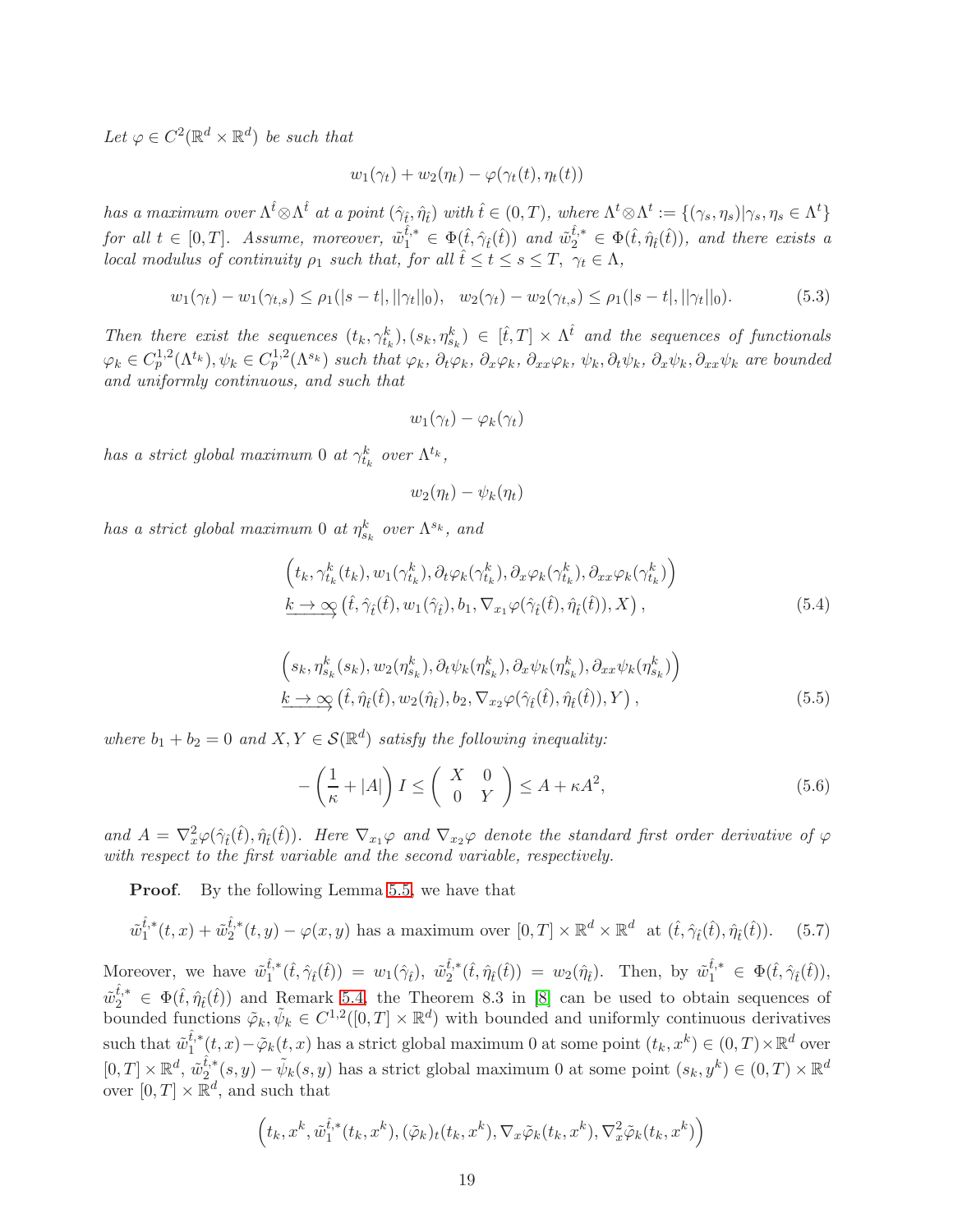*Let* $\varphi \in C^2(\mathbb{R}^d \times \mathbb{R}^d)$ *be such that*

$$w_1(\gamma_t) + w_2(\eta_t) - \varphi(\gamma_t(t), \eta_t(t))$$

*has a maximum over* $\Lambda^{\hat{t}} \otimes \Lambda^{\hat{t}}$ *at a point* $(\hat{\gamma}_{\hat{t}}, \hat{\eta}_{\hat{t}})$ *with* $\hat{t} \in (0,T)$*, where* $\Lambda^t \otimes \Lambda^t := \{(\gamma_s, \eta_s) | \gamma_s, \eta_s \in \Lambda^t\}$ *for all* $t \in [0,T]$*. Assume, moreover,* $\tilde{w}_1^{\hat{t},*} \in \Phi(\hat{t}, \hat{\gamma}_{\hat{t}}(\hat{t}))$ *and* $\tilde{w}_2^{\hat{t},*} \in \Phi(\hat{t}, \hat{\eta}_{\hat{t}}(\hat{t}))$*, and there exists a local modulus of continuity* $\rho_1$ *such that, for all* $\hat{t} \leq t \leq s \leq T$*,* $\gamma_t \in \Lambda$*,*

$$w_1(\gamma_t) - w_1(\gamma_{t,s}) \leq \rho_1(|s-t|, ||\gamma_t||_0), \quad w_2(\gamma_t) - w_2(\gamma_{t,s}) \leq \rho_1(|s-t|, ||\gamma_t||_0). \tag{5.3}$$

*Then there exist the sequences* $(t_k, \gamma^k_{t_k}), (s_k, \eta^k_{s_k}) \in [\hat{t}, T] \times \Lambda^{\hat{t}}$ *and the sequences of functionals* $\varphi_k \in C^{1,2}_p(\Lambda^{t_k}), \psi_k \in C^{1,2}_p(\Lambda^{s_k})$ *such that* $\varphi_k$*,* $\partial_t \varphi_k$*,* $\partial_x \varphi_k$*,* $\partial_{xx}\varphi_k$*,* $\psi_k$*,* $\partial_t \psi_k$*,* $\partial_x \psi_k$*,* $\partial_{xx}\psi_k$ *are bounded and uniformly continuous, and such that*

$$w_1(\gamma_t) - \varphi_k(\gamma_t)$$

*has a strict global maximum 0 at* $\gamma^k_{t_k}$ *over* $\Lambda^{t_k}$*,*

$$w_2(\eta_t) - \psi_k(\eta_t)$$

*has a strict global maximum 0 at* $\eta^k_{s_k}$ *over* $\Lambda^{s_k}$*, and*

$$\begin{aligned} &\left(t_k, \gamma^k_{t_k}(t_k), w_1(\gamma^k_{t_k}), \partial_t \varphi_k(\gamma^k_{t_k}), \partial_x \varphi_k(\gamma^k_{t_k}), \partial_{xx}\varphi_k(\gamma^k_{t_k})\right) \\ &\underrightarrow{k \to \infty} \left(\hat{t}, \hat{\gamma}_{\hat{t}}(\hat{t}), w_1(\hat{\gamma}_{\hat{t}}), b_1, \nabla_{x_1}\varphi(\hat{\gamma}_{\hat{t}}(\hat{t}), \hat{\eta}_{\hat{t}}(\hat{t})), X\right), \end{aligned} \tag{5.4}$$

$$\begin{aligned} &\left(s_k, \eta^k_{s_k}(s_k), w_2(\eta^k_{s_k}), \partial_t \psi_k(\eta^k_{s_k}), \partial_x \psi_k(\eta^k_{s_k}), \partial_{xx}\psi_k(\eta^k_{s_k})\right) \\ &\underrightarrow{k \to \infty} \left(\hat{t}, \hat{\eta}_{\hat{t}}(\hat{t}), w_2(\hat{\eta}_{\hat{t}}), b_2, \nabla_{x_2}\varphi(\hat{\gamma}_{\hat{t}}(\hat{t}), \hat{\eta}_{\hat{t}}(\hat{t})), Y\right), \end{aligned} \tag{5.5}$$

*where* $b_1 + b_2 = 0$ *and* $X, Y \in \mathcal{S}(\mathbb{R}^d)$ *satisfy the following inequality:*

$$-\left(\frac{1}{\kappa} + |A|\right) I \leq \begin{pmatrix} X & 0 \\ 0 & Y \end{pmatrix} \leq A + \kappa A^2, \tag{5.6}$$

*and* $A = \nabla^2_x \varphi(\hat{\gamma}_{\hat{t}}(\hat{t}), \hat{\eta}_{\hat{t}}(\hat{t}))$*. Here* $\nabla_{x_1}\varphi$ *and* $\nabla_{x_2}\varphi$ *denote the standard first order derivative of* $\varphi$ *with respect to the first variable and the second variable, respectively.*

**Proof**. By the following Lemma 5.5, we have that

$$\tilde{w}_1^{\hat{t},*}(t,x) + \tilde{w}_2^{\hat{t},*}(t,y) - \varphi(x,y) \text{ has a maximum over } [0,T] \times \mathbb{R}^d \times \mathbb{R}^d \text{ at } (\hat{t}, \hat{\gamma}_{\hat{t}}(\hat{t}), \hat{\eta}_{\hat{t}}(\hat{t})). \tag{5.7}$$

Moreover, we have $\tilde{w}_1^{\hat{t},*}(\hat{t}, \hat{\gamma}_{\hat{t}}(\hat{t})) = w_1(\hat{\gamma}_{\hat{t}})$, $\tilde{w}_2^{\hat{t},*}(\hat{t}, \hat{\eta}_{\hat{t}}(\hat{t})) = w_2(\hat{\eta}_{\hat{t}})$. Then, by $\tilde{w}_1^{\hat{t},*} \in \Phi(\hat{t}, \hat{\gamma}_{\hat{t}}(\hat{t}))$, $\tilde{w}_2^{\hat{t},*} \in \Phi(\hat{t}, \hat{\eta}_{\hat{t}}(\hat{t}))$ and Remark 5.4, the Theorem 8.3 in [8] can be used to obtain sequences of bounded functions $\tilde{\varphi}_k, \tilde{\psi}_k \in C^{1,2}([0,T] \times \mathbb{R}^d)$ with bounded and uniformly continuous derivatives such that $\tilde{w}_1^{\hat{t},*}(t,x) - \tilde{\varphi}_k(t,x)$ has a strict global maximum 0 at some point $(t_k, x^k) \in (0,T) \times \mathbb{R}^d$ over $[0,T] \times \mathbb{R}^d$, $\tilde{w}_2^{\hat{t},*}(s,y) - \tilde{\psi}_k(s,y)$ has a strict global maximum 0 at some point $(s_k, y^k) \in (0,T) \times \mathbb{R}^d$ over $[0,T] \times \mathbb{R}^d$, and such that

$$\left(t_k, x^k, \tilde{w}_1^{\hat{t},*}(t_k, x^k), (\tilde{\varphi}_k)_t(t_k, x^k), \nabla_x \tilde{\varphi}_k(t_k, x^k), \nabla^2_x \tilde{\varphi}_k(t_k, x^k)\right)$$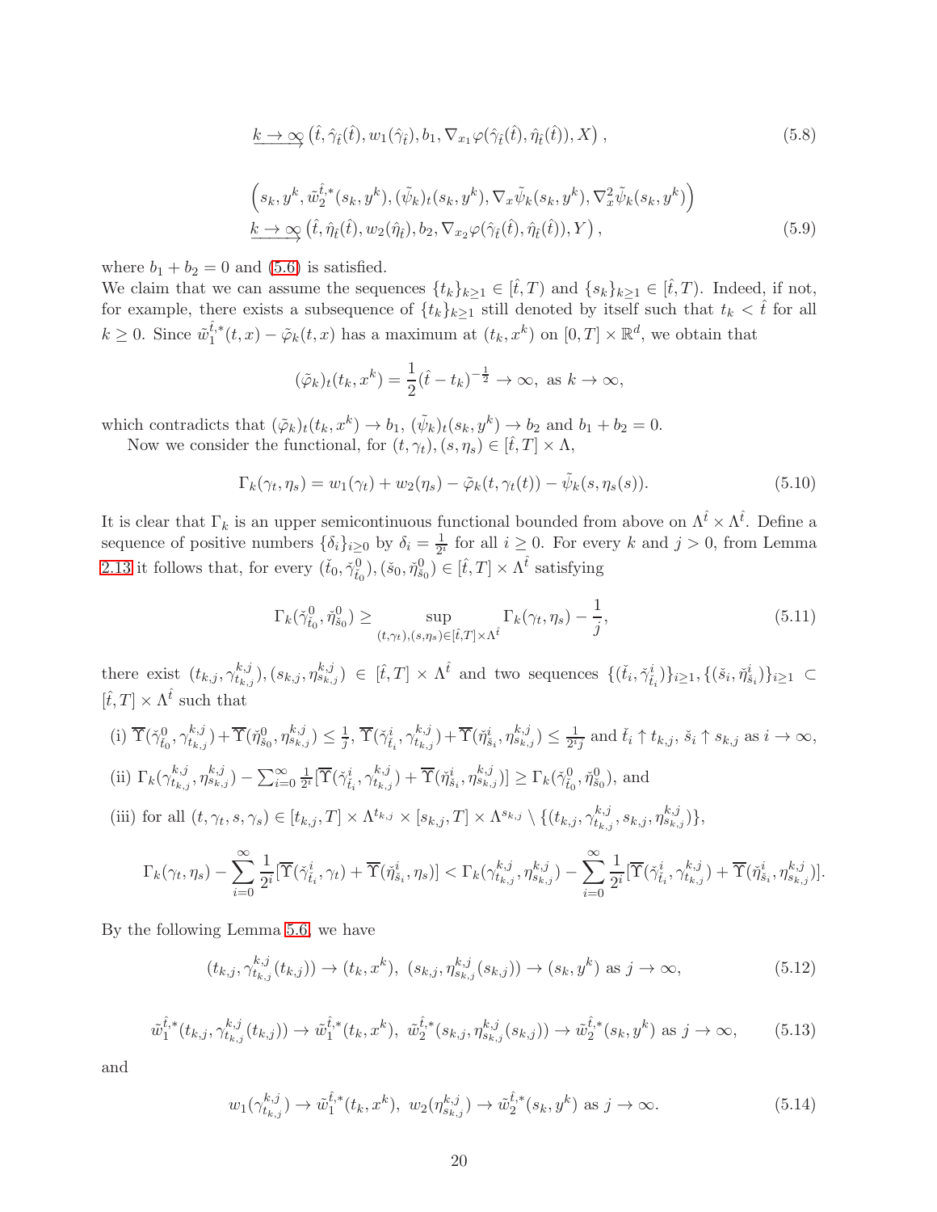$$\xrightarrow{k\to\infty} \left(\hat{t}, \hat{\gamma}_{\hat{t}}(\hat{t}), w_1(\hat{\gamma}_{\hat{t}}), b_1, \nabla_{x_1}\varphi(\hat{\gamma}_{\hat{t}}(\hat{t}), \hat{\eta}_{\hat{t}}(\hat{t})), X\right), \tag{5.8}$$

$$\begin{aligned}&\left(s_k, y^k, \tilde{w}_2^{\hat{t},*}(s_k, y^k), (\tilde{\psi}_k)_t(s_k, y^k), \nabla_x\tilde{\psi}_k(s_k, y^k), \nabla_x^2\tilde{\psi}_k(s_k, y^k)\right)\\ &\xrightarrow{k\to\infty} \left(\hat{t}, \hat{\eta}_{\hat{t}}(\hat{t}), w_2(\hat{\eta}_{\hat{t}}), b_2, \nabla_{x_2}\varphi(\hat{\gamma}_{\hat{t}}(\hat{t}), \hat{\eta}_{\hat{t}}(\hat{t})), Y\right),\end{aligned} \tag{5.9}$$

where $b_1 + b_2 = 0$ and (5.6) is satisfied.

We claim that we can assume the sequences $\{t_k\}_{k\geq 1} \in [\hat{t}, T)$ and $\{s_k\}_{k\geq 1} \in [\hat{t}, T)$. Indeed, if not, for example, there exists a subsequence of $\{t_k\}_{k\geq 1}$ still denoted by itself such that $t_k < \hat{t}$ for all $k \geq 0$. Since $\tilde{w}_1^{\hat{t},*}(t,x) - \tilde{\varphi}_k(t,x)$ has a maximum at $(t_k, x^k)$ on $[0,T]\times\mathbb{R}^d$, we obtain that

$$(\tilde{\varphi}_k)_t(t_k, x^k) = \frac{1}{2}(\hat{t} - t_k)^{-\frac{1}{2}} \to \infty, \text{ as } k \to \infty,$$

which contradicts that $(\tilde{\varphi}_k)_t(t_k, x^k) \to b_1$, $(\tilde{\psi}_k)_t(s_k, y^k) \to b_2$ and $b_1 + b_2 = 0$.

Now we consider the functional, for $(t,\gamma_t), (s,\eta_s) \in [\hat{t}, T]\times\Lambda$,

$$\Gamma_k(\gamma_t, \eta_s) = w_1(\gamma_t) + w_2(\eta_s) - \tilde{\varphi}_k(t, \gamma_t(t)) - \tilde{\psi}_k(s, \eta_s(s)). \tag{5.10}$$

It is clear that $\Gamma_k$ is an upper semicontinuous functional bounded from above on $\Lambda^{\hat{t}}\times\Lambda^{\hat{t}}$. Define a sequence of positive numbers $\{\delta_i\}_{i\geq 0}$ by $\delta_i = \frac{1}{2^i}$ for all $i \geq 0$. For every $k$ and $j > 0$, from Lemma 2.13 it follows that, for every $(\check{t}_0, \check{\gamma}^0_{\check{t}_0}), (\check{s}_0, \check{\eta}^0_{\check{s}_0}) \in [\hat{t}, T]\times\Lambda^{\hat{t}}$ satisfying

$$\Gamma_k(\check{\gamma}^0_{\check{t}_0}, \check{\eta}^0_{\check{s}_0}) \geq \sup_{(t,\gamma_t),(s,\eta_s)\in[\hat{t},T]\times\Lambda^{\hat{t}}} \Gamma_k(\gamma_t, \eta_s) - \frac{1}{j}, \tag{5.11}$$

there exist $(t_{k,j}, \gamma^{k,j}_{t_{k,j}}), (s_{k,j}, \eta^{k,j}_{s_{k,j}}) \in [\hat{t}, T]\times\Lambda^{\hat{t}}$ and two sequences $\{(\check{t}_i, \check{\gamma}^i_{\check{t}_i})\}_{i\geq 1}, \{(\check{s}_i, \check{\eta}^i_{\check{s}_i})\}_{i\geq 1} \subset [\hat{t}, T]\times\Lambda^{\hat{t}}$ such that

(i) $\overline{\Upsilon}(\check{\gamma}^0_{\check{t}_0}, \gamma^{k,j}_{t_{k,j}}) + \overline{\Upsilon}(\check{\eta}^0_{\check{s}_0}, \eta^{k,j}_{s_{k,j}}) \leq \frac{1}{j}$, $\overline{\Upsilon}(\check{\gamma}^i_{\check{t}_i}, \gamma^{k,j}_{t_{k,j}}) + \overline{\Upsilon}(\check{\eta}^i_{\check{s}_i}, \eta^{k,j}_{s_{k,j}}) \leq \frac{1}{2^i j}$ and $\check{t}_i \uparrow t_{k,j}$, $\check{s}_i \uparrow s_{k,j}$ as $i \to \infty$,

(ii) $\Gamma_k(\gamma^{k,j}_{t_{k,j}}, \eta^{k,j}_{s_{k,j}}) - \sum_{i=0}^{\infty}\frac{1}{2^i}[\overline{\Upsilon}(\check{\gamma}^i_{\check{t}_i}, \gamma^{k,j}_{t_{k,j}}) + \overline{\Upsilon}(\check{\eta}^i_{\check{s}_i}, \eta^{k,j}_{s_{k,j}})] \geq \Gamma_k(\check{\gamma}^0_{\check{t}_0}, \check{\eta}^0_{\check{s}_0})$, and

(iii) for all $(t, \gamma_t, s, \gamma_s) \in [t_{k,j}, T]\times\Lambda^{t_{k,j}}\times[s_{k,j}, T]\times\Lambda^{s_{k,j}} \setminus \{(t_{k,j}, \gamma^{k,j}_{t_{k,j}}, s_{k,j}, \eta^{k,j}_{s_{k,j}})\}$,

$$\Gamma_k(\gamma_t, \eta_s) - \sum_{i=0}^{\infty}\frac{1}{2^i}[\overline{\Upsilon}(\check{\gamma}^i_{\check{t}_i}, \gamma_t) + \overline{\Upsilon}(\check{\eta}^i_{\check{s}_i}, \eta_s)] < \Gamma_k(\gamma^{k,j}_{t_{k,j}}, \eta^{k,j}_{s_{k,j}}) - \sum_{i=0}^{\infty}\frac{1}{2^i}[\overline{\Upsilon}(\check{\gamma}^i_{\check{t}_i}, \gamma^{k,j}_{t_{k,j}}) + \overline{\Upsilon}(\check{\eta}^i_{\check{s}_i}, \eta^{k,j}_{s_{k,j}})].$$

By the following Lemma 5.6, we have

$$(t_{k,j}, \gamma^{k,j}_{t_{k,j}}(t_{k,j})) \to (t_k, x^k),\ (s_{k,j}, \eta^{k,j}_{s_{k,j}}(s_{k,j})) \to (s_k, y^k) \text{ as } j \to \infty, \tag{5.12}$$

$$\tilde{w}_1^{\hat{t},*}(t_{k,j}, \gamma^{k,j}_{t_{k,j}}(t_{k,j})) \to \tilde{w}_1^{\hat{t},*}(t_k, x^k),\ \tilde{w}_2^{\hat{t},*}(s_{k,j}, \eta^{k,j}_{s_{k,j}}(s_{k,j})) \to \tilde{w}_2^{\hat{t},*}(s_k, y^k) \text{ as } j \to \infty, \tag{5.13}$$

and

$$w_1(\gamma^{k,j}_{t_{k,j}}) \to \tilde{w}_1^{\hat{t},*}(t_k, x^k),\ w_2(\eta^{k,j}_{s_{k,j}}) \to \tilde{w}_2^{\hat{t},*}(s_k, y^k) \text{ as } j \to \infty. \tag{5.14}$$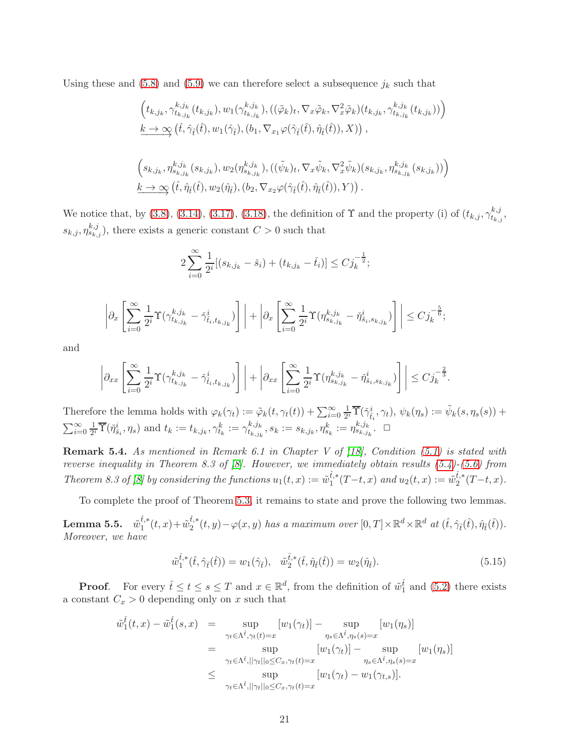Using these and (5.8) and (5.9) we can therefore select a subsequence $j_k$ such that

$$
\begin{aligned}
&\Big(t_{k,j_k}, \gamma^{k,j_k}_{t_{k,j_k}}(t_{k,j_k}), w_1(\gamma^{k,j_k}_{t_{k,j_k}}), ((\tilde{\varphi}_k)_t, \nabla_x\tilde{\varphi}_k, \nabla_x^2\tilde{\varphi}_k)(t_{k,j_k}, \gamma^{k,j_k}_{t_{k,j_k}}(t_{k,j_k}))\Big)\\
&\underrightarrow{k\to\infty}\, (\hat{t}, \hat{\gamma}_{\hat{t}}(\hat{t}), w_1(\hat{\gamma}_{\hat{t}}), (b_1, \nabla_{x_1}\varphi(\hat{\gamma}_{\hat{t}}(\hat{t}), \hat{\eta}_{\hat{t}}(\hat{t})), X))\,,
\end{aligned}
$$

$$
\begin{aligned}
&\Big(s_{k,j_k}, \eta^{k,j_k}_{s_{k,j_k}}(s_{k,j_k}), w_2(\eta^{k,j_k}_{s_{k,j_k}}), ((\tilde{\psi}_k)_t, \nabla_x\tilde{\psi}_k, \nabla_x^2\tilde{\psi}_k)(s_{k,j_k}, \eta^{k,j_k}_{s_{k,j_k}}(s_{k,j_k}))\Big)\\
&\underrightarrow{k\to\infty}\, (\hat{t}, \hat{\eta}_{\hat{t}}(\hat{t}), w_2(\hat{\eta}_{\hat{t}}), (b_2, \nabla_{x_2}\varphi(\hat{\gamma}_{\hat{t}}(\hat{t}), \hat{\eta}_{\hat{t}}(\hat{t})), Y))\,.
\end{aligned}
$$

We notice that, by (3.8), (3.14), (3.17), (3.18), the definition of $\Upsilon$ and the property (i) of $(t_{k,j}, \gamma^{k,j}_{t_{k,j}}, s_{k,j}, \eta^{k,j}_{s_{k,j}})$, there exists a generic constant $C>0$ such that

$$
2\sum_{i=0}^{\infty}\frac{1}{2^i}[(s_{k,j_k}-\check{s}_i)+(t_{k,j_k}-\check{t}_i)]\leq Cj_k^{-\frac{1}{2}};
$$

$$
\left|\partial_x\left[\sum_{i=0}^{\infty}\frac{1}{2^i}\Upsilon(\gamma^{k,j_k}_{t_{k,j_k}}-\check{\gamma}^i_{\check{t}_i,t_{k,j_k}})\right]\right|+\left|\partial_x\left[\sum_{i=0}^{\infty}\frac{1}{2^i}\Upsilon(\eta^{k,j_k}_{s_{k,j_k}}-\check{\eta}^i_{\check{s}_i,s_{k,j_k}})\right]\right|\leq Cj_k^{-\frac{5}{6}};
$$

and

$$
\left|\partial_{xx}\left[\sum_{i=0}^{\infty}\frac{1}{2^i}\Upsilon(\gamma^{k,j_k}_{t_{k,j_k}}-\check{\gamma}^i_{\check{t}_i,t_{k,j_k}})\right]\right|+\left|\partial_{xx}\left[\sum_{i=0}^{\infty}\frac{1}{2^i}\Upsilon(\eta^{k,j_k}_{s_{k,j_k}}-\check{\eta}^i_{\check{s}_i,s_{k,j_k}})\right]\right|\leq Cj_k^{-\frac{2}{3}}.
$$

Therefore the lemma holds with $\varphi_k(\gamma_t):=\tilde{\varphi}_k(t,\gamma_t(t))+\sum_{i=0}^{\infty}\frac{1}{2^i}\overline{\Upsilon}(\check{\gamma}^i_{\check{t}_i},\gamma_t)$, $\psi_k(\eta_s):=\tilde{\psi}_k(s,\eta_s(s))+\sum_{i=0}^{\infty}\frac{1}{2^i}\overline{\Upsilon}(\check{\eta}^i_{\check{s}_i},\eta_s)$ and $t_k:=t_{k,j_k}, \gamma^k_{t_k}:=\gamma^{k,j_k}_{t_{k,j_k}}, s_k:=s_{k,j_k}, \eta^k_{s_k}:=\eta^{k,j_k}_{s_{k,j_k}}$. $\square$

**Remark 5.4.** *As mentioned in Remark 6.1 in Chapter V of [18], Condition (5.1) is stated with reverse inequality in Theorem 8.3 of [8]. However, we immediately obtain results (5.4)-(5.6) from Theorem 8.3 of [8] by considering the functions $u_1(t,x):=\tilde{w}_1^{\hat{t},*}(T-t,x)$ and $u_2(t,x):=\tilde{w}_2^{\hat{t},*}(T-t,x)$.*

To complete the proof of Theorem 5.3, it remains to state and prove the following two lemmas.

**Lemma 5.5.** *$\tilde{w}_1^{\hat{t},*}(t,x)+\tilde{w}_2^{\hat{t},*}(t,y)-\varphi(x,y)$ has a maximum over $[0,T]\times\mathbb{R}^d\times\mathbb{R}^d$ at $(\hat{t},\hat{\gamma}_{\hat{t}}(\hat{t}),\hat{\eta}_{\hat{t}}(\hat{t}))$. Moreover, we have*

$$
\tilde{w}_1^{\hat{t},*}(\hat{t},\hat{\gamma}_{\hat{t}}(\hat{t}))=w_1(\hat{\gamma}_{\hat{t}}),\quad \tilde{w}_2^{\hat{t},*}(\hat{t},\hat{\eta}_{\hat{t}}(\hat{t}))=w_2(\hat{\eta}_{\hat{t}}). \tag{5.15}
$$

**Proof**. For every $\hat{t}\leq t\leq s\leq T$ and $x\in\mathbb{R}^d$, from the definition of $\tilde{w}_1^{\hat{t}}$ and (5.2) there exists a constant $C_x>0$ depending only on $x$ such that

$$
\begin{aligned}
\tilde{w}_1^{\hat{t}}(t,x)-\tilde{w}_1^{\hat{t}}(s,x) &= \sup_{\gamma_t\in\Lambda^{\hat{t}},\gamma_t(t)=x}[w_1(\gamma_t)]-\sup_{\eta_s\in\Lambda^{\hat{t}},\eta_s(s)=x}[w_1(\eta_s)]\\
&= \sup_{\gamma_t\in\Lambda^{\hat{t}},||\gamma_t||_0\leq C_x,\gamma_t(t)=x}[w_1(\gamma_t)]-\sup_{\eta_s\in\Lambda^{\hat{t}},\eta_s(s)=x}[w_1(\eta_s)]\\
&\leq \sup_{\gamma_t\in\Lambda^{\hat{t}},||\gamma_t||_0\leq C_x,\gamma_t(t)=x}[w_1(\gamma_t)-w_1(\gamma_{t,s})].
\end{aligned}
$$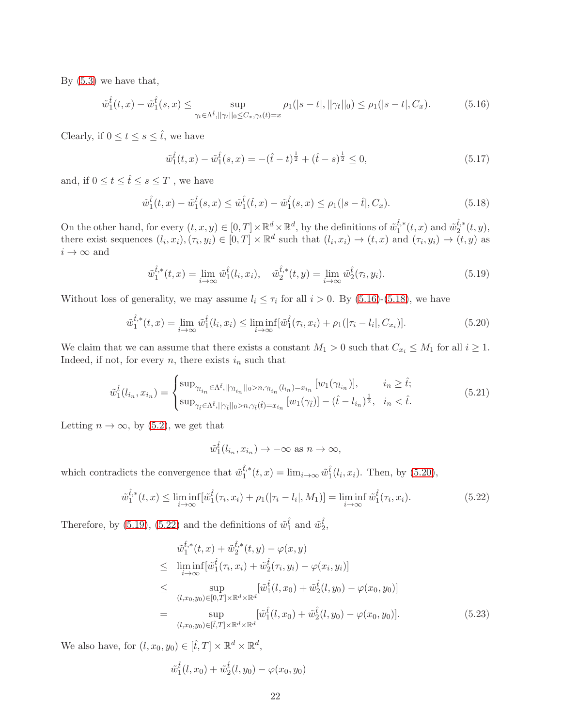By (5.3) we have that,

$$\tilde{w}_1^{\hat{t}}(t,x) - \tilde{w}_1^{\hat{t}}(s,x) \leq \sup_{\gamma_t \in \Lambda^{\hat{t}}, ||\gamma_t||_0 \leq C_x, \gamma_t(t)=x} \rho_1(|s-t|, ||\gamma_t||_0) \leq \rho_1(|s-t|, C_x). \tag{5.16}$$

Clearly, if $0 \leq t \leq s \leq \hat{t}$, we have

$$\tilde{w}_1^{\hat{t}}(t,x) - \tilde{w}_1^{\hat{t}}(s,x) = -(\hat{t}-t)^{\frac{1}{2}} + (\hat{t}-s)^{\frac{1}{2}} \leq 0, \tag{5.17}$$

and, if $0 \leq t \leq \hat{t} \leq s \leq T$ , we have

$$\tilde{w}_1^{\hat{t}}(t,x) - \tilde{w}_1^{\hat{t}}(s,x) \leq \tilde{w}_1^{\hat{t}}(\hat{t},x) - \tilde{w}_1^{\hat{t}}(s,x) \leq \rho_1(|s-\hat{t}|, C_x). \tag{5.18}$$

On the other hand, for every $(t,x,y) \in [0,T] \times \mathbb{R}^d \times \mathbb{R}^d$, by the definitions of $\tilde{w}_1^{\hat{t},*}(t,x)$ and $\tilde{w}_2^{\hat{t},*}(t,y)$, there exist sequences $(l_i, x_i), (\tau_i, y_i) \in [0,T] \times \mathbb{R}^d$ such that $(l_i, x_i) \to (t,x)$ and $(\tau_i, y_i) \to (t,y)$ as $i \to \infty$ and

$$\tilde{w}_1^{\hat{t},*}(t,x) = \lim_{i\to\infty} \tilde{w}_1^{\hat{t}}(l_i, x_i), \quad \tilde{w}_2^{\hat{t},*}(t,y) = \lim_{i\to\infty} \tilde{w}_2^{\hat{t}}(\tau_i, y_i). \tag{5.19}$$

Without loss of generality, we may assume $l_i \leq \tau_i$ for all $i > 0$. By (5.16)-(5.18), we have

$$\tilde{w}_1^{\hat{t},*}(t,x) = \lim_{i\to\infty} \tilde{w}_1^{\hat{t}}(l_i, x_i) \leq \liminf_{i\to\infty} [\tilde{w}_1^{\hat{t}}(\tau_i, x_i) + \rho_1(|\tau_i - l_i|, C_{x_i})]. \tag{5.20}$$

We claim that we can assume that there exists a constant $M_1 > 0$ such that $C_{x_i} \leq M_1$ for all $i \geq 1$. Indeed, if not, for every $n$, there exists $i_n$ such that

$$\tilde{w}_1^{\hat{t}}(l_{i_n}, x_{i_n}) = \begin{cases} \sup_{\gamma_{l_{i_n}} \in \Lambda^{\hat{t}}, ||\gamma_{l_{i_n}}||_0 > n, \gamma_{l_{i_n}}(l_{i_n}) = x_{i_n}} [w_1(\gamma_{l_{i_n}})], & i_n \geq \hat{t}; \\ \sup_{\gamma_{\hat{t}} \in \Lambda^{\hat{t}}, ||\gamma_{\hat{t}}||_0 > n, \gamma_{\hat{t}}(\hat{t}) = x_{i_n}} [w_1(\gamma_{\hat{t}})] - (\hat{t} - l_{i_n})^{\frac{1}{2}}, & i_n < \hat{t}. \end{cases} \tag{5.21}$$

Letting $n \to \infty$, by (5.2), we get that

$$\tilde{w}_1^{\hat{t}}(l_{i_n}, x_{i_n}) \to -\infty \text{ as } n \to \infty,$$

which contradicts the convergence that $\tilde{w}_1^{\hat{t},*}(t,x) = \lim_{i\to\infty} \tilde{w}_1^{\hat{t}}(l_i, x_i)$. Then, by (5.20),

$$\tilde{w}_1^{\hat{t},*}(t,x) \leq \liminf_{i\to\infty} [\tilde{w}_1^{\hat{t}}(\tau_i, x_i) + \rho_1(|\tau_i - l_i|, M_1)] = \liminf_{i\to\infty} \tilde{w}_1^{\hat{t}}(\tau_i, x_i). \tag{5.22}$$

Therefore, by (5.19), (5.22) and the definitions of $\tilde{w}_1^{\hat{t}}$ and $\tilde{w}_2^{\hat{t}}$,

$$\begin{aligned}
& \tilde{w}_1^{\hat{t},*}(t,x) + \tilde{w}_2^{\hat{t},*}(t,y) - \varphi(x,y) \\
\leq \; & \liminf_{i\to\infty} [\tilde{w}_1^{\hat{t}}(\tau_i, x_i) + \tilde{w}_2^{\hat{t}}(\tau_i, y_i) - \varphi(x_i, y_i)] \\
\leq \; & \sup_{(l,x_0,y_0) \in [0,T] \times \mathbb{R}^d \times \mathbb{R}^d} [\tilde{w}_1^{\hat{t}}(l, x_0) + \tilde{w}_2^{\hat{t}}(l, y_0) - \varphi(x_0, y_0)] \\
= \; & \sup_{(l,x_0,y_0) \in [\hat{t},T] \times \mathbb{R}^d \times \mathbb{R}^d} [\tilde{w}_1^{\hat{t}}(l, x_0) + \tilde{w}_2^{\hat{t}}(l, y_0) - \varphi(x_0, y_0)].
\end{aligned} \tag{5.23}$$

We also have, for $(l, x_0, y_0) \in [\hat{t}, T] \times \mathbb{R}^d \times \mathbb{R}^d$,

$$\tilde{w}_1^{\hat{t}}(l, x_0) + \tilde{w}_2^{\hat{t}}(l, y_0) - \varphi(x_0, y_0)$$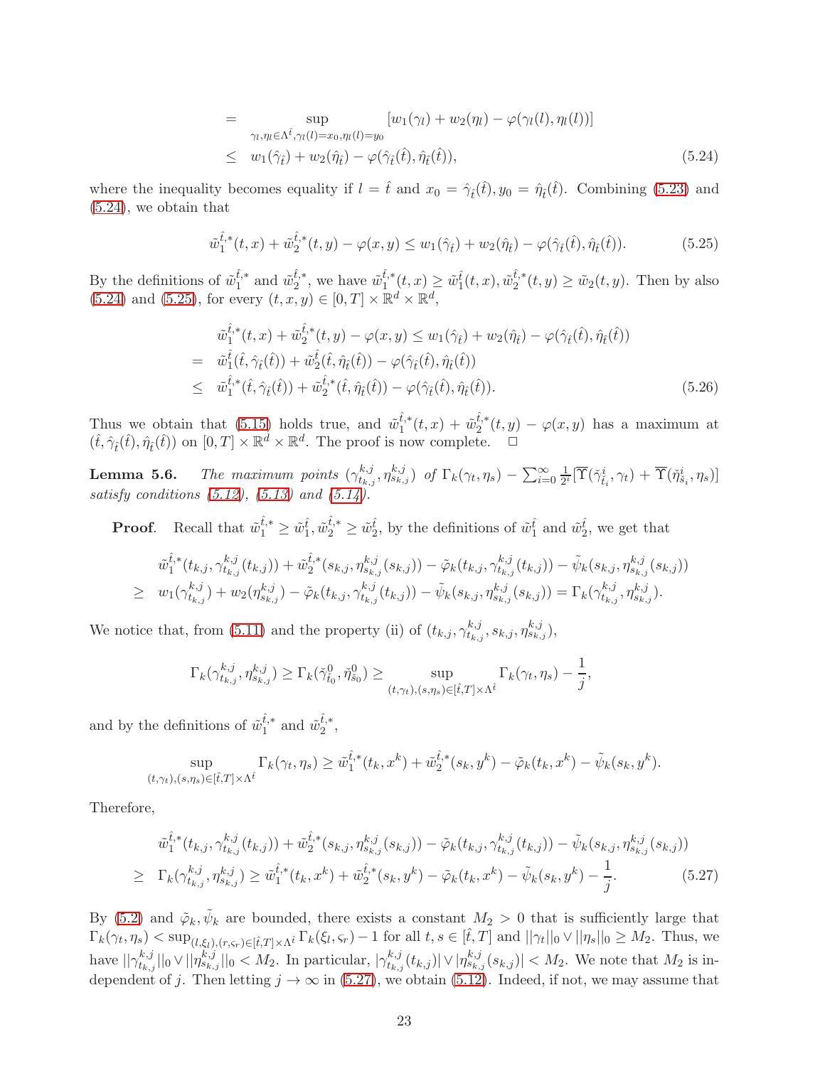$$
\begin{aligned}
&= \sup_{\gamma_l,\eta_l\in\Lambda^{\hat{t}},\gamma_l(l)=x_0,\eta_l(l)=y_0} [w_1(\gamma_l)+w_2(\eta_l)-\varphi(\gamma_l(l),\eta_l(l))]\\
&\leq w_1(\hat{\gamma}_{\hat{t}})+w_2(\hat{\eta}_{\hat{t}})-\varphi(\hat{\gamma}_{\hat{t}}(\hat{t}),\hat{\eta}_{\hat{t}}(\hat{t})),
\end{aligned}
\tag{5.24}
$$

where the inequality becomes equality if $l=\hat{t}$ and $x_0=\hat{\gamma}_{\hat{t}}(\hat{t}), y_0=\hat{\eta}_{\hat{t}}(\hat{t})$. Combining (5.23) and (5.24), we obtain that

$$
\tilde{w}_1^{\hat{t},*}(t,x)+\tilde{w}_2^{\hat{t},*}(t,y)-\varphi(x,y)\leq w_1(\hat{\gamma}_{\hat{t}})+w_2(\hat{\eta}_{\hat{t}})-\varphi(\hat{\gamma}_{\hat{t}}(\hat{t}),\hat{\eta}_{\hat{t}}(\hat{t})). \tag{5.25}
$$

By the definitions of $\tilde{w}_1^{\hat{t},*}$ and $\tilde{w}_2^{\hat{t},*}$, we have $\tilde{w}_1^{\hat{t},*}(t,x)\geq \tilde{w}_1^{\hat{t}}(t,x), \tilde{w}_2^{\hat{t},*}(t,y)\geq \tilde{w}_2(t,y)$. Then by also (5.24) and (5.25), for every $(t,x,y)\in[0,T]\times\mathbb{R}^d\times\mathbb{R}^d$,

$$
\begin{aligned}
&\tilde{w}_1^{\hat{t},*}(t,x)+\tilde{w}_2^{\hat{t},*}(t,y)-\varphi(x,y)\leq w_1(\hat{\gamma}_{\hat{t}})+w_2(\hat{\eta}_{\hat{t}})-\varphi(\hat{\gamma}_{\hat{t}}(\hat{t}),\hat{\eta}_{\hat{t}}(\hat{t}))\\
=\;& \tilde{w}_1^{\hat{t}}(\hat{t},\hat{\gamma}_{\hat{t}}(\hat{t}))+\tilde{w}_2^{\hat{t}}(\hat{t},\hat{\eta}_{\hat{t}}(\hat{t}))-\varphi(\hat{\gamma}_{\hat{t}}(\hat{t}),\hat{\eta}_{\hat{t}}(\hat{t}))\\
\leq\;& \tilde{w}_1^{\hat{t},*}(\hat{t},\hat{\gamma}_{\hat{t}}(\hat{t}))+\tilde{w}_2^{\hat{t},*}(\hat{t},\hat{\eta}_{\hat{t}}(\hat{t}))-\varphi(\hat{\gamma}_{\hat{t}}(\hat{t}),\hat{\eta}_{\hat{t}}(\hat{t})).
\end{aligned}
\tag{5.26}
$$

Thus we obtain that (5.15) holds true, and $\tilde{w}_1^{\hat{t},*}(t,x)+\tilde{w}_2^{\hat{t},*}(t,y)-\varphi(x,y)$ has a maximum at $(\hat{t},\hat{\gamma}_{\hat{t}}(\hat{t}),\hat{\eta}_{\hat{t}}(\hat{t}))$ on $[0,T]\times\mathbb{R}^d\times\mathbb{R}^d$. The proof is now complete. $\Box$

**Lemma 5.6.** *The maximum points $(\gamma^{k,j}_{t_{k,j}},\eta^{k,j}_{s_{k,j}})$ of $\Gamma_k(\gamma_t,\eta_s)-\sum_{i=0}^{\infty}\frac{1}{2^i}[\overline{\Upsilon}(\check{\gamma}^i_{\check{t}_i},\gamma_t)+\overline{\Upsilon}(\check{\eta}^i_{\check{s}_i},\eta_s)]$ satisfy conditions (5.12), (5.13) and (5.14).*

**Proof**. Recall that $\tilde{w}_1^{\hat{t},*}\geq \tilde{w}_1^{\hat{t}}, \tilde{w}_2^{\hat{t},*}\geq \tilde{w}_2^{\hat{t}}$, by the definitions of $\tilde{w}_1^{\hat{t}}$ and $\tilde{w}_2^{\hat{t}}$, we get that

$$
\begin{aligned}
&\tilde{w}_1^{\hat{t},*}(t_{k,j},\gamma^{k,j}_{t_{k,j}}(t_{k,j}))+\tilde{w}_2^{\hat{t},*}(s_{k,j},\eta^{k,j}_{s_{k,j}}(s_{k,j}))-\tilde{\varphi}_k(t_{k,j},\gamma^{k,j}_{t_{k,j}}(t_{k,j}))-\tilde{\psi}_k(s_{k,j},\eta^{k,j}_{s_{k,j}}(s_{k,j}))\\
\geq\;& w_1(\gamma^{k,j}_{t_{k,j}})+w_2(\eta^{k,j}_{s_{k,j}})-\tilde{\varphi}_k(t_{k,j},\gamma^{k,j}_{t_{k,j}}(t_{k,j}))-\tilde{\psi}_k(s_{k,j},\eta^{k,j}_{s_{k,j}}(s_{k,j}))=\Gamma_k(\gamma^{k,j}_{t_{k,j}},\eta^{k,j}_{s_{k,j}}).
\end{aligned}
$$

We notice that, from (5.11) and the property (ii) of $(t_{k,j},\gamma^{k,j}_{t_{k,j}},s_{k,j},\eta^{k,j}_{s_{k,j}})$,

$$
\Gamma_k(\gamma^{k,j}_{t_{k,j}},\eta^{k,j}_{s_{k,j}})\geq \Gamma_k(\check{\gamma}^0_{\check{t}_0},\check{\eta}^0_{\check{s}_0})\geq \sup_{(t,\gamma_t),(s,\eta_s)\in[\hat{t},T]\times\Lambda^{\hat{t}}}\Gamma_k(\gamma_t,\eta_s)-\frac{1}{j},
$$

and by the definitions of $\tilde{w}_1^{\hat{t},*}$ and $\tilde{w}_2^{\hat{t},*}$,

$$
\sup_{(t,\gamma_t),(s,\eta_s)\in[\hat{t},T]\times\Lambda^{\hat{t}}}\Gamma_k(\gamma_t,\eta_s)\geq \tilde{w}_1^{\hat{t},*}(t_k,x^k)+\tilde{w}_2^{\hat{t},*}(s_k,y^k)-\tilde{\varphi}_k(t_k,x^k)-\tilde{\psi}_k(s_k,y^k).
$$

Therefore,

$$
\begin{aligned}
&\tilde{w}_1^{\hat{t},*}(t_{k,j},\gamma^{k,j}_{t_{k,j}}(t_{k,j}))+\tilde{w}_2^{\hat{t},*}(s_{k,j},\eta^{k,j}_{s_{k,j}}(s_{k,j}))-\tilde{\varphi}_k(t_{k,j},\gamma^{k,j}_{t_{k,j}}(t_{k,j}))-\tilde{\psi}_k(s_{k,j},\eta^{k,j}_{s_{k,j}}(s_{k,j}))\\
\geq\;& \Gamma_k(\gamma^{k,j}_{t_{k,j}},\eta^{k,j}_{s_{k,j}})\geq \tilde{w}_1^{\hat{t},*}(t_k,x^k)+\tilde{w}_2^{\hat{t},*}(s_k,y^k)-\tilde{\varphi}_k(t_k,x^k)-\tilde{\psi}_k(s_k,y^k)-\frac{1}{j}.
\end{aligned}
\tag{5.27}
$$

By (5.2) and $\tilde{\varphi}_k,\tilde{\psi}_k$ are bounded, there exists a constant $M_2>0$ that is sufficiently large that $\Gamma_k(\gamma_t,\eta_s)<\sup_{(l,\xi_l),(r,\varsigma_r)\in[\hat{t},T]\times\Lambda^{\hat{t}}}\Gamma_k(\xi_l,\varsigma_r)-1$ for all $t,s\in[\hat{t},T]$ and $||\gamma_t||_0\vee||\eta_s||_0\geq M_2$. Thus, we have $||\gamma^{k,j}_{t_{k,j}}||_0\vee||\eta^{k,j}_{s_{k,j}}||_0<M_2$. In particular, $|\gamma^{k,j}_{t_{k,j}}(t_{k,j})|\vee|\eta^{k,j}_{s_{k,j}}(s_{k,j})|<M_2$. We note that $M_2$ is independent of $j$. Then letting $j\to\infty$ in (5.27), we obtain (5.12). Indeed, if not, we may assume that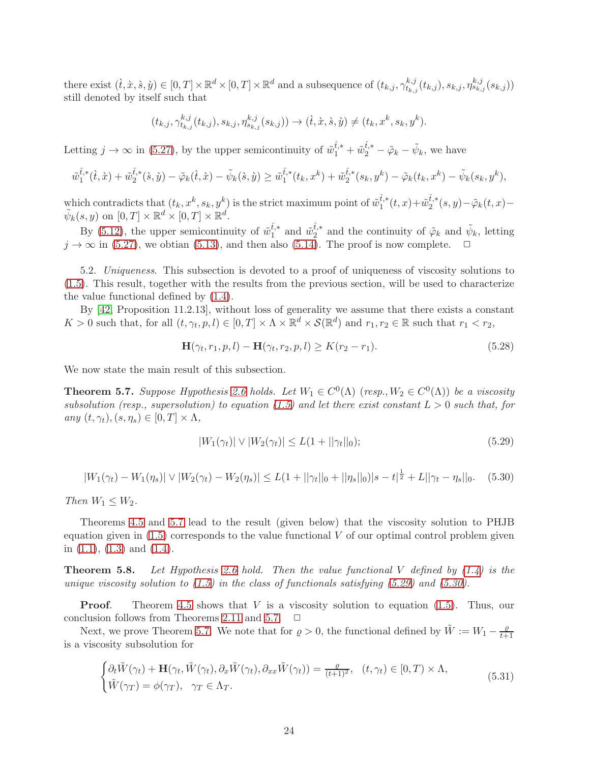there exist $(\grave{t}, \grave{x}, \grave{s}, \grave{y}) \in [0,T] \times \mathbb{R}^d \times [0,T] \times \mathbb{R}^d$ and a subsequence of $(t_{k,j}, \gamma^{k,j}_{t_{k,j}}(t_{k,j}), s_{k,j}, \eta^{k,j}_{s_{k,j}}(s_{k,j}))$ still denoted by itself such that

$$(t_{k,j}, \gamma^{k,j}_{t_{k,j}}(t_{k,j}), s_{k,j}, \eta^{k,j}_{s_{k,j}}(s_{k,j})) \to (\grave{t}, \grave{x}, \grave{s}, \grave{y}) \neq (t_k, x^k, s_k, y^k).$$

Letting $j \to \infty$ in (5.27), by the upper semicontinuity of $\tilde{w}_1^{\hat{t},*} + \tilde{w}_2^{\hat{t},*} - \tilde{\varphi}_k - \tilde{\psi}_k$, we have

$$\tilde{w}_1^{\hat{t},*}(\grave{t}, \grave{x}) + \tilde{w}_2^{\hat{t},*}(\grave{s}, \grave{y}) - \tilde{\varphi}_k(\grave{t}, \grave{x}) - \tilde{\psi}_k(\grave{s}, \grave{y}) \geq \tilde{w}_1^{\hat{t},*}(t_k, x^k) + \tilde{w}_2^{\hat{t},*}(s_k, y^k) - \tilde{\varphi}_k(t_k, x^k) - \tilde{\psi}_k(s_k, y^k),$$

which contradicts that $(t_k, x^k, s_k, y^k)$ is the strict maximum point of $\tilde{w}_1^{\hat{t},*}(t,x) + \tilde{w}_2^{\hat{t},*}(s,y) - \tilde{\varphi}_k(t,x) - \tilde{\psi}_k(s,y)$ on $[0,T] \times \mathbb{R}^d \times [0,T] \times \mathbb{R}^d$.

By (5.12), the upper semicontinuity of $\tilde{w}_1^{\hat{t},*}$ and $\tilde{w}_2^{\hat{t},*}$ and the continuity of $\tilde{\varphi}_k$ and $\tilde{\psi}_k$, letting $j \to \infty$ in (5.27), we obtian (5.13), and then also (5.14). The proof is now complete. $\quad \Box$

5.2. *Uniqueness*. This subsection is devoted to a proof of uniqueness of viscosity solutions to (1.5). This result, together with the results from the previous section, will be used to characterize the value functional defined by (1.4).

By [42, Proposition 11.2.13], without loss of generality we assume that there exists a constant $K > 0$ such that, for all $(t, \gamma_t, p, l) \in [0,T] \times \Lambda \times \mathbb{R}^d \times \mathcal{S}(\mathbb{R}^d)$ and $r_1, r_2 \in \mathbb{R}$ such that $r_1 < r_2$,

$$\mathbf{H}(\gamma_t, r_1, p, l) - \mathbf{H}(\gamma_t, r_2, p, l) \geq K(r_2 - r_1). \tag{5.28}$$

We now state the main result of this subsection.

**Theorem 5.7.** *Suppose Hypothesis 2.6 holds. Let $W_1 \in C^0(\Lambda)$ (resp., $W_2 \in C^0(\Lambda)$) be a viscosity subsolution (resp., supersolution) to equation (1.5) and let there exist constant $L > 0$ such that, for any $(t, \gamma_t), (s, \eta_s) \in [0,T] \times \Lambda$,*

$$|W_1(\gamma_t)| \vee |W_2(\gamma_t)| \leq L(1 + ||\gamma_t||_0); \tag{5.29}$$

$$|W_1(\gamma_t) - W_1(\eta_s)| \vee |W_2(\gamma_t) - W_2(\eta_s)| \leq L(1 + ||\gamma_t||_0 + ||\eta_s||_0)|s - t|^{\frac{1}{2}} + L||\gamma_t - \eta_s||_0. \tag{5.30}$$

*Then $W_1 \leq W_2$.*

Theorems 4.5 and 5.7 lead to the result (given below) that the viscosity solution to PHJB equation given in (1.5) corresponds to the value functional $V$ of our optimal control problem given in (1.1), (1.3) and (1.4).

**Theorem 5.8.** *Let Hypothesis 2.6 hold. Then the value functional $V$ defined by (1.4) is the unique viscosity solution to (1.5) in the class of functionals satisfying (5.29) and (5.30).*

**Proof**. Theorem 4.5 shows that $V$ is a viscosity solution to equation (1.5). Thus, our conclusion follows from Theorems 2.11 and 5.7. $\quad \Box$

Next, we prove Theorem 5.7. We note that for $\varrho > 0$, the functional defined by $\tilde{W} := W_1 - \frac{\varrho}{t+1}$ is a viscosity subsolution for

$$\begin{cases} \partial_t \tilde{W}(\gamma_t) + \mathbf{H}(\gamma_t, \tilde{W}(\gamma_t), \partial_x \tilde{W}(\gamma_t), \partial_{xx} \tilde{W}(\gamma_t)) = \frac{\varrho}{(t+1)^2}, \quad (t, \gamma_t) \in [0,T) \times \Lambda, \\ \tilde{W}(\gamma_T) = \phi(\gamma_T), \quad \gamma_T \in \Lambda_T. \end{cases} \tag{5.31}$$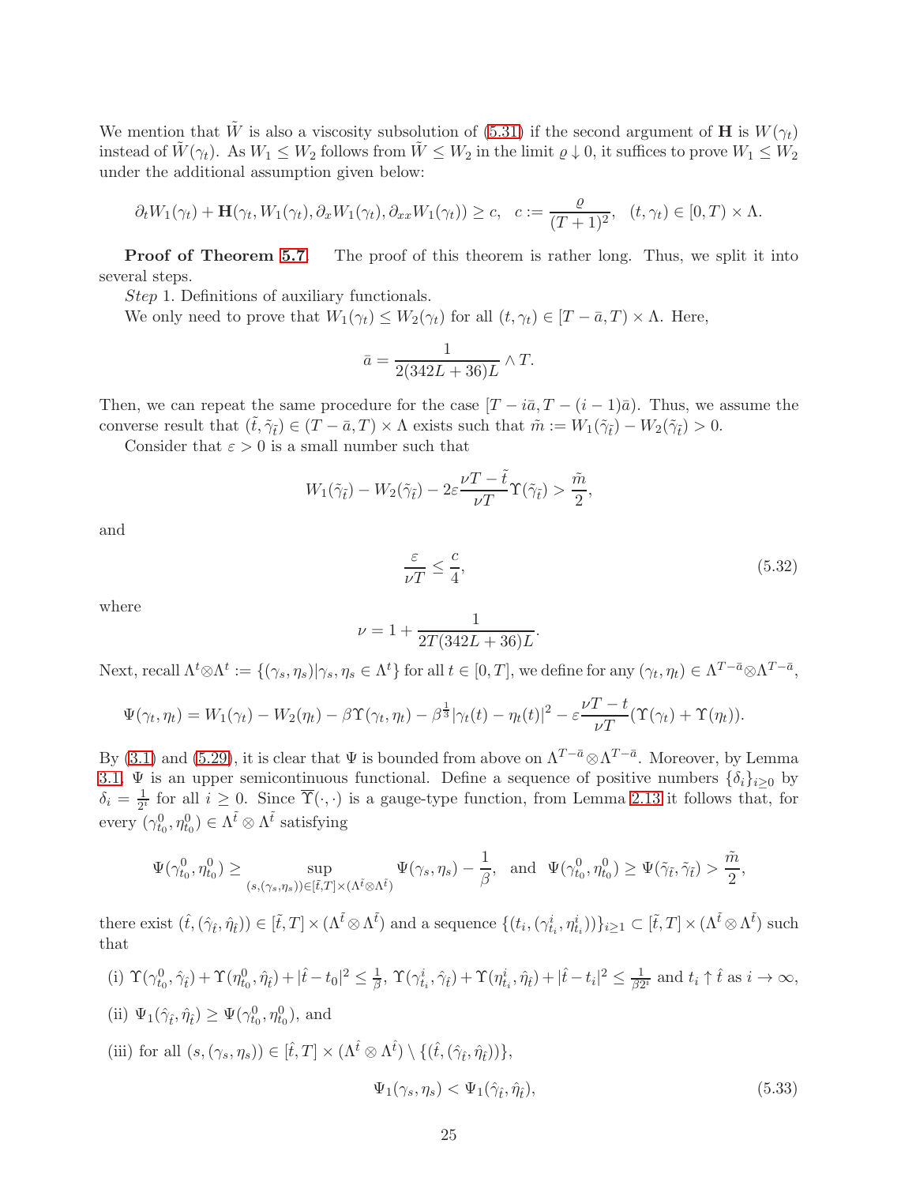We mention that $\tilde{W}$ is also a viscosity subsolution of (5.31) if the second argument of $\mathbf{H}$ is $W(\gamma_t)$ instead of $\tilde{W}(\gamma_t)$. As $W_1 \leq W_2$ follows from $\tilde{W} \leq W_2$ in the limit $\varrho \downarrow 0$, it suffices to prove $W_1 \leq W_2$ under the additional assumption given below:

$$\partial_t W_1(\gamma_t) + \mathbf{H}(\gamma_t, W_1(\gamma_t), \partial_x W_1(\gamma_t), \partial_{xx} W_1(\gamma_t)) \geq c, \quad c := \frac{\varrho}{(T+1)^2}, \quad (t, \gamma_t) \in [0, T) \times \Lambda.$$

**Proof of Theorem 5.7.** The proof of this theorem is rather long. Thus, we split it into several steps.

*Step* 1. Definitions of auxiliary functionals.

We only need to prove that $W_1(\gamma_t) \leq W_2(\gamma_t)$ for all $(t, \gamma_t) \in [T - \bar{a}, T) \times \Lambda$. Here,

$$\bar{a} = \frac{1}{2(342L + 36)L} \wedge T.$$

Then, we can repeat the same procedure for the case $[T - i\bar{a}, T - (i-1)\bar{a})$. Thus, we assume the converse result that $(\tilde{t}, \tilde{\gamma}_{\tilde{t}}) \in (T - \bar{a}, T) \times \Lambda$ exists such that $\tilde{m} := W_1(\tilde{\gamma}_{\tilde{t}}) - W_2(\tilde{\gamma}_{\tilde{t}}) > 0$.

Consider that $\varepsilon > 0$ is a small number such that

$$W_1(\tilde{\gamma}_{\tilde{t}}) - W_2(\tilde{\gamma}_{\tilde{t}}) - 2\varepsilon \frac{\nu T - \tilde{t}}{\nu T} \Upsilon(\tilde{\gamma}_{\tilde{t}}) > \frac{\tilde{m}}{2},$$

and

$$\frac{\varepsilon}{\nu T} \leq \frac{c}{4}, \tag{5.32}$$

where

$$\nu = 1 + \frac{1}{2T(342L + 36)L}.$$

Next, recall $\Lambda^t \otimes \Lambda^t := \{(\gamma_s, \eta_s) | \gamma_s, \eta_s \in \Lambda^t\}$ for all $t \in [0, T]$, we define for any $(\gamma_t, \eta_t) \in \Lambda^{T-\bar{a}} \otimes \Lambda^{T-\bar{a}}$,

$$\Psi(\gamma_t, \eta_t) = W_1(\gamma_t) - W_2(\eta_t) - \beta \Upsilon(\gamma_t, \eta_t) - \beta^{\frac{1}{3}} |\gamma_t(t) - \eta_t(t)|^2 - \varepsilon \frac{\nu T - t}{\nu T} (\Upsilon(\gamma_t) + \Upsilon(\eta_t)).$$

By (3.1) and (5.29), it is clear that $\Psi$ is bounded from above on $\Lambda^{T-\bar{a}} \otimes \Lambda^{T-\bar{a}}$. Moreover, by Lemma 3.1, $\Psi$ is an upper semicontinuous functional. Define a sequence of positive numbers $\{\delta_i\}_{i \geq 0}$ by $\delta_i = \frac{1}{2^i}$ for all $i \geq 0$. Since $\overline{\Upsilon}(\cdot, \cdot)$ is a gauge-type function, from Lemma 2.13 it follows that, for every $(\gamma^0_{t_0}, \eta^0_{t_0}) \in \Lambda^{\tilde{t}} \otimes \Lambda^{\tilde{t}}$ satisfying

$$\Psi(\gamma^0_{t_0}, \eta^0_{t_0}) \geq \sup_{(s, (\gamma_s, \eta_s)) \in [\tilde{t}, T] \times (\Lambda^{\tilde{t}} \otimes \Lambda^{\tilde{t}})} \Psi(\gamma_s, \eta_s) - \frac{1}{\beta}, \quad \text{and} \quad \Psi(\gamma^0_{t_0}, \eta^0_{t_0}) \geq \Psi(\tilde{\gamma}_{\tilde{t}}, \tilde{\gamma}_{\tilde{t}}) > \frac{\tilde{m}}{2},$$

there exist $(\hat{t}, (\hat{\gamma}_{\hat{t}}, \hat{\eta}_{\hat{t}})) \in [\tilde{t}, T] \times (\Lambda^{\tilde{t}} \otimes \Lambda^{\tilde{t}})$ and a sequence $\{(t_i, (\gamma^i_{t_i}, \eta^i_{t_i}))\}_{i \geq 1} \subset [\tilde{t}, T] \times (\Lambda^{\tilde{t}} \otimes \Lambda^{\tilde{t}})$ such that

(i) $\Upsilon(\gamma^0_{t_0}, \hat{\gamma}_{\hat{t}}) + \Upsilon(\eta^0_{t_0}, \hat{\eta}_{\hat{t}}) + |\hat{t} - t_0|^2 \leq \frac{1}{\beta}$, $\Upsilon(\gamma^i_{t_i}, \hat{\gamma}_{\hat{t}}) + \Upsilon(\eta^i_{t_i}, \hat{\eta}_{\hat{t}}) + |\hat{t} - t_i|^2 \leq \frac{1}{\beta 2^i}$ and $t_i \uparrow \hat{t}$ as $i \to \infty$,

(ii) $\Psi_1(\hat{\gamma}_{\hat{t}}, \hat{\eta}_{\hat{t}}) \geq \Psi(\gamma^0_{t_0}, \eta^0_{t_0})$, and

(iii) for all $(s, (\gamma_s, \eta_s)) \in [\hat{t}, T] \times (\Lambda^{\hat{t}} \otimes \Lambda^{\hat{t}}) \setminus \{(\hat{t}, (\hat{\gamma}_{\hat{t}}, \hat{\eta}_{\hat{t}}))\}$,

$$\Psi_1(\gamma_s, \eta_s) < \Psi_1(\hat{\gamma}_{\hat{t}}, \hat{\eta}_{\hat{t}}), \tag{5.33}$$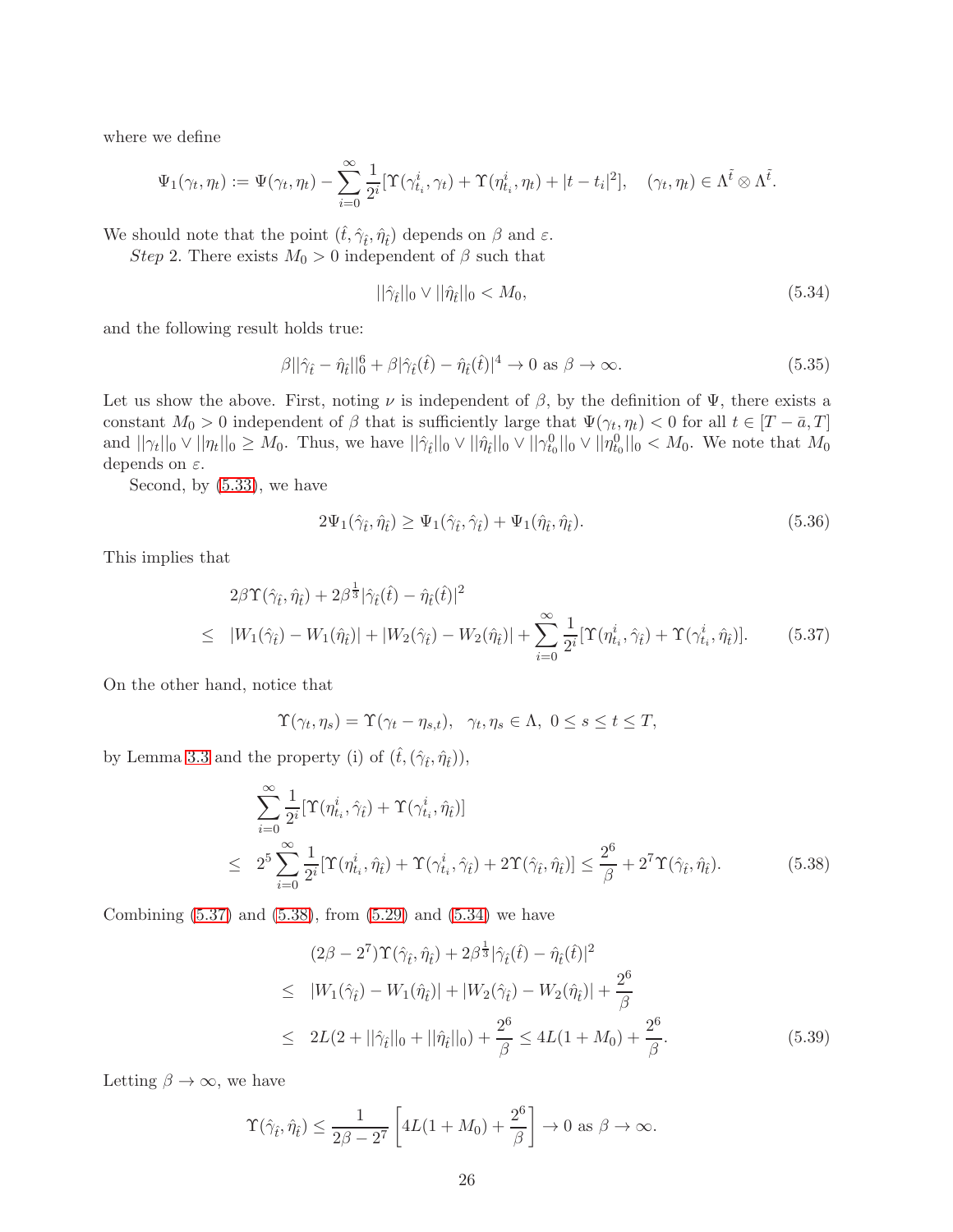where we define

$$\Psi_1(\gamma_t,\eta_t) := \Psi(\gamma_t,\eta_t) - \sum_{i=0}^{\infty}\frac{1}{2^i}[\Upsilon(\gamma^i_{t_i},\gamma_t)+\Upsilon(\eta^i_{t_i},\eta_t)+|t-t_i|^2], \quad (\gamma_t,\eta_t)\in\Lambda^{\tilde{t}}\otimes\Lambda^{\tilde{t}}.$$

We should note that the point $(\hat{t},\hat{\gamma}_{\hat{t}},\hat{\eta}_{\hat{t}})$ depends on $\beta$ and $\varepsilon$.

*Step* 2. There exists $M_0>0$ independent of $\beta$ such that

$$||\hat{\gamma}_{\hat{t}}||_0 \vee ||\hat{\eta}_{\hat{t}}||_0 < M_0, \tag{5.34}$$

and the following result holds true:

$$\beta||\hat{\gamma}_{\hat{t}}-\hat{\eta}_{\hat{t}}||_0^6 + \beta|\hat{\gamma}_{\hat{t}}(\hat{t})-\hat{\eta}_{\hat{t}}(\hat{t})|^4 \to 0 \text{ as } \beta\to\infty. \tag{5.35}$$

Let us show the above. First, noting $\nu$ is independent of $\beta$, by the definition of $\Psi$, there exists a constant $M_0>0$ independent of $\beta$ that is sufficiently large that $\Psi(\gamma_t,\eta_t)<0$ for all $t\in[T-\bar{a},T]$ and $||\gamma_t||_0\vee||\eta_t||_0\geq M_0$. Thus, we have $||\hat{\gamma}_{\hat{t}}||_0\vee||\hat{\eta}_{\hat{t}}||_0\vee||\gamma^0_{t_0}||_0\vee||\eta^0_{t_0}||_0<M_0$. We note that $M_0$ depends on $\varepsilon$.

Second, by (5.33), we have

$$2\Psi_1(\hat{\gamma}_{\hat{t}},\hat{\eta}_{\hat{t}}) \geq \Psi_1(\hat{\gamma}_{\hat{t}},\hat{\gamma}_{\hat{t}})+\Psi_1(\hat{\eta}_{\hat{t}},\hat{\eta}_{\hat{t}}). \tag{5.36}$$

This implies that

$$\begin{aligned}
&2\beta\Upsilon(\hat{\gamma}_{\hat{t}},\hat{\eta}_{\hat{t}})+2\beta^{\frac{1}{3}}|\hat{\gamma}_{\hat{t}}(\hat{t})-\hat{\eta}_{\hat{t}}(\hat{t})|^2\\
\leq\ & |W_1(\hat{\gamma}_{\hat{t}})-W_1(\hat{\eta}_{\hat{t}})|+|W_2(\hat{\gamma}_{\hat{t}})-W_2(\hat{\eta}_{\hat{t}})|+\sum_{i=0}^{\infty}\frac{1}{2^i}[\Upsilon(\eta^i_{t_i},\hat{\gamma}_{\hat{t}})+\Upsilon(\gamma^i_{t_i},\hat{\eta}_{\hat{t}})].
\end{aligned} \tag{5.37}$$

On the other hand, notice that

$$\Upsilon(\gamma_t,\eta_s)=\Upsilon(\gamma_t-\eta_{s,t}), \quad \gamma_t,\eta_s\in\Lambda,\ 0\leq s\leq t\leq T,$$

by Lemma 3.3 and the property (i) of $(\hat{t},(\hat{\gamma}_{\hat{t}},\hat{\eta}_{\hat{t}}))$,

$$\begin{aligned}
&\sum_{i=0}^{\infty}\frac{1}{2^i}[\Upsilon(\eta^i_{t_i},\hat{\gamma}_{\hat{t}})+\Upsilon(\gamma^i_{t_i},\hat{\eta}_{\hat{t}})]\\
\leq\ & 2^5\sum_{i=0}^{\infty}\frac{1}{2^i}[\Upsilon(\eta^i_{t_i},\hat{\eta}_{\hat{t}})+\Upsilon(\gamma^i_{t_i},\hat{\gamma}_{\hat{t}})+2\Upsilon(\hat{\gamma}_{\hat{t}},\hat{\eta}_{\hat{t}})]\leq\frac{2^6}{\beta}+2^7\Upsilon(\hat{\gamma}_{\hat{t}},\hat{\eta}_{\hat{t}}).
\end{aligned} \tag{5.38}$$

Combining (5.37) and (5.38), from (5.29) and (5.34) we have

$$\begin{aligned}
&(2\beta-2^7)\Upsilon(\hat{\gamma}_{\hat{t}},\hat{\eta}_{\hat{t}})+2\beta^{\frac{1}{3}}|\hat{\gamma}_{\hat{t}}(\hat{t})-\hat{\eta}_{\hat{t}}(\hat{t})|^2\\
\leq\ & |W_1(\hat{\gamma}_{\hat{t}})-W_1(\hat{\eta}_{\hat{t}})|+|W_2(\hat{\gamma}_{\hat{t}})-W_2(\hat{\eta}_{\hat{t}})|+\frac{2^6}{\beta}\\
\leq\ & 2L(2+||\hat{\gamma}_{\hat{t}}||_0+||\hat{\eta}_{\hat{t}}||_0)+\frac{2^6}{\beta}\leq 4L(1+M_0)+\frac{2^6}{\beta}.
\end{aligned} \tag{5.39}$$

Letting $\beta\to\infty$, we have

$$\Upsilon(\hat{\gamma}_{\hat{t}},\hat{\eta}_{\hat{t}})\leq\frac{1}{2\beta-2^7}\left[4L(1+M_0)+\frac{2^6}{\beta}\right]\to 0 \text{ as } \beta\to\infty.$$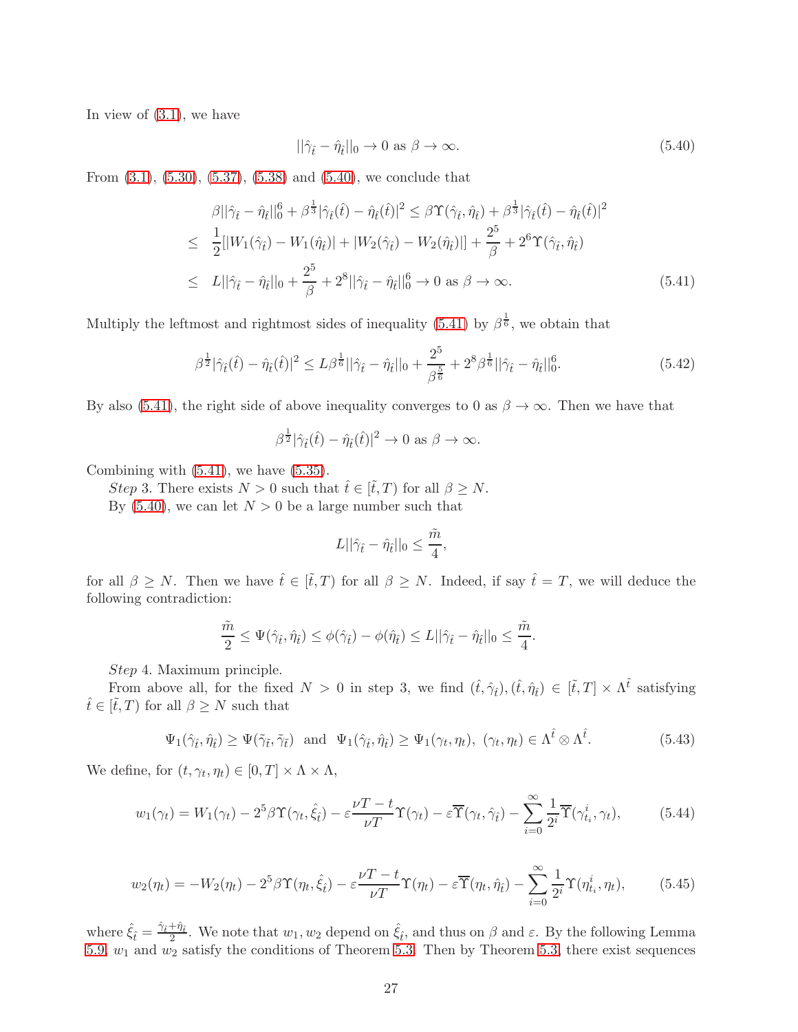In view of (3.1), we have

$$||\hat{\gamma}_{\hat{t}}-\hat{\eta}_{\hat{t}}||_0\rightarrow 0 \text{ as } \beta\rightarrow\infty. \tag{5.40}$$

From (3.1), (5.30), (5.37), (5.38) and (5.40), we conclude that

$$\begin{aligned}
&\beta||\hat{\gamma}_{\hat{t}}-\hat{\eta}_{\hat{t}}||_0^6+\beta^{\frac{1}{3}}|\hat{\gamma}_{\hat{t}}(\hat{t})-\hat{\eta}_{\hat{t}}(\hat{t})|^2\leq \beta\Upsilon(\hat{\gamma}_{\hat{t}},\hat{\eta}_{\hat{t}})+\beta^{\frac{1}{3}}|\hat{\gamma}_{\hat{t}}(\hat{t})-\hat{\eta}_{\hat{t}}(\hat{t})|^2\\
\leq\ & \frac{1}{2}[|W_1(\hat{\gamma}_{\hat{t}})-W_1(\hat{\eta}_{\hat{t}})|+|W_2(\hat{\gamma}_{\hat{t}})-W_2(\hat{\eta}_{\hat{t}})|]+\frac{2^5}{\beta}+2^6\Upsilon(\hat{\gamma}_{\hat{t}},\hat{\eta}_{\hat{t}})\\
\leq\ & L||\hat{\gamma}_{\hat{t}}-\hat{\eta}_{\hat{t}}||_0+\frac{2^5}{\beta}+2^8||\hat{\gamma}_{\hat{t}}-\hat{\eta}_{\hat{t}}||_0^6\rightarrow 0 \text{ as } \beta\rightarrow\infty.
\end{aligned}\tag{5.41}$$

Multiply the leftmost and rightmost sides of inequality (5.41) by $\beta^{\frac{1}{6}}$, we obtain that

$$\beta^{\frac{1}{2}}|\hat{\gamma}_{\hat{t}}(\hat{t})-\hat{\eta}_{\hat{t}}(\hat{t})|^2\leq L\beta^{\frac{1}{6}}||\hat{\gamma}_{\hat{t}}-\hat{\eta}_{\hat{t}}||_0+\frac{2^5}{\beta^{\frac{5}{6}}}+2^8\beta^{\frac{1}{6}}||\hat{\gamma}_{\hat{t}}-\hat{\eta}_{\hat{t}}||_0^6. \tag{5.42}$$

By also (5.41), the right side of above inequality converges to 0 as $\beta\rightarrow\infty$. Then we have that

$$\beta^{\frac{1}{2}}|\hat{\gamma}_{\hat{t}}(\hat{t})-\hat{\eta}_{\hat{t}}(\hat{t})|^2\rightarrow 0 \text{ as } \beta\rightarrow\infty.$$

Combining with (5.41), we have (5.35).

*Step* 3. There exists $N>0$ such that $\hat{t}\in[\tilde{t},T)$ for all $\beta\geq N$.

By (5.40), we can let $N>0$ be a large number such that

$$L||\hat{\gamma}_{\hat{t}}-\hat{\eta}_{\hat{t}}||_0\leq\frac{\tilde{m}}{4},$$

for all $\beta\geq N$. Then we have $\hat{t}\in[\tilde{t},T)$ for all $\beta\geq N$. Indeed, if say $\hat{t}=T$, we will deduce the following contradiction:

$$\frac{\tilde{m}}{2}\leq\Psi(\hat{\gamma}_{\hat{t}},\hat{\eta}_{\hat{t}})\leq\phi(\hat{\gamma}_{\hat{t}})-\phi(\hat{\eta}_{\hat{t}})\leq L||\hat{\gamma}_{\hat{t}}-\hat{\eta}_{\hat{t}}||_0\leq\frac{\tilde{m}}{4}.$$

*Step* 4. Maximum principle.

From above all, for the fixed $N>0$ in step 3, we find $(\hat{t},\hat{\gamma}_{\hat{t}}),(\hat{t},\hat{\eta}_{\hat{t}})\in[\tilde{t},T]\times\Lambda^{\tilde{t}}$ satisfying $\hat{t}\in[\tilde{t},T)$ for all $\beta\geq N$ such that

$$\Psi_1(\hat{\gamma}_{\hat{t}},\hat{\eta}_{\hat{t}})\geq\Psi(\tilde{\gamma}_{\tilde{t}},\tilde{\gamma}_{\tilde{t}}) \ \text{ and } \ \Psi_1(\hat{\gamma}_{\hat{t}},\hat{\eta}_{\hat{t}})\geq\Psi_1(\gamma_t,\eta_t),\ (\gamma_t,\eta_t)\in\Lambda^{\hat{t}}\otimes\Lambda^{\hat{t}}. \tag{5.43}$$

We define, for $(t,\gamma_t,\eta_t)\in[0,T]\times\Lambda\times\Lambda$,

$$w_1(\gamma_t)=W_1(\gamma_t)-2^5\beta\Upsilon(\gamma_t,\hat{\xi}_{\hat{t}})-\varepsilon\frac{\nu T-t}{\nu T}\Upsilon(\gamma_t)-\varepsilon\overline{\Upsilon}(\gamma_t,\hat{\gamma}_{\hat{t}})-\sum_{i=0}^{\infty}\frac{1}{2^i}\overline{\Upsilon}(\gamma^i_{t_i},\gamma_t), \tag{5.44}$$

$$w_2(\eta_t)=-W_2(\eta_t)-2^5\beta\Upsilon(\eta_t,\hat{\xi}_{\hat{t}})-\varepsilon\frac{\nu T-t}{\nu T}\Upsilon(\eta_t)-\varepsilon\overline{\Upsilon}(\eta_t,\hat{\eta}_{\hat{t}})-\sum_{i=0}^{\infty}\frac{1}{2^i}\Upsilon(\eta^i_{t_i},\eta_t), \tag{5.45}$$

where $\hat{\xi}_{\hat{t}}=\frac{\hat{\gamma}_{\hat{t}}+\hat{\eta}_{\hat{t}}}{2}$. We note that $w_1,w_2$ depend on $\hat{\xi}_{\hat{t}}$, and thus on $\beta$ and $\varepsilon$. By the following Lemma 5.9, $w_1$ and $w_2$ satisfy the conditions of Theorem 5.3. Then by Theorem 5.3, there exist sequences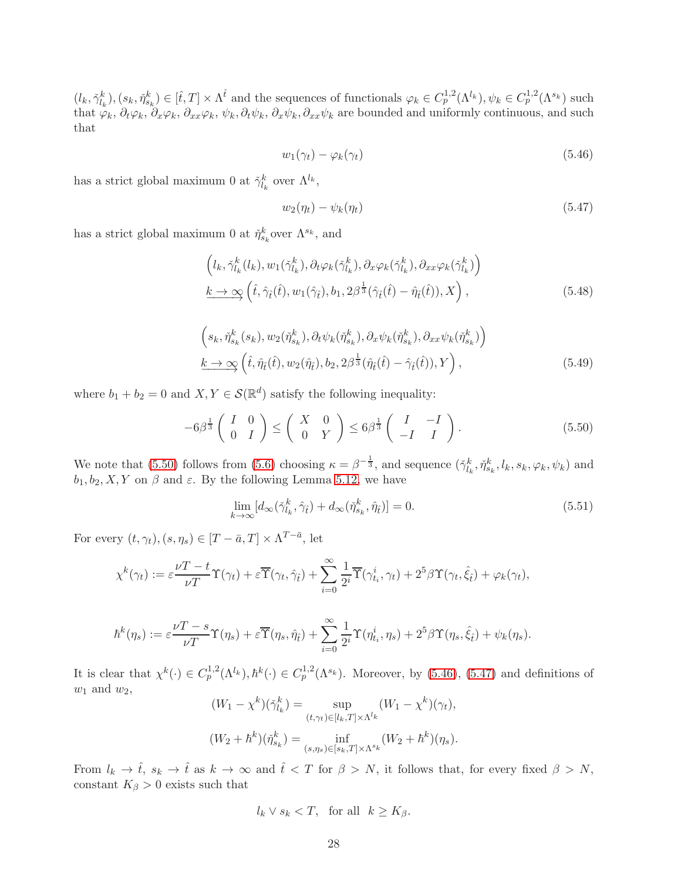$(l_k, \check{\gamma}^k_{l_k}), (s_k, \check{\eta}^k_{s_k}) \in [\hat{t}, T] \times \Lambda^{\hat{t}}$ and the sequences of functionals $\varphi_k \in C^{1,2}_p(\Lambda^{l_k}), \psi_k \in C^{1,2}_p(\Lambda^{s_k})$ such that $\varphi_k$, $\partial_t\varphi_k$, $\partial_x\varphi_k$, $\partial_{xx}\varphi_k$, $\psi_k, \partial_t\psi_k$, $\partial_x\psi_k, \partial_{xx}\psi_k$ are bounded and uniformly continuous, and such that

$$
w_1(\gamma_t) - \varphi_k(\gamma_t) \tag{5.46}
$$

has a strict global maximum 0 at $\check{\gamma}^k_{l_k}$ over $\Lambda^{l_k}$,

$$
w_2(\eta_t) - \psi_k(\eta_t) \tag{5.47}
$$

has a strict global maximum 0 at $\check{\eta}^k_{s_k}$ over $\Lambda^{s_k}$, and

$$
\begin{aligned}
&\Big(l_k, \check{\gamma}^k_{l_k}(l_k), w_1(\check{\gamma}^k_{l_k}), \partial_t\varphi_k(\check{\gamma}^k_{l_k}), \partial_x\varphi_k(\check{\gamma}^k_{l_k}), \partial_{xx}\varphi_k(\check{\gamma}^k_{l_k})\Big) \\
&\underrightarrow{k\to\infty} \Big(\hat{t}, \hat{\gamma}_{\hat{t}}(\hat{t}), w_1(\hat{\gamma}_{\hat{t}}), b_1, 2\beta^{\frac{1}{3}}(\hat{\gamma}_{\hat{t}}(\hat{t}) - \hat{\eta}_{\hat{t}}(\hat{t})), X\Big),
\end{aligned} \tag{5.48}
$$

$$
\begin{aligned}
&\Big(s_k, \check{\eta}^k_{s_k}(s_k), w_2(\check{\eta}^k_{s_k}), \partial_t\psi_k(\check{\eta}^k_{s_k}), \partial_x\psi_k(\check{\eta}^k_{s_k}), \partial_{xx}\psi_k(\check{\eta}^k_{s_k})\Big) \\
&\underrightarrow{k\to\infty} \Big(\hat{t}, \hat{\eta}_{\hat{t}}(\hat{t}), w_2(\hat{\eta}_{\hat{t}}), b_2, 2\beta^{\frac{1}{3}}(\hat{\eta}_{\hat{t}}(\hat{t}) - \hat{\gamma}_{\hat{t}}(\hat{t})), Y\Big),
\end{aligned} \tag{5.49}
$$

where $b_1 + b_2 = 0$ and $X, Y \in \mathcal{S}(\mathbb{R}^d)$ satisfy the following inequality:

$$
-6\beta^{\frac{1}{3}} \begin{pmatrix} I & 0 \\ 0 & I \end{pmatrix} \leq \begin{pmatrix} X & 0 \\ 0 & Y \end{pmatrix} \leq 6\beta^{\frac{1}{3}} \begin{pmatrix} I & -I \\ -I & I \end{pmatrix}. \tag{5.50}
$$

We note that (5.50) follows from (5.6) choosing $\kappa = \beta^{-\frac{1}{3}}$, and sequence $(\check{\gamma}^k_{l_k}, \check{\eta}^k_{s_k}, l_k, s_k, \varphi_k, \psi_k)$ and $b_1, b_2, X, Y$ on $\beta$ and $\varepsilon$. By the following Lemma 5.12, we have

$$
\lim_{k\to\infty} [d_\infty(\check{\gamma}^k_{l_k}, \hat{\gamma}_{\hat{t}}) + d_\infty(\check{\eta}^k_{s_k}, \hat{\eta}_{\hat{t}})] = 0. \tag{5.51}
$$

For every $(t, \gamma_t), (s, \eta_s) \in [T - \bar{a}, T] \times \Lambda^{T-\bar{a}}$, let

$$
\chi^k(\gamma_t) := \varepsilon\frac{\nu T - t}{\nu T}\Upsilon(\gamma_t) + \varepsilon\overline{\Upsilon}(\gamma_t, \hat{\gamma}_{\hat{t}}) + \sum_{i=0}^{\infty}\frac{1}{2^i}\overline{\Upsilon}(\gamma^i_{t_i}, \gamma_t) + 2^5\beta\Upsilon(\gamma_t, \hat{\xi}_{\hat{t}}) + \varphi_k(\gamma_t),
$$

$$
\hbar^k(\eta_s) := \varepsilon\frac{\nu T - s}{\nu T}\Upsilon(\eta_s) + \varepsilon\overline{\Upsilon}(\eta_s, \hat{\eta}_{\hat{t}}) + \sum_{i=0}^{\infty}\frac{1}{2^i}\Upsilon(\eta^i_{t_i}, \eta_s) + 2^5\beta\Upsilon(\eta_s, \hat{\xi}_{\hat{t}}) + \psi_k(\eta_s).
$$

It is clear that $\chi^k(\cdot) \in C^{1,2}_p(\Lambda^{l_k}), \hbar^k(\cdot) \in C^{1,2}_p(\Lambda^{s_k})$. Moreover, by (5.46), (5.47) and definitions of $w_1$ and $w_2$,

$$
(W_1 - \chi^k)(\check{\gamma}^k_{l_k}) = \sup_{(t,\gamma_t)\in[l_k,T]\times\Lambda^{l_k}} (W_1 - \chi^k)(\gamma_t),
$$

$$
(W_2 + \hbar^k)(\check{\eta}^k_{s_k}) = \inf_{(s,\eta_s)\in[s_k,T]\times\Lambda^{s_k}} (W_2 + \hbar^k)(\eta_s).
$$

From $l_k \to \hat{t}$, $s_k \to \hat{t}$ as $k \to \infty$ and $\hat{t} < T$ for $\beta > N$, it follows that, for every fixed $\beta > N$, constant $K_\beta > 0$ exists such that

$$
l_k \vee s_k < T, \quad \text{for all} \ \ k \geq K_\beta.
$$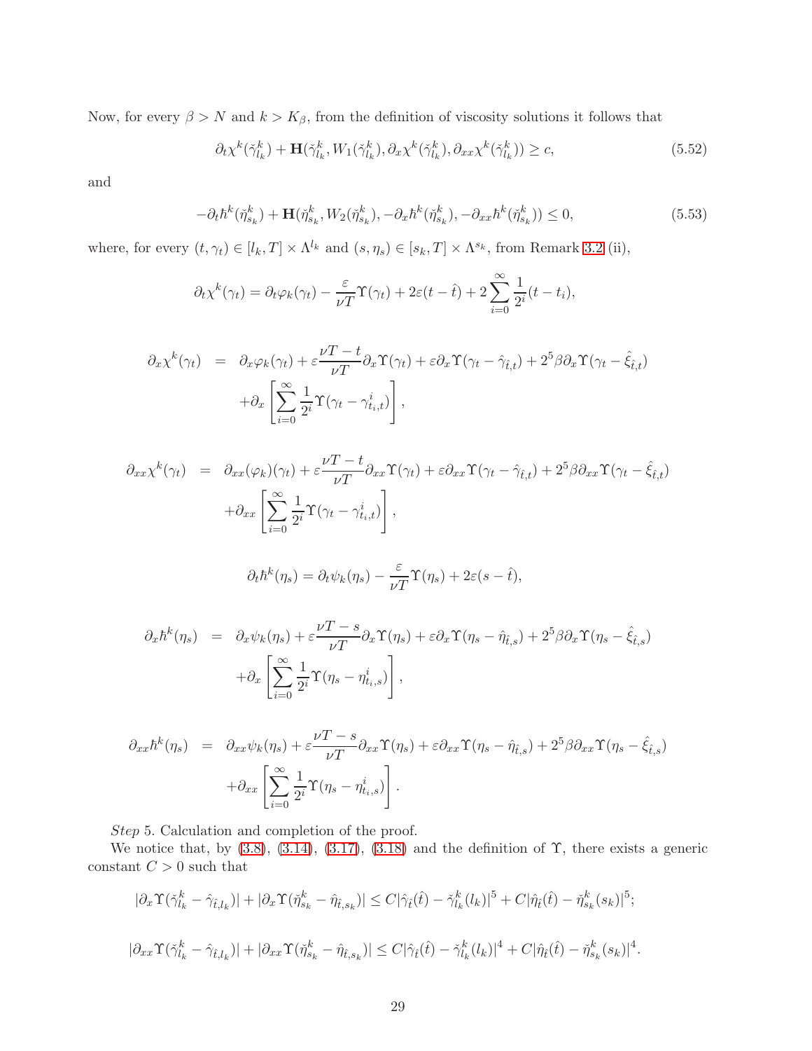Now, for every $\beta > N$ and $k > K_\beta$, from the definition of viscosity solutions it follows that

$$\partial_t \chi^k(\check{\gamma}^k_{l_k}) + \mathbf{H}(\check{\gamma}^k_{l_k}, W_1(\check{\gamma}^k_{l_k}), \partial_x \chi^k(\check{\gamma}^k_{l_k}), \partial_{xx}\chi^k(\check{\gamma}^k_{l_k})) \geq c, \tag{5.52}$$

and

$$-\partial_t \hbar^k(\check{\eta}^k_{s_k}) + \mathbf{H}(\check{\eta}^k_{s_k}, W_2(\check{\eta}^k_{s_k}), -\partial_x \hbar^k(\check{\eta}^k_{s_k}), -\partial_{xx}\hbar^k(\check{\eta}^k_{s_k})) \leq 0, \tag{5.53}$$

where, for every $(t, \gamma_t) \in [l_k, T] \times \Lambda^{l_k}$ and $(s, \eta_s) \in [s_k, T] \times \Lambda^{s_k}$, from Remark 3.2 (ii),

$$\partial_t \chi^k(\gamma_t) = \partial_t \varphi_k(\gamma_t) - \frac{\varepsilon}{\nu T}\Upsilon(\gamma_t) + 2\varepsilon(t - \hat{t}) + 2\sum_{i=0}^{\infty}\frac{1}{2^i}(t - t_i),$$

$$\begin{aligned}
\partial_x \chi^k(\gamma_t) &= \partial_x \varphi_k(\gamma_t) + \varepsilon\frac{\nu T - t}{\nu T}\partial_x \Upsilon(\gamma_t) + \varepsilon \partial_x \Upsilon(\gamma_t - \hat{\gamma}_{\hat{t},t}) + 2^5\beta \partial_x \Upsilon(\gamma_t - \hat{\xi}_{\hat{t},t}) \\
&\quad + \partial_x\left[\sum_{i=0}^{\infty}\frac{1}{2^i}\Upsilon(\gamma_t - \gamma^i_{t_i,t})\right],
\end{aligned}$$

$$\begin{aligned}
\partial_{xx} \chi^k(\gamma_t) &= \partial_{xx} (\varphi_k)(\gamma_t) + \varepsilon\frac{\nu T - t}{\nu T}\partial_{xx} \Upsilon(\gamma_t) + \varepsilon \partial_{xx} \Upsilon(\gamma_t - \hat{\gamma}_{\hat{t},t}) + 2^5\beta \partial_{xx} \Upsilon(\gamma_t - \hat{\xi}_{\hat{t},t}) \\
&\quad + \partial_{xx}\left[\sum_{i=0}^{\infty}\frac{1}{2^i}\Upsilon(\gamma_t - \gamma^i_{t_i,t})\right],
\end{aligned}$$

$$\partial_t \hbar^k(\eta_s) = \partial_t \psi_k(\eta_s) - \frac{\varepsilon}{\nu T}\Upsilon(\eta_s) + 2\varepsilon(s - \hat{t}),$$

$$\begin{aligned}
\partial_x \hbar^k(\eta_s) &= \partial_x \psi_k(\eta_s) + \varepsilon\frac{\nu T - s}{\nu T}\partial_x \Upsilon(\eta_s) + \varepsilon \partial_x \Upsilon(\eta_s - \hat{\eta}_{\hat{t},s}) + 2^5\beta \partial_x \Upsilon(\eta_s - \hat{\xi}_{\hat{t},s}) \\
&\quad + \partial_x\left[\sum_{i=0}^{\infty}\frac{1}{2^i}\Upsilon(\eta_s - \eta^i_{t_i,s})\right],
\end{aligned}$$

$$\begin{aligned}
\partial_{xx} \hbar^k(\eta_s) &= \partial_{xx} \psi_k(\eta_s) + \varepsilon\frac{\nu T - s}{\nu T}\partial_{xx} \Upsilon(\eta_s) + \varepsilon \partial_{xx} \Upsilon(\eta_s - \hat{\eta}_{\hat{t},s}) + 2^5\beta \partial_{xx} \Upsilon(\eta_s - \hat{\xi}_{\hat{t},s}) \\
&\quad + \partial_{xx}\left[\sum_{i=0}^{\infty}\frac{1}{2^i}\Upsilon(\eta_s - \eta^i_{t_i,s})\right].
\end{aligned}$$

*Step* 5. Calculation and completion of the proof.

We notice that, by (3.8), (3.14), (3.17), (3.18) and the definition of $\Upsilon$, there exists a generic constant $C > 0$ such that

$$|\partial_x \Upsilon(\check{\gamma}^k_{l_k} - \hat{\gamma}_{\hat{t},l_k})| + |\partial_x \Upsilon(\check{\eta}^k_{s_k} - \hat{\eta}_{\hat{t},s_k})| \leq C|\hat{\gamma}_{\hat{t}}(\hat{t}) - \check{\gamma}^k_{l_k}(l_k)|^5 + C|\hat{\eta}_{\hat{t}}(\hat{t}) - \check{\eta}^k_{s_k}(s_k)|^5;$$

$$|\partial_{xx} \Upsilon(\check{\gamma}^k_{l_k} - \hat{\gamma}_{\hat{t},l_k})| + |\partial_{xx} \Upsilon(\check{\eta}^k_{s_k} - \hat{\eta}_{\hat{t},s_k})| \leq C|\hat{\gamma}_{\hat{t}}(\hat{t}) - \check{\gamma}^k_{l_k}(l_k)|^4 + C|\hat{\eta}_{\hat{t}}(\hat{t}) - \check{\eta}^k_{s_k}(s_k)|^4.$$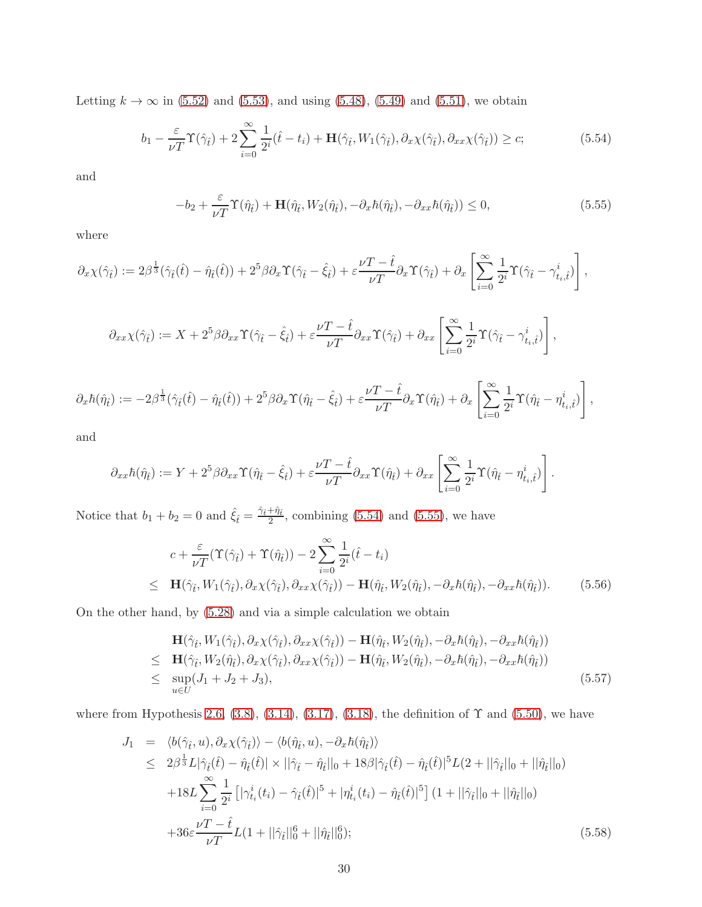Letting $k\to\infty$ in (5.52) and (5.53), and using (5.48), (5.49) and (5.51), we obtain

$$b_1 - \frac{\varepsilon}{\nu T}\Upsilon(\hat{\gamma}_{\hat{t}}) + 2\sum_{i=0}^{\infty}\frac{1}{2^i}(\hat{t}-t_i) + \mathbf{H}(\hat{\gamma}_{\hat{t}}, W_1(\hat{\gamma}_{\hat{t}}), \partial_x\chi(\hat{\gamma}_{\hat{t}}), \partial_{xx}\chi(\hat{\gamma}_{\hat{t}})) \geq c; \tag{5.54}$$

and

$$-b_2 + \frac{\varepsilon}{\nu T}\Upsilon(\hat{\eta}_{\hat{t}}) + \mathbf{H}(\hat{\eta}_{\hat{t}}, W_2(\hat{\eta}_{\hat{t}}), -\partial_x\hbar(\hat{\eta}_{\hat{t}}), -\partial_{xx}\hbar(\hat{\eta}_{\hat{t}})) \leq 0, \tag{5.55}$$

where

$$\partial_x\chi(\hat{\gamma}_{\hat{t}}) := 2\beta^{\frac{1}{3}}(\hat{\gamma}_{\hat{t}}(\hat{t}) - \hat{\eta}_{\hat{t}}(\hat{t})) + 2^5\beta\partial_x\Upsilon(\hat{\gamma}_{\hat{t}} - \hat{\xi}_{\hat{t}}) + \varepsilon\frac{\nu T - \hat{t}}{\nu T}\partial_x\Upsilon(\hat{\gamma}_{\hat{t}}) + \partial_x\left[\sum_{i=0}^{\infty}\frac{1}{2^i}\Upsilon(\hat{\gamma}_{\hat{t}} - \gamma^i_{t_i,\hat{t}})\right],$$

$$\partial_{xx}\chi(\hat{\gamma}_{\hat{t}}) := X + 2^5\beta\partial_{xx}\Upsilon(\hat{\gamma}_{\hat{t}} - \hat{\xi}_{\hat{t}}) + \varepsilon\frac{\nu T - \hat{t}}{\nu T}\partial_{xx}\Upsilon(\hat{\gamma}_{\hat{t}}) + \partial_{xx}\left[\sum_{i=0}^{\infty}\frac{1}{2^i}\Upsilon(\hat{\gamma}_{\hat{t}} - \gamma^i_{t_i,\hat{t}})\right],$$

$$\partial_x\hbar(\hat{\eta}_{\hat{t}}) := -2\beta^{\frac{1}{3}}(\hat{\gamma}_{\hat{t}}(\hat{t}) - \hat{\eta}_{\hat{t}}(\hat{t})) + 2^5\beta\partial_x\Upsilon(\hat{\eta}_{\hat{t}} - \hat{\xi}_{\hat{t}}) + \varepsilon\frac{\nu T - \hat{t}}{\nu T}\partial_x\Upsilon(\hat{\eta}_{\hat{t}}) + \partial_x\left[\sum_{i=0}^{\infty}\frac{1}{2^i}\Upsilon(\hat{\eta}_{\hat{t}} - \eta^i_{t_i,\hat{t}})\right],$$

and

$$\partial_{xx}\hbar(\hat{\eta}_{\hat{t}}) := Y + 2^5\beta\partial_{xx}\Upsilon(\hat{\eta}_{\hat{t}} - \hat{\xi}_{\hat{t}}) + \varepsilon\frac{\nu T - \hat{t}}{\nu T}\partial_{xx}\Upsilon(\hat{\eta}_{\hat{t}}) + \partial_{xx}\left[\sum_{i=0}^{\infty}\frac{1}{2^i}\Upsilon(\hat{\eta}_{\hat{t}} - \eta^i_{t_i,\hat{t}})\right].$$

Notice that $b_1+b_2=0$ and $\hat{\xi}_{\hat{t}} = \frac{\hat{\gamma}_{\hat{t}}+\hat{\eta}_{\hat{t}}}{2}$, combining (5.54) and (5.55), we have

$$\begin{aligned}
& c + \frac{\varepsilon}{\nu T}(\Upsilon(\hat{\gamma}_{\hat{t}}) + \Upsilon(\hat{\eta}_{\hat{t}})) - 2\sum_{i=0}^{\infty}\frac{1}{2^i}(\hat{t}-t_i) \\
\leq\ & \mathbf{H}(\hat{\gamma}_{\hat{t}}, W_1(\hat{\gamma}_{\hat{t}}), \partial_x\chi(\hat{\gamma}_{\hat{t}}), \partial_{xx}\chi(\hat{\gamma}_{\hat{t}})) - \mathbf{H}(\hat{\eta}_{\hat{t}}, W_2(\hat{\eta}_{\hat{t}}), -\partial_x\hbar(\hat{\eta}_{\hat{t}}), -\partial_{xx}\hbar(\hat{\eta}_{\hat{t}})).
\end{aligned} \tag{5.56}$$

On the other hand, by (5.28) and via a simple calculation we obtain

$$\begin{aligned}
& \mathbf{H}(\hat{\gamma}_{\hat{t}}, W_1(\hat{\gamma}_{\hat{t}}), \partial_x\chi(\hat{\gamma}_{\hat{t}}), \partial_{xx}\chi(\hat{\gamma}_{\hat{t}})) - \mathbf{H}(\hat{\eta}_{\hat{t}}, W_2(\hat{\eta}_{\hat{t}}), -\partial_x\hbar(\hat{\eta}_{\hat{t}}), -\partial_{xx}\hbar(\hat{\eta}_{\hat{t}})) \\
\leq\ & \mathbf{H}(\hat{\gamma}_{\hat{t}}, W_2(\hat{\eta}_{\hat{t}}), \partial_x\chi(\hat{\gamma}_{\hat{t}}), \partial_{xx}\chi(\hat{\gamma}_{\hat{t}})) - \mathbf{H}(\hat{\eta}_{\hat{t}}, W_2(\hat{\eta}_{\hat{t}}), -\partial_x\hbar(\hat{\eta}_{\hat{t}}), -\partial_{xx}\hbar(\hat{\eta}_{\hat{t}})) \\
\leq\ & \sup_{u\in U}(J_1+J_2+J_3),
\end{aligned} \tag{5.57}$$

where from Hypothesis 2.6, (3.8), (3.14), (3.17), (3.18), the definition of $\Upsilon$ and (5.50), we have

$$\begin{aligned}
J_1 =\ & \langle b(\hat{\gamma}_{\hat{t}}, u), \partial_x\chi(\hat{\gamma}_{\hat{t}})\rangle - \langle b(\hat{\eta}_{\hat{t}}, u), -\partial_x\hbar(\hat{\eta}_{\hat{t}})\rangle \\
\leq\ & 2\beta^{\frac{1}{3}}L|\hat{\gamma}_{\hat{t}}(\hat{t}) - \hat{\eta}_{\hat{t}}(\hat{t})| \times ||\hat{\gamma}_{\hat{t}} - \hat{\eta}_{\hat{t}}||_0 + 18\beta|\hat{\gamma}_{\hat{t}}(\hat{t}) - \hat{\eta}_{\hat{t}}(\hat{t})|^5 L(2 + ||\hat{\gamma}_{\hat{t}}||_0 + ||\hat{\eta}_{\hat{t}}||_0) \\
& + 18L\sum_{i=0}^{\infty}\frac{1}{2^i}\left[|\gamma^i_{t_i}(t_i) - \hat{\gamma}_{\hat{t}}(\hat{t})|^5 + |\eta^i_{t_i}(t_i) - \hat{\eta}_{\hat{t}}(\hat{t})|^5\right](1 + ||\hat{\gamma}_{\hat{t}}||_0 + ||\hat{\eta}_{\hat{t}}||_0) \\
& + 36\varepsilon\frac{\nu T - \hat{t}}{\nu T}L(1 + ||\hat{\gamma}_{\hat{t}}||_0^6 + ||\hat{\eta}_{\hat{t}}||_0^6);
\end{aligned} \tag{5.58}$$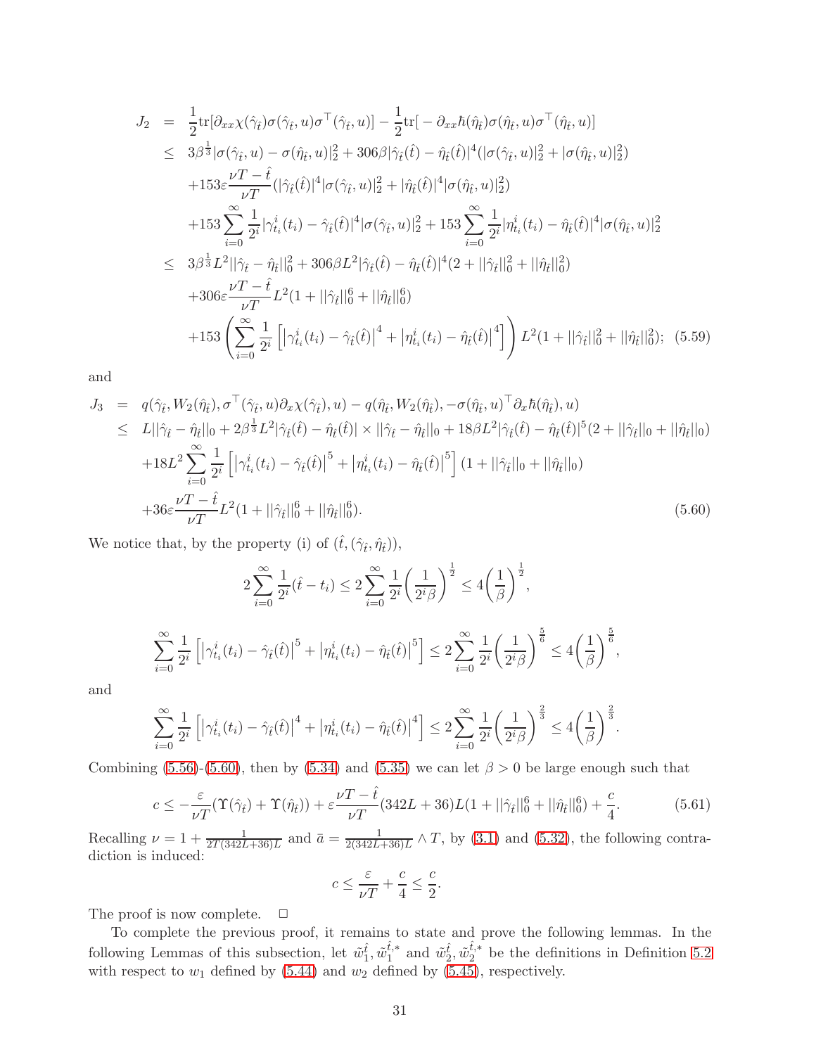$$
\begin{aligned}
J_2 &= \frac{1}{2}\mathrm{tr}[\partial_{xx}\chi(\hat{\gamma}_{\hat{t}})\sigma(\hat{\gamma}_{\hat{t}},u)\sigma^\top(\hat{\gamma}_{\hat{t}},u)] - \frac{1}{2}\mathrm{tr}[-\partial_{xx}\hbar(\hat{\eta}_{\hat{t}})\sigma(\hat{\eta}_{\hat{t}},u)\sigma^\top(\hat{\eta}_{\hat{t}},u)] \\
&\leq 3\beta^{\frac{1}{3}}|\sigma(\hat{\gamma}_{\hat{t}},u)-\sigma(\hat{\eta}_{\hat{t}},u)|_2^2 + 306\beta|\hat{\gamma}_{\hat{t}}(\hat{t})-\hat{\eta}_{\hat{t}}(\hat{t})|^4(|\sigma(\hat{\gamma}_{\hat{t}},u)|_2^2+|\sigma(\hat{\eta}_{\hat{t}},u)|_2^2) \\
&\quad +153\varepsilon\frac{\nu T-\hat{t}}{\nu T}(|\hat{\gamma}_{\hat{t}}(\hat{t})|^4|\sigma(\hat{\gamma}_{\hat{t}},u)|_2^2+|\hat{\eta}_{\hat{t}}(\hat{t})|^4|\sigma(\hat{\eta}_{\hat{t}},u)|_2^2) \\
&\quad +153\sum_{i=0}^{\infty}\frac{1}{2^i}|\gamma^i_{t_i}(t_i)-\hat{\gamma}_{\hat{t}}(\hat{t})|^4|\sigma(\hat{\gamma}_{\hat{t}},u)|_2^2 + 153\sum_{i=0}^{\infty}\frac{1}{2^i}|\eta^i_{t_i}(t_i)-\hat{\eta}_{\hat{t}}(\hat{t})|^4|\sigma(\hat{\eta}_{\hat{t}},u)|_2^2 \\
&\leq 3\beta^{\frac{1}{3}}L^2||\hat{\gamma}_{\hat{t}}-\hat{\eta}_{\hat{t}}||_0^2 + 306\beta L^2|\hat{\gamma}_{\hat{t}}(\hat{t})-\hat{\eta}_{\hat{t}}(\hat{t})|^4(2+||\hat{\gamma}_{\hat{t}}||_0^2+||\hat{\eta}_{\hat{t}}||_0^2) \\
&\quad +306\varepsilon\frac{\nu T-\hat{t}}{\nu T}L^2(1+||\hat{\gamma}_{\hat{t}}||_0^6+||\hat{\eta}_{\hat{t}}||_0^6) \\
&\quad +153\left(\sum_{i=0}^{\infty}\frac{1}{2^i}\left[\left|\gamma^i_{t_i}(t_i)-\hat{\gamma}_{\hat{t}}(\hat{t})\right|^4+\left|\eta^i_{t_i}(t_i)-\hat{\eta}_{\hat{t}}(\hat{t})\right|^4\right]\right)L^2(1+||\hat{\gamma}_{\hat{t}}||_0^2+||\hat{\eta}_{\hat{t}}||_0^2); \quad (5.59)
\end{aligned}
$$

and

$$
\begin{aligned}
J_3 &= q(\hat{\gamma}_{\hat{t}},W_2(\hat{\eta}_{\hat{t}}),\sigma^\top(\hat{\gamma}_{\hat{t}},u)\partial_x\chi(\hat{\gamma}_{\hat{t}}),u) - q(\hat{\eta}_{\hat{t}},W_2(\hat{\eta}_{\hat{t}}),-\sigma(\hat{\eta}_{\hat{t}},u)^\top\partial_x\hbar(\hat{\eta}_{\hat{t}}),u) \\
&\leq L||\hat{\gamma}_{\hat{t}}-\hat{\eta}_{\hat{t}}||_0 + 2\beta^{\frac{1}{3}}L^2|\hat{\gamma}_{\hat{t}}(\hat{t})-\hat{\eta}_{\hat{t}}(\hat{t})|\times||\hat{\gamma}_{\hat{t}}-\hat{\eta}_{\hat{t}}||_0 + 18\beta L^2|\hat{\gamma}_{\hat{t}}(\hat{t})-\hat{\eta}_{\hat{t}}(\hat{t})|^5(2+||\hat{\gamma}_{\hat{t}}||_0+||\hat{\eta}_{\hat{t}}||_0) \\
&\quad +18L^2\sum_{i=0}^{\infty}\frac{1}{2^i}\left[\left|\gamma^i_{t_i}(t_i)-\hat{\gamma}_{\hat{t}}(\hat{t})\right|^5+\left|\eta^i_{t_i}(t_i)-\hat{\eta}_{\hat{t}}(\hat{t})\right|^5\right](1+||\hat{\gamma}_{\hat{t}}||_0+||\hat{\eta}_{\hat{t}}||_0) \\
&\quad +36\varepsilon\frac{\nu T-\hat{t}}{\nu T}L^2(1+||\hat{\gamma}_{\hat{t}}||_0^6+||\hat{\eta}_{\hat{t}}||_0^6). \quad (5.60)
\end{aligned}
$$

We notice that, by the property (i) of $(\hat{t},(\hat{\gamma}_{\hat{t}},\hat{\eta}_{\hat{t}}))$,

$$
2\sum_{i=0}^{\infty}\frac{1}{2^i}(\hat{t}-t_i) \leq 2\sum_{i=0}^{\infty}\frac{1}{2^i}\left(\frac{1}{2^i\beta}\right)^{\frac{1}{2}} \leq 4\left(\frac{1}{\beta}\right)^{\frac{1}{2}},
$$

$$
\sum_{i=0}^{\infty}\frac{1}{2^i}\left[\left|\gamma^i_{t_i}(t_i)-\hat{\gamma}_{\hat{t}}(\hat{t})\right|^5+\left|\eta^i_{t_i}(t_i)-\hat{\eta}_{\hat{t}}(\hat{t})\right|^5\right] \leq 2\sum_{i=0}^{\infty}\frac{1}{2^i}\left(\frac{1}{2^i\beta}\right)^{\frac{5}{6}} \leq 4\left(\frac{1}{\beta}\right)^{\frac{5}{6}},
$$

and

$$
\sum_{i=0}^{\infty}\frac{1}{2^i}\left[\left|\gamma^i_{t_i}(t_i)-\hat{\gamma}_{\hat{t}}(\hat{t})\right|^4+\left|\eta^i_{t_i}(t_i)-\hat{\eta}_{\hat{t}}(\hat{t})\right|^4\right] \leq 2\sum_{i=0}^{\infty}\frac{1}{2^i}\left(\frac{1}{2^i\beta}\right)^{\frac{2}{3}} \leq 4\left(\frac{1}{\beta}\right)^{\frac{2}{3}}.
$$

Combining (5.56)-(5.60), then by (5.34) and (5.35) we can let $\beta>0$ be large enough such that

$$
c \leq -\frac{\varepsilon}{\nu T}(\Upsilon(\hat{\gamma}_{\hat{t}})+\Upsilon(\hat{\eta}_{\hat{t}})) + \varepsilon\frac{\nu T-\hat{t}}{\nu T}(342L+36)L(1+||\hat{\gamma}_{\hat{t}}||_0^6+||\hat{\eta}_{\hat{t}}||_0^6) + \frac{c}{4}. \quad (5.61)
$$

Recalling $\nu = 1+\frac{1}{2T(342L+36)L}$ and $\bar{a} = \frac{1}{2(342L+36)L}\wedge T$, by (3.1) and (5.32), the following contradiction is induced:

$$
c \leq \frac{\varepsilon}{\nu T} + \frac{c}{4} \leq \frac{c}{2}.
$$

The proof is now complete. $\quad\Box$

To complete the previous proof, it remains to state and prove the following lemmas. In the following Lemmas of this subsection, let $\tilde{w}_1^{\hat{t}}, \tilde{w}_1^{\hat{t},*}$ and $\tilde{w}_2^{\hat{t}}, \tilde{w}_2^{\hat{t},*}$ be the definitions in Definition 5.2 with respect to $w_1$ defined by (5.44) and $w_2$ defined by (5.45), respectively.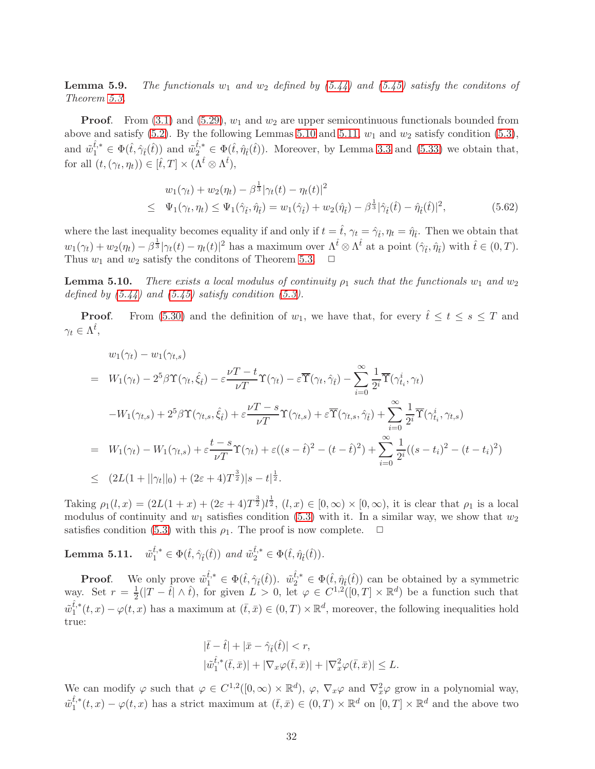**Lemma 5.9.** *The functionals $w_1$ and $w_2$ defined by (5.44) and (5.45) satisfy the conditons of Theorem 5.3.*

**Proof**. From (3.1) and (5.29), $w_1$ and $w_2$ are upper semicontinuous functionals bounded from above and satisfy (5.2). By the following Lemmas 5.10 and 5.11, $w_1$ and $w_2$ satisfy condition (5.3), and $\tilde{w}_1^{\hat{t},*} \in \Phi(\hat{t}, \hat{\gamma}_{\hat{t}}(\hat{t}))$ and $\tilde{w}_2^{\hat{t},*} \in \Phi(\hat{t}, \hat{\eta}_{\hat{t}}(\hat{t}))$. Moreover, by Lemma 3.3 and (5.33) we obtain that, for all $(t, (\gamma_t, \eta_t)) \in [\hat{t}, T] \times (\Lambda^{\hat{t}} \otimes \Lambda^{\hat{t}})$,

$$
\begin{aligned}
& w_1(\gamma_t) + w_2(\eta_t) - \beta^{\frac{1}{3}} |\gamma_t(t) - \eta_t(t)|^2 \\
\leq \;& \Psi_1(\gamma_t, \eta_t) \leq \Psi_1(\hat{\gamma}_{\hat{t}}, \hat{\eta}_{\hat{t}}) = w_1(\hat{\gamma}_{\hat{t}}) + w_2(\hat{\eta}_{\hat{t}}) - \beta^{\frac{1}{3}} |\hat{\gamma}_{\hat{t}}(\hat{t}) - \hat{\eta}_{\hat{t}}(\hat{t})|^2, \qquad (5.62)
\end{aligned}
$$

where the last inequality becomes equality if and only if $t = \hat{t}$, $\gamma_t = \hat{\gamma}_{\hat{t}}, \eta_t = \hat{\eta}_{\hat{t}}$. Then we obtain that $w_1(\gamma_t) + w_2(\eta_t) - \beta^{\frac{1}{3}} |\gamma_t(t) - \eta_t(t)|^2$ has a maximum over $\Lambda^{\hat{t}} \otimes \Lambda^{\hat{t}}$ at a point $(\hat{\gamma}_{\hat{t}}, \hat{\eta}_{\hat{t}})$ with $\hat{t} \in (0, T)$. Thus $w_1$ and $w_2$ satisfy the conditons of Theorem 5.3. $\Box$

**Lemma 5.10.** *There exists a local modulus of continuity $\rho_1$ such that the functionals $w_1$ and $w_2$ defined by (5.44) and (5.45) satisfy condition (5.3).*

**Proof**. From (5.30) and the definition of $w_1$, we have that, for every $\hat{t} \leq t \leq s \leq T$ and $\gamma_t \in \Lambda^{\hat{t}}$,

$$
\begin{aligned}
& w_1(\gamma_t) - w_1(\gamma_{t,s}) \\
= \;& W_1(\gamma_t) - 2^5 \beta \Upsilon(\gamma_t, \hat{\xi}_{\hat{t}}) - \varepsilon \frac{\nu T - t}{\nu T} \Upsilon(\gamma_t) - \varepsilon \overline{\Upsilon}(\gamma_t, \hat{\gamma}_{\hat{t}}) - \sum_{i=0}^{\infty} \frac{1}{2^i} \overline{\Upsilon}(\gamma^i_{t_i}, \gamma_t) \\
& - W_1(\gamma_{t,s}) + 2^5 \beta \Upsilon(\gamma_{t,s}, \hat{\xi}_{\hat{t}}) + \varepsilon \frac{\nu T - s}{\nu T} \Upsilon(\gamma_{t,s}) + \varepsilon \overline{\Upsilon}(\gamma_{t,s}, \hat{\gamma}_{\hat{t}}) + \sum_{i=0}^{\infty} \frac{1}{2^i} \overline{\Upsilon}(\gamma^i_{t_i}, \gamma_{t,s}) \\
= \;& W_1(\gamma_t) - W_1(\gamma_{t,s}) + \varepsilon \frac{t - s}{\nu T} \Upsilon(\gamma_t) + \varepsilon ((s - \hat{t})^2 - (t - \hat{t})^2) + \sum_{i=0}^{\infty} \frac{1}{2^i} ((s - t_i)^2 - (t - t_i)^2) \\
\leq \;& (2L(1 + ||\gamma_t||_0) + (2\varepsilon + 4) T^{\frac{3}{2}}) |s - t|^{\frac{1}{2}}.
\end{aligned}
$$

Taking $\rho_1(l, x) = (2L(1 + x) + (2\varepsilon + 4) T^{\frac{3}{2}}) l^{\frac{1}{2}}$, $(l, x) \in [0, \infty) \times [0, \infty)$, it is clear that $\rho_1$ is a local modulus of continuity and $w_1$ satisfies condition (5.3) with it. In a similar way, we show that $w_2$ satisfies condition (5.3) with this $\rho_1$. The proof is now complete. $\Box$

**Lemma 5.11.** $\tilde{w}_1^{\hat{t},*} \in \Phi(\hat{t}, \hat{\gamma}_{\hat{t}}(\hat{t}))$ *and* $\tilde{w}_2^{\hat{t},*} \in \Phi(\hat{t}, \hat{\eta}_{\hat{t}}(\hat{t}))$.

**Proof**. We only prove $\tilde{w}_1^{\hat{t},*} \in \Phi(\hat{t}, \hat{\gamma}_{\hat{t}}(\hat{t}))$. $\tilde{w}_2^{\hat{t},*} \in \Phi(\hat{t}, \hat{\eta}_{\hat{t}}(\hat{t}))$ can be obtained by a symmetric way. Set $r = \frac{1}{2}(|T - \hat{t}| \wedge \hat{t})$, for given $L > 0$, let $\varphi \in C^{1,2}([0, T] \times \mathbb{R}^d)$ be a function such that $\tilde{w}_1^{\hat{t},*}(t, x) - \varphi(t, x)$ has a maximum at $(\bar{t}, \bar{x}) \in (0, T) \times \mathbb{R}^d$, moreover, the following inequalities hold true:

$$
\begin{aligned}
& |\bar{t} - \hat{t}| + |\bar{x} - \hat{\gamma}_{\hat{t}}(\hat{t})| < r, \\
& |\tilde{w}_1^{\hat{t},*}(\bar{t}, \bar{x})| + |\nabla_x \varphi(\bar{t}, \bar{x})| + |\nabla_x^2 \varphi(\bar{t}, \bar{x})| \leq L.
\end{aligned}
$$

We can modify $\varphi$ such that $\varphi \in C^{1,2}([0, \infty) \times \mathbb{R}^d)$, $\varphi$, $\nabla_x \varphi$ and $\nabla_x^2 \varphi$ grow in a polynomial way, $\tilde{w}_1^{\hat{t},*}(t, x) - \varphi(t, x)$ has a strict maximum at $(\bar{t}, \bar{x}) \in (0, T) \times \mathbb{R}^d$ on $[0, T] \times \mathbb{R}^d$ and the above two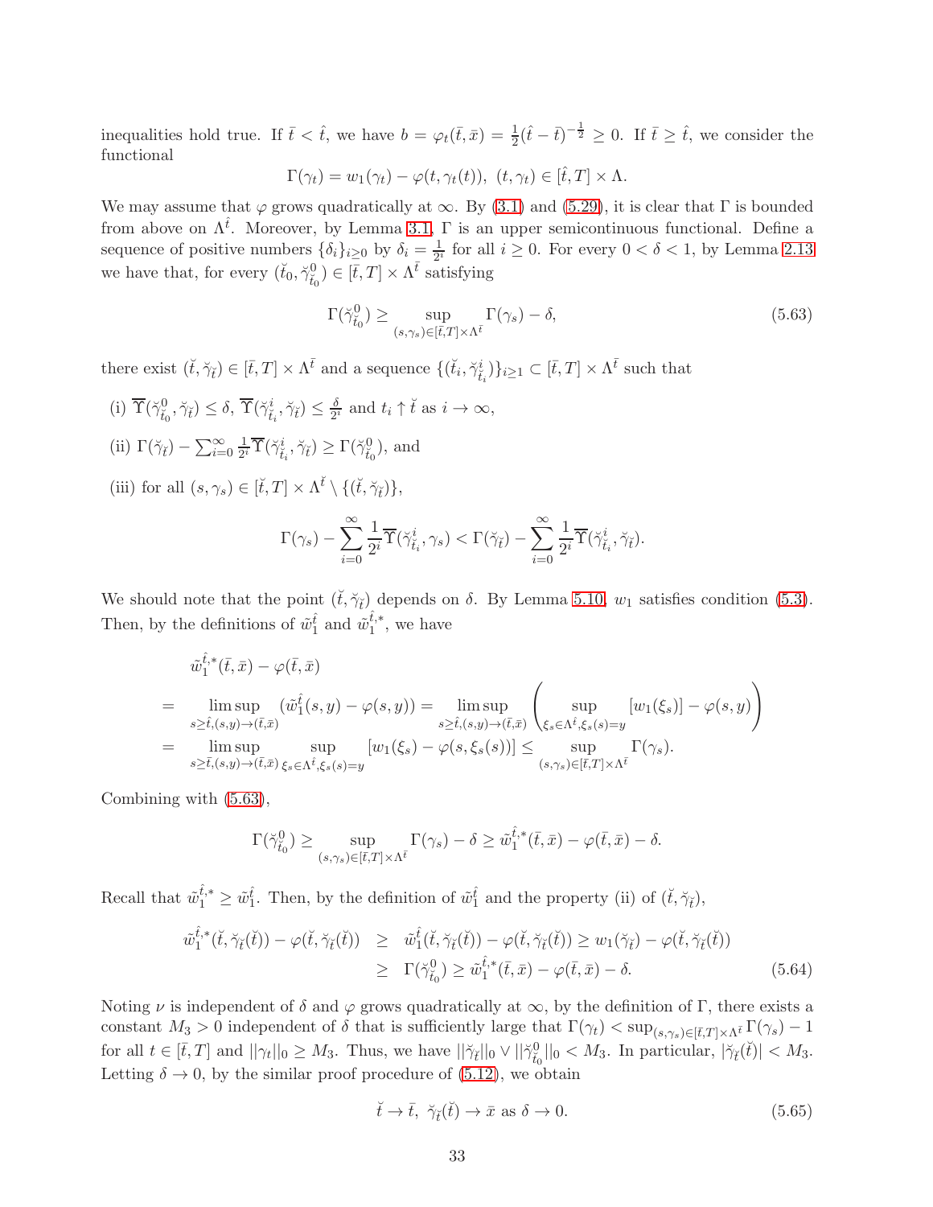inequalities hold true. If $\bar{t} < \hat{t}$, we have $b = \varphi_t(\bar{t},\bar{x}) = \frac{1}{2}(\hat{t}-\bar{t})^{-\frac{1}{2}} \geq 0$. If $\bar{t} \geq \hat{t}$, we consider the functional

$$\Gamma(\gamma_t) = w_1(\gamma_t) - \varphi(t, \gamma_t(t)),\ (t,\gamma_t) \in [\hat{t}, T] \times \Lambda.$$

We may assume that $\varphi$ grows quadratically at $\infty$. By (3.1) and (5.29), it is clear that $\Gamma$ is bounded from above on $\Lambda^{\hat{t}}$. Moreover, by Lemma 3.1, $\Gamma$ is an upper semicontinuous functional. Define a sequence of positive numbers $\{\delta_i\}_{i\geq 0}$ by $\delta_i = \frac{1}{2^i}$ for all $i \geq 0$. For every $0 < \delta < 1$, by Lemma 2.13 we have that, for every $(\breve{t}_0, \breve{\gamma}^0_{\breve{t}_0}) \in [\bar{t}, T] \times \Lambda^{\bar{t}}$ satisfying

$$\Gamma(\breve{\gamma}^0_{\breve{t}_0}) \geq \sup_{(s,\gamma_s)\in[\bar{t},T]\times\Lambda^{\bar{t}}} \Gamma(\gamma_s) - \delta, \tag{5.63}$$

there exist $(\breve{t}, \breve{\gamma}_{\breve{t}}) \in [\bar{t}, T] \times \Lambda^{\bar{t}}$ and a sequence $\{(\breve{t}_i, \breve{\gamma}^i_{\breve{t}_i})\}_{i\geq 1} \subset [\bar{t}, T] \times \Lambda^{\bar{t}}$ such that

(i) $\overline{\Upsilon}(\breve{\gamma}^0_{\breve{t}_0}, \breve{\gamma}_{\breve{t}}) \leq \delta$, $\overline{\Upsilon}(\breve{\gamma}^i_{\breve{t}_i}, \breve{\gamma}_{\breve{t}}) \leq \frac{\delta}{2^i}$ and $t_i \uparrow \breve{t}$ as $i \to \infty$,

(ii) $\Gamma(\breve{\gamma}_{\breve{t}}) - \sum_{i=0}^{\infty} \frac{1}{2^i} \overline{\Upsilon}(\breve{\gamma}^i_{\breve{t}_i}, \breve{\gamma}_{\breve{t}}) \geq \Gamma(\breve{\gamma}^0_{\breve{t}_0})$, and

(iii) for all $(s, \gamma_s) \in [\breve{t}, T] \times \Lambda^{\breve{t}} \setminus \{(\breve{t}, \breve{\gamma}_{\breve{t}})\}$,

$$\Gamma(\gamma_s) - \sum_{i=0}^{\infty} \frac{1}{2^i} \overline{\Upsilon}(\breve{\gamma}^i_{\breve{t}_i}, \gamma_s) < \Gamma(\breve{\gamma}_{\breve{t}}) - \sum_{i=0}^{\infty} \frac{1}{2^i} \overline{\Upsilon}(\breve{\gamma}^i_{\breve{t}_i}, \breve{\gamma}_{\breve{t}}).$$

We should note that the point $(\breve{t}, \breve{\gamma}_{\breve{t}})$ depends on $\delta$. By Lemma 5.10, $w_1$ satisfies condition (5.3). Then, by the definitions of $\tilde{w}^{\hat{t}}_1$ and $\tilde{w}^{\hat{t},*}_1$, we have

$$\begin{aligned}
& \tilde{w}^{\hat{t},*}_1(\bar{t},\bar{x}) - \varphi(\bar{t},\bar{x}) \\
= & \limsup_{s\geq\hat{t},(s,y)\to(\bar{t},\bar{x})} (\tilde{w}^{\hat{t}}_1(s,y) - \varphi(s,y)) = \limsup_{s\geq\hat{t},(s,y)\to(\bar{t},\bar{x})} \left( \sup_{\xi_s\in\Lambda^{\hat{t}},\xi_s(s)=y} [w_1(\xi_s)] - \varphi(s,y) \right) \\
= & \limsup_{s\geq\bar{t},(s,y)\to(\bar{t},\bar{x})} \sup_{\xi_s\in\Lambda^{\hat{t}},\xi_s(s)=y} [w_1(\xi_s) - \varphi(s,\xi_s(s))] \leq \sup_{(s,\gamma_s)\in[\bar{t},T]\times\Lambda^{\bar{t}}} \Gamma(\gamma_s).
\end{aligned}$$

Combining with (5.63),

$$\Gamma(\breve{\gamma}^0_{\breve{t}_0}) \geq \sup_{(s,\gamma_s)\in[\bar{t},T]\times\Lambda^{\bar{t}}} \Gamma(\gamma_s) - \delta \geq \tilde{w}^{\hat{t},*}_1(\bar{t},\bar{x}) - \varphi(\bar{t},\bar{x}) - \delta.$$

Recall that $\tilde{w}^{\hat{t},*}_1 \geq \tilde{w}^{\hat{t}}_1$. Then, by the definition of $\tilde{w}^{\hat{t}}_1$ and the property (ii) of $(\breve{t}, \breve{\gamma}_{\breve{t}})$,

$$\begin{aligned}
\tilde{w}^{\hat{t},*}_1(\breve{t}, \breve{\gamma}_{\breve{t}}(\breve{t})) - \varphi(\breve{t}, \breve{\gamma}_{\breve{t}}(\breve{t})) &\geq \tilde{w}^{\hat{t}}_1(\breve{t}, \breve{\gamma}_{\breve{t}}(\breve{t})) - \varphi(\breve{t}, \breve{\gamma}_{\breve{t}}(\breve{t})) \geq w_1(\breve{\gamma}_{\breve{t}}) - \varphi(\breve{t}, \breve{\gamma}_{\breve{t}}(\breve{t})) \\
&\geq \Gamma(\breve{\gamma}^0_{\breve{t}_0}) \geq \tilde{w}^{\hat{t},*}_1(\bar{t},\bar{x}) - \varphi(\bar{t},\bar{x}) - \delta.
\end{aligned} \tag{5.64}$$

Noting $\nu$ is independent of $\delta$ and $\varphi$ grows quadratically at $\infty$, by the definition of $\Gamma$, there exists a constant $M_3 > 0$ independent of $\delta$ that is sufficiently large that $\Gamma(\gamma_t) < \sup_{(s,\gamma_s)\in[\bar{t},T]\times\Lambda^{\bar{t}}} \Gamma(\gamma_s) - 1$ for all $t \in [\bar{t}, T]$ and $||\gamma_t||_0 \geq M_3$. Thus, we have $||\breve{\gamma}_{\breve{t}}||_0 \vee ||\breve{\gamma}^0_{\breve{t}_0}||_0 < M_3$. In particular, $|\breve{\gamma}_{\breve{t}}(\breve{t})| < M_3$. Letting $\delta \to 0$, by the similar proof procedure of (5.12), we obtain

$$\breve{t} \to \bar{t},\ \breve{\gamma}_{\breve{t}}(\breve{t}) \to \bar{x} \text{ as } \delta \to 0. \tag{5.65}$$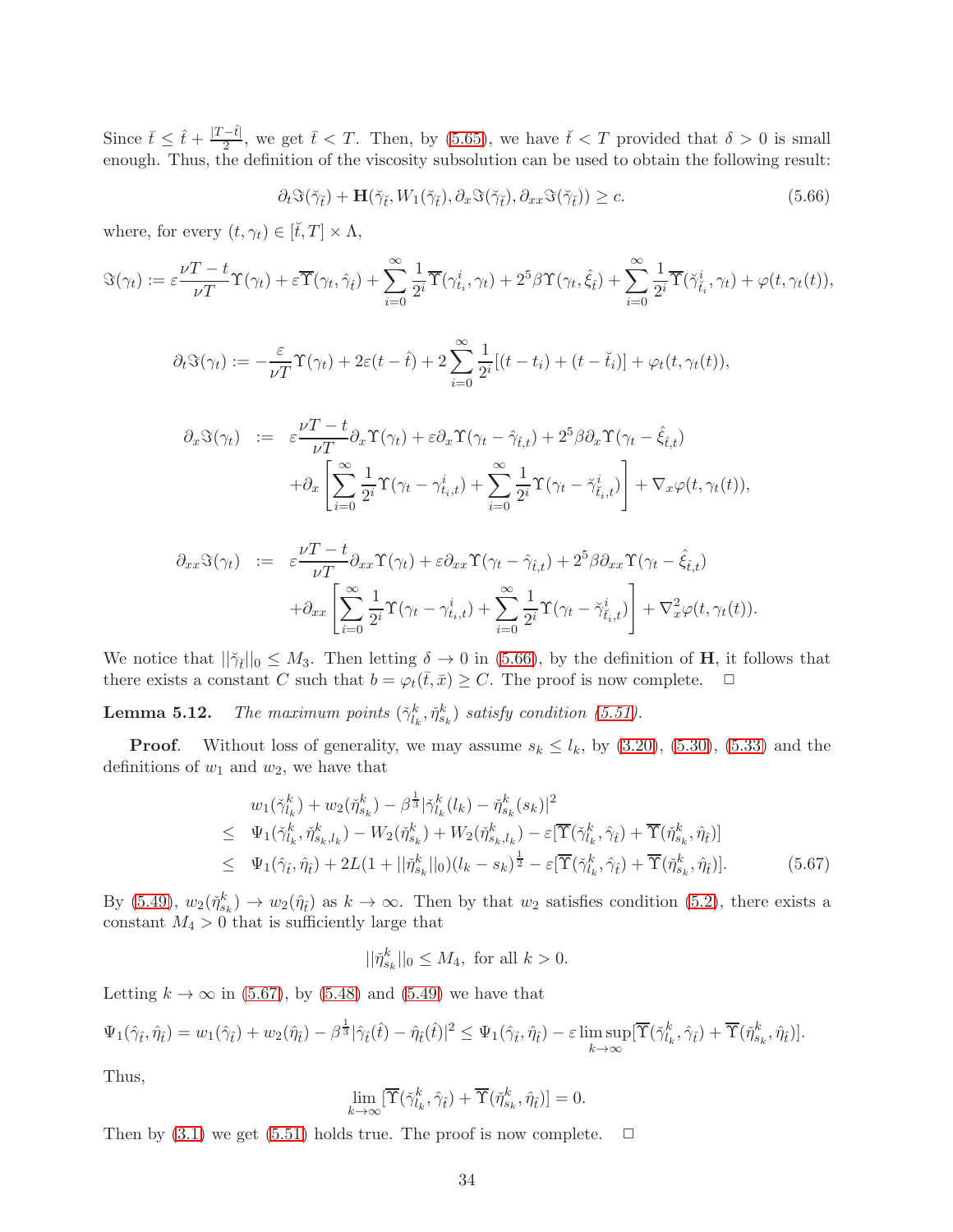Since $\bar{t} \leq \hat{t} + \frac{|T-\hat{t}|}{2}$, we get $\bar{t} < T$. Then, by (5.65), we have $\check{t} < T$ provided that $\delta > 0$ is small enough. Thus, the definition of the viscosity subsolution can be used to obtain the following result:

$$\partial_t \Im(\check{\gamma}_{\check{t}}) + \mathbf{H}(\check{\gamma}_{\check{t}}, W_1(\check{\gamma}_{\check{t}}), \partial_x \Im(\check{\gamma}_{\check{t}}), \partial_{xx} \Im(\check{\gamma}_{\check{t}})) \geq c. \tag{5.66}$$

where, for every $(t, \gamma_t) \in [\check{t}, T] \times \Lambda$,

$$\Im(\gamma_t) := \varepsilon \frac{\nu T - t}{\nu T} \Upsilon(\gamma_t) + \varepsilon \overline{\Upsilon}(\gamma_t, \hat{\gamma}_{\hat{t}}) + \sum_{i=0}^{\infty} \frac{1}{2^i} \overline{\Upsilon}(\gamma^i_{t_i}, \gamma_t) + 2^5 \beta \Upsilon(\gamma_t, \hat{\xi}_{\hat{t}}) + \sum_{i=0}^{\infty} \frac{1}{2^i} \overline{\Upsilon}(\check{\gamma}^i_{\check{t}_i}, \gamma_t) + \varphi(t, \gamma_t(t)),$$

$$\partial_t \Im(\gamma_t) := -\frac{\varepsilon}{\nu T} \Upsilon(\gamma_t) + 2\varepsilon(t - \hat{t}) + 2 \sum_{i=0}^{\infty} \frac{1}{2^i} [(t - t_i) + (t - \check{t}_i)] + \varphi_t(t, \gamma_t(t)),$$

$$\begin{aligned}
\partial_x \Im(\gamma_t) \;:=\; & \varepsilon \frac{\nu T - t}{\nu T} \partial_x \Upsilon(\gamma_t) + \varepsilon \partial_x \Upsilon(\gamma_t - \hat{\gamma}_{\hat{t}, t}) + 2^5 \beta \partial_x \Upsilon(\gamma_t - \hat{\xi}_{\hat{t}, t}) \\
& + \partial_x \left[ \sum_{i=0}^{\infty} \frac{1}{2^i} \Upsilon(\gamma_t - \gamma^i_{t_i, t}) + \sum_{i=0}^{\infty} \frac{1}{2^i} \Upsilon(\gamma_t - \check{\gamma}^i_{\check{t}_i, t}) \right] + \nabla_x \varphi(t, \gamma_t(t)),
\end{aligned}$$

$$\begin{aligned}
\partial_{xx} \Im(\gamma_t) \;:=\; & \varepsilon \frac{\nu T - t}{\nu T} \partial_{xx} \Upsilon(\gamma_t) + \varepsilon \partial_{xx} \Upsilon(\gamma_t - \hat{\gamma}_{\hat{t}, t}) + 2^5 \beta \partial_{xx} \Upsilon(\gamma_t - \hat{\xi}_{\hat{t}, t}) \\
& + \partial_{xx} \left[ \sum_{i=0}^{\infty} \frac{1}{2^i} \Upsilon(\gamma_t - \gamma^i_{t_i, t}) + \sum_{i=0}^{\infty} \frac{1}{2^i} \Upsilon(\gamma_t - \check{\gamma}^i_{\check{t}_i, t}) \right] + \nabla^2_x \varphi(t, \gamma_t(t)).
\end{aligned}$$

We notice that $||\check{\gamma}_{\check{t}}||_0 \leq M_3$. Then letting $\delta \to 0$ in (5.66), by the definition of $\mathbf{H}$, it follows that there exists a constant $C$ such that $b = \varphi_t(\bar{t}, \bar{x}) \geq C$. The proof is now complete. $\square$

**Lemma 5.12.** *The maximum points $(\check{\gamma}^k_{l_k}, \check{\eta}^k_{s_k})$ satisfy condition (5.51).*

**Proof**. Without loss of generality, we may assume $s_k \leq l_k$, by (3.20), (5.30), (5.33) and the definitions of $w_1$ and $w_2$, we have that

$$\begin{aligned}
& w_1(\check{\gamma}^k_{l_k}) + w_2(\check{\eta}^k_{s_k}) - \beta^{\frac{1}{3}} |\check{\gamma}^k_{l_k}(l_k) - \check{\eta}^k_{s_k}(s_k)|^2 \\
\leq\; & \Psi_1(\check{\gamma}^k_{l_k}, \check{\eta}^k_{s_k, l_k}) - W_2(\check{\eta}^k_{s_k}) + W_2(\check{\eta}^k_{s_k, l_k}) - \varepsilon[\overline{\Upsilon}(\check{\gamma}^k_{l_k}, \hat{\gamma}_{\hat{t}}) + \overline{\Upsilon}(\check{\eta}^k_{s_k}, \hat{\eta}_{\hat{t}})] \\
\leq\; & \Psi_1(\hat{\gamma}_{\hat{t}}, \hat{\eta}_{\hat{t}}) + 2L(1 + ||\check{\eta}^k_{s_k}||_0)(l_k - s_k)^{\frac{1}{2}} - \varepsilon[\overline{\Upsilon}(\check{\gamma}^k_{l_k}, \hat{\gamma}_{\hat{t}}) + \overline{\Upsilon}(\check{\eta}^k_{s_k}, \hat{\eta}_{\hat{t}})].
\end{aligned} \tag{5.67}$$

By (5.49), $w_2(\check{\eta}^k_{s_k}) \to w_2(\hat{\eta}_{\hat{t}})$ as $k \to \infty$. Then by that $w_2$ satisfies condition (5.2), there exists a constant $M_4 > 0$ that is sufficiently large that

$$||\check{\eta}^k_{s_k}||_0 \leq M_4, \text{ for all } k > 0.$$

Letting $k \to \infty$ in (5.67), by (5.48) and (5.49) we have that

$$\Psi_1(\hat{\gamma}_{\hat{t}}, \hat{\eta}_{\hat{t}}) = w_1(\hat{\gamma}_{\hat{t}}) + w_2(\hat{\eta}_{\hat{t}}) - \beta^{\frac{1}{3}} |\hat{\gamma}_{\hat{t}}(\hat{t}) - \hat{\eta}_{\hat{t}}(\hat{t})|^2 \leq \Psi_1(\hat{\gamma}_{\hat{t}}, \hat{\eta}_{\hat{t}}) - \varepsilon \limsup_{k \to \infty} [\overline{\Upsilon}(\check{\gamma}^k_{l_k}, \hat{\gamma}_{\hat{t}}) + \overline{\Upsilon}(\check{\eta}^k_{s_k}, \hat{\eta}_{\hat{t}})].$$

Thus,

$$\lim_{k \to \infty} [\overline{\Upsilon}(\check{\gamma}^k_{l_k}, \hat{\gamma}_{\hat{t}}) + \overline{\Upsilon}(\check{\eta}^k_{s_k}, \hat{\eta}_{\hat{t}})] = 0.$$

Then by (3.1) we get (5.51) holds true. The proof is now complete. $\square$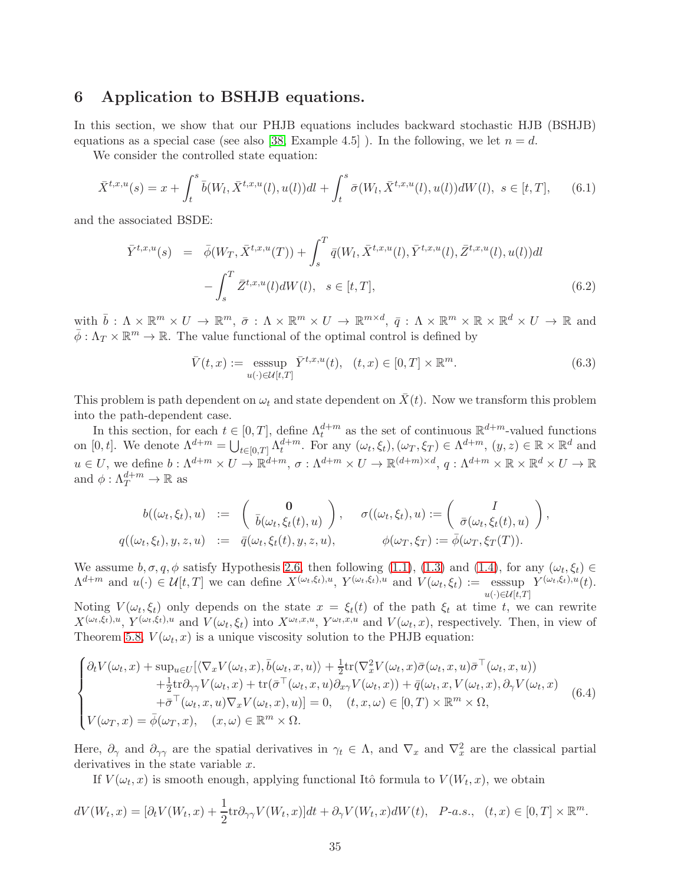## 6 Application to BSHJB equations.

In this section, we show that our PHJB equations includes backward stochastic HJB (BSHJB) equations as a special case (see also [38, Example 4.5] ). In the following, we let $n = d$.

We consider the controlled state equation:

$$
\bar{X}^{t,x,u}(s) = x + \int_t^s \bar{b}(W_l, \bar{X}^{t,x,u}(l), u(l))dl + \int_t^s \bar{\sigma}(W_l, \bar{X}^{t,x,u}(l), u(l))dW(l), \ \ s \in [t, T], \tag{6.1}
$$

and the associated BSDE:

$$
\begin{aligned}
\bar{Y}^{t,x,u}(s) \ &= \ \bar{\phi}(W_T, \bar{X}^{t,x,u}(T)) + \int_s^T \bar{q}(W_l, \bar{X}^{t,x,u}(l), \bar{Y}^{t,x,u}(l), \bar{Z}^{t,x,u}(l), u(l))dl \\
&\quad - \int_s^T \bar{Z}^{t,x,u}(l)dW(l), \quad s \in [t, T],
\end{aligned} \tag{6.2}
$$

with $\bar{b} : \Lambda \times \mathbb{R}^m \times U \to \mathbb{R}^m$, $\bar{\sigma} : \Lambda \times \mathbb{R}^m \times U \to \mathbb{R}^{m\times d}$, $\bar{q} : \Lambda \times \mathbb{R}^m \times \mathbb{R} \times \mathbb{R}^d \times U \to \mathbb{R}$ and $\bar{\phi} : \Lambda_T \times \mathbb{R}^m \to \mathbb{R}$. The value functional of the optimal control is defined by

$$
\bar{V}(t, x) := \operatorname*{esssup}_{u(\cdot)\in\mathcal{U}[t,T]} \bar{Y}^{t,x,u}(t), \quad (t, x) \in [0, T] \times \mathbb{R}^m. \tag{6.3}
$$

This problem is path dependent on $\omega_t$ and state dependent on $\bar{X}(t)$. Now we transform this problem into the path-dependent case.

In this section, for each $t \in [0, T]$, define $\Lambda_t^{d+m}$ as the set of continuous $\mathbb{R}^{d+m}$-valued functions on $[0, t]$. We denote $\Lambda^{d+m} = \bigcup_{t\in[0,T]} \Lambda_t^{d+m}$. For any $(\omega_t, \xi_t), (\omega_T, \xi_T) \in \Lambda^{d+m}$, $(y, z) \in \mathbb{R} \times \mathbb{R}^d$ and $u \in U$, we define $b : \Lambda^{d+m} \times U \to \mathbb{R}^{d+m}$, $\sigma : \Lambda^{d+m} \times U \to \mathbb{R}^{(d+m)\times d}$, $q : \Lambda^{d+m} \times \mathbb{R} \times \mathbb{R}^d \times U \to \mathbb{R}$ and $\phi : \Lambda_T^{d+m} \to \mathbb{R}$ as

$$
\begin{aligned}
b((\omega_t, \xi_t), u) \ &:= \ \begin{pmatrix} \mathbf{0} \\ \bar{b}(\omega_t, \xi_t(t), u) \end{pmatrix}, \qquad \sigma((\omega_t, \xi_t), u) := \begin{pmatrix} I \\ \bar{\sigma}(\omega_t, \xi_t(t), u) \end{pmatrix}, \\
q((\omega_t, \xi_t), y, z, u) \ &:= \ \bar{q}(\omega_t, \xi_t(t), y, z, u), \qquad\qquad \phi(\omega_T, \xi_T) := \bar{\phi}(\omega_T, \xi_T(T)).
\end{aligned}
$$

We assume $b, \sigma, q, \phi$ satisfy Hypothesis 2.6, then following (1.1), (1.3) and (1.4), for any $(\omega_t, \xi_t) \in \Lambda^{d+m}$ and $u(\cdot) \in \mathcal{U}[t, T]$ we can define $X^{(\omega_t,\xi_t),u}$, $Y^{(\omega_t,\xi_t),u}$ and $V(\omega_t, \xi_t) := \operatorname*{esssup}_{u(\cdot)\in\mathcal{U}[t,T]} Y^{(\omega_t,\xi_t),u}(t)$. Noting $V(\omega_t, \xi_t)$ only depends on the state $x = \xi_t(t)$ of the path $\xi_t$ at time $t$, we can rewrite $X^{(\omega_t,\xi_t),u}$, $Y^{(\omega_t,\xi_t),u}$ and $V(\omega_t, \xi_t)$ into $X^{\omega_t,x,u}$, $Y^{\omega_t,x,u}$ and $V(\omega_t, x)$, respectively. Then, in view of Theorem 5.8, $V(\omega_t, x)$ is a unique viscosity solution to the PHJB equation:

$$
\begin{cases}
\partial_t V(\omega_t, x) + \sup_{u\in U}[\langle \nabla_x V(\omega_t, x), \bar{b}(\omega_t, x, u)\rangle + \frac{1}{2}\mathrm{tr}(\nabla_x^2 V(\omega_t, x)\bar{\sigma}(\omega_t, x, u)\bar{\sigma}^\top(\omega_t, x, u)) \\
\qquad + \frac{1}{2}\mathrm{tr}\partial_{\gamma\gamma} V(\omega_t, x) + \mathrm{tr}(\bar{\sigma}^\top(\omega_t, x, u)\partial_{x\gamma} V(\omega_t, x)) + \bar{q}(\omega_t, x, V(\omega_t, x), \partial_\gamma V(\omega_t, x) \\
\qquad + \bar{\sigma}^\top(\omega_t, x, u)\nabla_x V(\omega_t, x), u)] = 0, \quad (t, x, \omega) \in [0, T) \times \mathbb{R}^m \times \Omega, \\
V(\omega_T, x) = \bar{\phi}(\omega_T, x), \quad (x, \omega) \in \mathbb{R}^m \times \Omega.
\end{cases} \tag{6.4}
$$

Here, $\partial_\gamma$ and $\partial_{\gamma\gamma}$ are the spatial derivatives in $\gamma_t \in \Lambda$, and $\nabla_x$ and $\nabla_x^2$ are the classical partial derivatives in the state variable $x$.

If $V(\omega_t, x)$ is smooth enough, applying functional Itô formula to $V(W_t, x)$, we obtain

$$
dV(W_t, x) = [\partial_t V(W_t, x) + \frac{1}{2}\mathrm{tr}\partial_{\gamma\gamma} V(W_t, x)]dt + \partial_\gamma V(W_t, x)dW(t), \ \ P\text{-}a.s., \ \ (t, x) \in [0, T] \times \mathbb{R}^m.
$$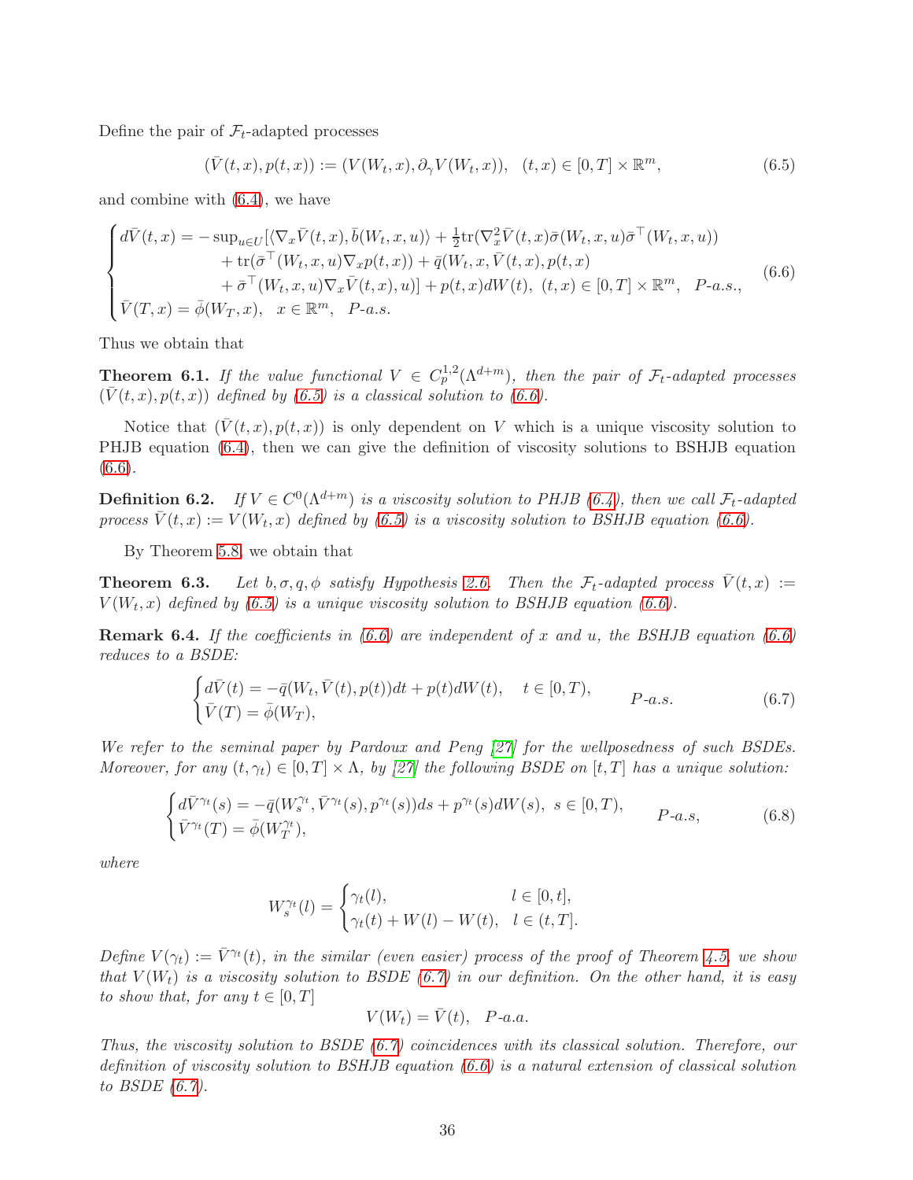Define the pair of $\mathcal{F}_t$-adapted processes

$$(\bar{V}(t,x), p(t,x)) := (V(W_t,x), \partial_\gamma V(W_t,x)), \quad (t,x)\in[0,T]\times\mathbb{R}^m, \tag{6.5}$$

and combine with (6.4), we have

$$\begin{cases} d\bar{V}(t,x) = -\sup_{u\in U}[\langle \nabla_x \bar{V}(t,x), \bar{b}(W_t,x,u)\rangle + \frac{1}{2}\mathrm{tr}(\nabla_x^2\bar{V}(t,x)\bar{\sigma}(W_t,x,u)\bar{\sigma}^\top(W_t,x,u)) \\ \qquad\qquad + \mathrm{tr}(\bar{\sigma}^\top(W_t,x,u)\nabla_x p(t,x)) + \bar{q}(W_t,x,\bar{V}(t,x),p(t,x) \\ \qquad\qquad + \bar{\sigma}^\top(W_t,x,u)\nabla_x\bar{V}(t,x),u)] + p(t,x)dW(t), \ (t,x)\in[0,T]\times\mathbb{R}^m, \quad P\text{-a.s.}, \\ \bar{V}(T,x) = \bar{\phi}(W_T,x), \quad x\in\mathbb{R}^m, \quad P\text{-a.s.} \end{cases} \tag{6.6}$$

Thus we obtain that

**Theorem 6.1.** *If the value functional $V\in C_p^{1,2}(\Lambda^{d+m})$, then the pair of $\mathcal{F}_t$-adapted processes $(\bar{V}(t,x), p(t,x))$ defined by (6.5) is a classical solution to (6.6).*

Notice that $(\bar{V}(t,x), p(t,x))$ is only dependent on $V$ which is a unique viscosity solution to PHJB equation (6.4), then we can give the definition of viscosity solutions to BSHJB equation (6.6).

**Definition 6.2.** *If $V\in C^0(\Lambda^{d+m})$ is a viscosity solution to PHJB (6.4), then we call $\mathcal{F}_t$-adapted process $\bar{V}(t,x) := V(W_t,x)$ defined by (6.5) is a viscosity solution to BSHJB equation (6.6).*

By Theorem 5.8, we obtain that

**Theorem 6.3.** *Let $b,\sigma,q,\phi$ satisfy Hypothesis 2.6. Then the $\mathcal{F}_t$-adapted process $\bar{V}(t,x) := V(W_t,x)$ defined by (6.5) is a unique viscosity solution to BSHJB equation (6.6).*

**Remark 6.4.** *If the coefficients in (6.6) are independent of $x$ and $u$, the BSHJB equation (6.6) reduces to a BSDE:*

$$\begin{cases} d\bar{V}(t) = -\bar{q}(W_t,\bar{V}(t),p(t))dt + p(t)dW(t), \quad t\in[0,T), \\ \bar{V}(T) = \bar{\phi}(W_T), \end{cases} \qquad P\text{-a.s.} \tag{6.7}$$

*We refer to the seminal paper by Pardoux and Peng [27] for the wellposedness of such BSDEs. Moreover, for any $(t,\gamma_t)\in[0,T]\times\Lambda$, by [27] the following BSDE on $[t,T]$ has a unique solution:*

$$\begin{cases} d\bar{V}^{\gamma_t}(s) = -\bar{q}(W_s^{\gamma_t},\bar{V}^{\gamma_t}(s),p^{\gamma_t}(s))ds + p^{\gamma_t}(s)dW(s), \ s\in[0,T), \\ \bar{V}^{\gamma_t}(T) = \bar{\phi}(W_T^{\gamma_t}), \end{cases} \qquad P\text{-a.s}, \tag{6.8}$$

*where*

$$W_s^{\gamma_t}(l) = \begin{cases} \gamma_t(l), & l\in[0,t], \\ \gamma_t(t) + W(l) - W(t), & l\in(t,T]. \end{cases}$$

*Define $V(\gamma_t) := \bar{V}^{\gamma_t}(t)$, in the similar (even easier) process of the proof of Theorem 4.5, we show that $V(W_t)$ is a viscosity solution to BSDE (6.7) in our definition. On the other hand, it is easy to show that, for any $t\in[0,T]$*

$$V(W_t) = \bar{V}(t), \quad P\text{-a.a.}$$

*Thus, the viscosity solution to BSDE (6.7) coincidences with its classical solution. Therefore, our definition of viscosity solution to BSHJB equation (6.6) is a natural extension of classical solution to BSDE (6.7).*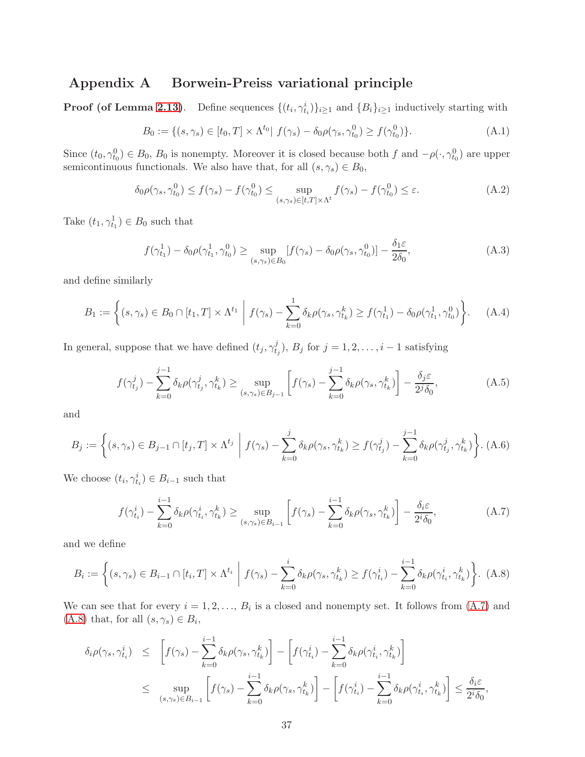## Appendix A Borwein-Preiss variational principle

**Proof (of Lemma 2.13).** Define sequences $\{(t_i, \gamma^i_{t_i})\}_{i\geq 1}$ and $\{B_i\}_{i\geq 1}$ inductively starting with

$$B_0 := \{(s,\gamma_s) \in [t_0,T]\times\Lambda^{t_0} |\ f(\gamma_s) - \delta_0\rho(\gamma_s,\gamma^0_{t_0}) \geq f(\gamma^0_{t_0})\}. \tag{A.1}$$

Since $(t_0,\gamma^0_{t_0}) \in B_0$, $B_0$ is nonempty. Moreover it is closed because both $f$ and $-\rho(\cdot,\gamma^0_{t_0})$ are upper semicontinuous functionals. We also have that, for all $(s,\gamma_s)\in B_0$,

$$\delta_0\rho(\gamma_s,\gamma^0_{t_0}) \leq f(\gamma_s) - f(\gamma^0_{t_0}) \leq \sup_{(s,\gamma_s)\in[t,T]\times\Lambda^t} f(\gamma_s) - f(\gamma^0_{t_0}) \leq \varepsilon. \tag{A.2}$$

Take $(t_1,\gamma^1_{t_1})\in B_0$ such that

$$f(\gamma^1_{t_1}) - \delta_0\rho(\gamma^1_{t_1},\gamma^0_{t_0}) \geq \sup_{(s,\gamma_s)\in B_0}[f(\gamma_s) - \delta_0\rho(\gamma_s,\gamma^0_{t_0})] - \frac{\delta_1\varepsilon}{2\delta_0}, \tag{A.3}$$

and define similarly

$$B_1 := \left\{(s,\gamma_s)\in B_0\cap[t_1,T]\times\Lambda^{t_1}\ \middle|\ f(\gamma_s) - \sum_{k=0}^{1}\delta_k\rho(\gamma_s,\gamma^k_{t_k}) \geq f(\gamma^1_{t_1}) - \delta_0\rho(\gamma^1_{t_1},\gamma^0_{t_0})\right\}. \tag{A.4}$$

In general, suppose that we have defined $(t_j,\gamma^j_{t_j})$, $B_j$ for $j=1,2,\ldots,i-1$ satisfying

$$f(\gamma^j_{t_j}) - \sum_{k=0}^{j-1}\delta_k\rho(\gamma^j_{t_j},\gamma^k_{t_k}) \geq \sup_{(s,\gamma_s)\in B_{j-1}}\left[f(\gamma_s) - \sum_{k=0}^{j-1}\delta_k\rho(\gamma_s,\gamma^k_{t_k})\right] - \frac{\delta_j\varepsilon}{2^j\delta_0}, \tag{A.5}$$

and

$$B_j := \left\{(s,\gamma_s)\in B_{j-1}\cap[t_j,T]\times\Lambda^{t_j}\ \middle|\ f(\gamma_s) - \sum_{k=0}^{j}\delta_k\rho(\gamma_s,\gamma^k_{t_k}) \geq f(\gamma^j_{t_j}) - \sum_{k=0}^{j-1}\delta_k\rho(\gamma^j_{t_j},\gamma^k_{t_k})\right\}. \tag{A.6}$$

We choose $(t_i,\gamma^i_{t_i})\in B_{i-1}$ such that

$$f(\gamma^i_{t_i}) - \sum_{k=0}^{i-1}\delta_k\rho(\gamma^i_{t_i},\gamma^k_{t_k}) \geq \sup_{(s,\gamma_s)\in B_{i-1}}\left[f(\gamma_s) - \sum_{k=0}^{i-1}\delta_k\rho(\gamma_s,\gamma^k_{t_k})\right] - \frac{\delta_i\varepsilon}{2^i\delta_0}, \tag{A.7}$$

and we define

$$B_i := \left\{(s,\gamma_s)\in B_{i-1}\cap[t_i,T]\times\Lambda^{t_i}\ \middle|\ f(\gamma_s) - \sum_{k=0}^{i}\delta_k\rho(\gamma_s,\gamma^k_{t_k}) \geq f(\gamma^i_{t_i}) - \sum_{k=0}^{i-1}\delta_k\rho(\gamma^i_{t_i},\gamma^k_{t_k})\right\}. \tag{A.8}$$

We can see that for every $i=1,2,\ldots$, $B_i$ is a closed and nonempty set. It follows from (A.7) and (A.8) that, for all $(s,\gamma_s)\in B_i$,

$$\begin{aligned}
\delta_i\rho(\gamma_s,\gamma^i_{t_i}) &\leq \left[f(\gamma_s) - \sum_{k=0}^{i-1}\delta_k\rho(\gamma_s,\gamma^k_{t_k})\right] - \left[f(\gamma^i_{t_i}) - \sum_{k=0}^{i-1}\delta_k\rho(\gamma^i_{t_i},\gamma^k_{t_k})\right] \\
&\leq \sup_{(s,\gamma_s)\in B_{i-1}}\left[f(\gamma_s) - \sum_{k=0}^{i-1}\delta_k\rho(\gamma_s,\gamma^k_{t_k})\right] - \left[f(\gamma^i_{t_i}) - \sum_{k=0}^{i-1}\delta_k\rho(\gamma^i_{t_i},\gamma^k_{t_k})\right] \leq \frac{\delta_i\varepsilon}{2^i\delta_0},
\end{aligned}$$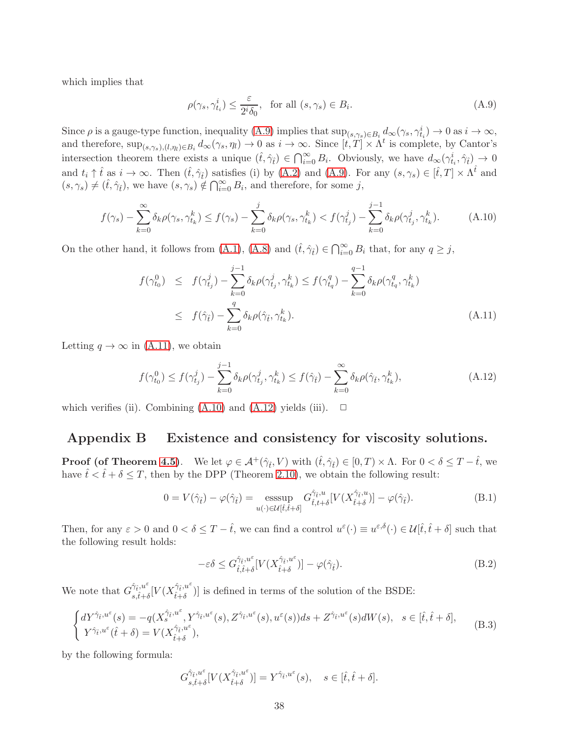which implies that

$$\rho(\gamma_s, \gamma^i_{t_i}) \leq \frac{\varepsilon}{2^i \delta_0}, \quad \text{for all } (s, \gamma_s) \in B_i. \tag{A.9}$$

Since $\rho$ is a gauge-type function, inequality (A.9) implies that $\sup_{(s,\gamma_s)\in B_i} d_\infty(\gamma_s, \gamma^i_{t_i}) \to 0$ as $i \to \infty$, and therefore, $\sup_{(s,\gamma_s),(l,\eta_l)\in B_i} d_\infty(\gamma_s, \eta_l) \to 0$ as $i \to \infty$. Since $[t, T] \times \Lambda^t$ is complete, by Cantor's intersection theorem there exists a unique $(\hat{t}, \hat{\gamma}_{\hat{t}}) \in \bigcap_{i=0}^\infty B_i$. Obviously, we have $d_\infty(\gamma^i_{t_i}, \hat{\gamma}_{\hat{t}}) \to 0$ and $t_i \uparrow \hat{t}$ as $i \to \infty$. Then $(\hat{t}, \hat{\gamma}_{\hat{t}})$ satisfies (i) by (A.2) and (A.9). For any $(s, \gamma_s) \in [\hat{t}, T] \times \Lambda^{\hat{t}}$ and $(s, \gamma_s) \neq (\hat{t}, \hat{\gamma}_{\hat{t}})$, we have $(s, \gamma_s) \notin \bigcap_{i=0}^\infty B_i$, and therefore, for some $j$,

$$f(\gamma_s) - \sum_{k=0}^{\infty} \delta_k \rho(\gamma_s, \gamma^k_{t_k}) \leq f(\gamma_s) - \sum_{k=0}^{j} \delta_k \rho(\gamma_s, \gamma^k_{t_k}) < f(\gamma^j_{t_j}) - \sum_{k=0}^{j-1} \delta_k \rho(\gamma^j_{t_j}, \gamma^k_{t_k}). \tag{A.10}$$

On the other hand, it follows from (A.1), (A.8) and $(\hat{t}, \hat{\gamma}_{\hat{t}}) \in \bigcap_{i=0}^\infty B_i$ that, for any $q \geq j$,

$$\begin{aligned} f(\gamma^0_{t_0}) &\leq f(\gamma^j_{t_j}) - \sum_{k=0}^{j-1} \delta_k \rho(\gamma^j_{t_j}, \gamma^k_{t_k}) \leq f(\gamma^q_{t_q}) - \sum_{k=0}^{q-1} \delta_k \rho(\gamma^q_{t_q}, \gamma^k_{t_k}) \\ &\leq f(\hat{\gamma}_{\hat{t}}) - \sum_{k=0}^{q} \delta_k \rho(\hat{\gamma}_{\hat{t}}, \gamma^k_{t_k}). \end{aligned} \tag{A.11}$$

Letting $q \to \infty$ in (A.11), we obtain

$$f(\gamma^0_{t_0}) \leq f(\gamma^j_{t_j}) - \sum_{k=0}^{j-1} \delta_k \rho(\gamma^j_{t_j}, \gamma^k_{t_k}) \leq f(\hat{\gamma}_{\hat{t}}) - \sum_{k=0}^{\infty} \delta_k \rho(\hat{\gamma}_{\hat{t}}, \gamma^k_{t_k}), \tag{A.12}$$

which verifies (ii). Combining (A.10) and (A.12) yields (iii). $\square$

# Appendix B Existence and consistency for viscosity solutions.

**Proof (of Theorem 4.5).** We let $\varphi \in \mathcal{A}^+(\hat{\gamma}_{\hat{t}}, V)$ with $(\hat{t}, \hat{\gamma}_{\hat{t}}) \in [0, T) \times \Lambda$. For $0 < \delta \leq T - \hat{t}$, we have $\hat{t} < \hat{t} + \delta \leq T$, then by the DPP (Theorem 2.10), we obtain the following result:

$$0 = V(\hat{\gamma}_{\hat{t}}) - \varphi(\hat{\gamma}_{\hat{t}}) = \operatorname*{esssup}_{u(\cdot)\in\mathcal{U}[\hat{t},\hat{t}+\delta]} G^{\hat{\gamma}_{\hat{t}},u}_{\hat{t},t+\delta}[V(X^{\hat{\gamma}_{\hat{t}},u}_{\hat{t}+\delta})] - \varphi(\hat{\gamma}_{\hat{t}}). \tag{B.1}$$

Then, for any $\varepsilon > 0$ and $0 < \delta \leq T - \hat{t}$, we can find a control $u^\varepsilon(\cdot) \equiv u^{\varepsilon,\delta}(\cdot) \in \mathcal{U}[\hat{t}, \hat{t} + \delta]$ such that the following result holds:

$$-\varepsilon\delta \leq G^{\hat{\gamma}_{\hat{t}},u^\varepsilon}_{\hat{t},\hat{t}+\delta}[V(X^{\hat{\gamma}_{\hat{t}},u^\varepsilon}_{\hat{t}+\delta})] - \varphi(\hat{\gamma}_{\hat{t}}). \tag{B.2}$$

We note that $G^{\hat{\gamma}_{\hat{t}},u^\varepsilon}_{s,\hat{t}+\delta}[V(X^{\hat{\gamma}_{\hat{t}},u^\varepsilon}_{\hat{t}+\delta})]$ is defined in terms of the solution of the BSDE:

$$\begin{cases} dY^{\hat{\gamma}_{\hat{t}},u^\varepsilon}(s) = -q(X^{\hat{\gamma}_{\hat{t}},u^\varepsilon}_s, Y^{\hat{\gamma}_{\hat{t}},u^\varepsilon}(s), Z^{\hat{\gamma}_{\hat{t}},u^\varepsilon}(s), u^\varepsilon(s))ds + Z^{\hat{\gamma}_{\hat{t}},u^\varepsilon}(s)dW(s), \quad s \in [\hat{t}, \hat{t} + \delta], \\ Y^{\hat{\gamma}_{\hat{t}},u^\varepsilon}(\hat{t} + \delta) = V(X^{\hat{\gamma}_{\hat{t}},u^\varepsilon}_{\hat{t}+\delta}), \end{cases} \tag{B.3}$$

by the following formula:

$$G^{\hat{\gamma}_{\hat{t}},u^\varepsilon}_{s,\hat{t}+\delta}[V(X^{\hat{\gamma}_{\hat{t}},u^\varepsilon}_{\hat{t}+\delta})] = Y^{\hat{\gamma}_{\hat{t}},u^\varepsilon}(s), \quad s \in [\hat{t}, \hat{t} + \delta].$$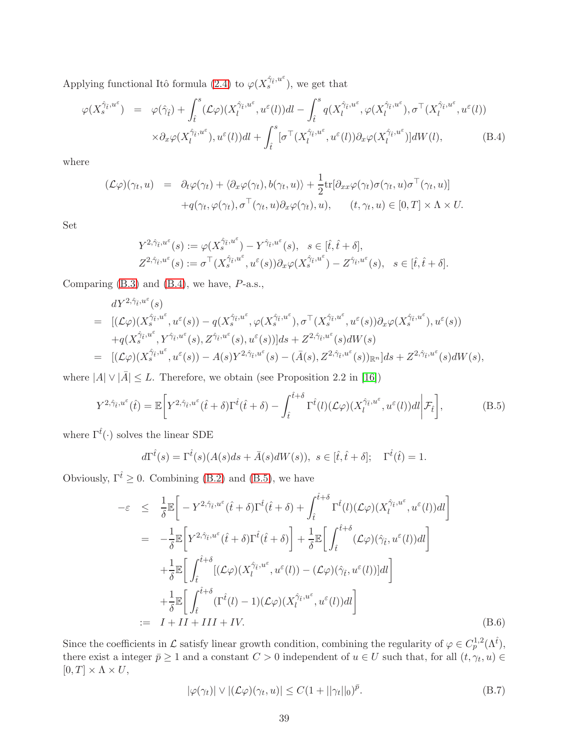Applying functional Itô formula (2.4) to $\varphi(X_s^{\hat{\gamma}_{\hat{t}},u^\varepsilon})$, we get that

$$
\begin{aligned}
\varphi(X_s^{\hat{\gamma}_{\hat{t}},u^\varepsilon}) &= \varphi(\hat{\gamma}_{\hat{t}}) + \int_{\hat{t}}^s (\mathcal{L}\varphi)(X_l^{\hat{\gamma}_{\hat{t}},u^\varepsilon}, u^\varepsilon(l))dl - \int_{\hat{t}}^s q(X_l^{\hat{\gamma}_{\hat{t}},u^\varepsilon}, \varphi(X_l^{\hat{\gamma}_{\hat{t}},u^\varepsilon}), \sigma^\top(X_l^{\hat{\gamma}_{\hat{t}},u^\varepsilon}, u^\varepsilon(l)) \\
&\quad \times \partial_x\varphi(X_l^{\hat{\gamma}_{\hat{t}},u^\varepsilon}), u^\varepsilon(l))dl + \int_{\hat{t}}^s [\sigma^\top(X_l^{\hat{\gamma}_{\hat{t}},u^\varepsilon}, u^\varepsilon(l))\partial_x\varphi(X_l^{\hat{\gamma}_{\hat{t}},u^\varepsilon})]dW(l), \qquad \text{(B.4)}
\end{aligned}
$$

where

$$
\begin{aligned}
(\mathcal{L}\varphi)(\gamma_t, u) &= \partial_t\varphi(\gamma_t) + \langle \partial_x\varphi(\gamma_t), b(\gamma_t, u)\rangle + \frac{1}{2}\mathrm{tr}[\partial_{xx}\varphi(\gamma_t)\sigma(\gamma_t, u)\sigma^\top(\gamma_t, u)] \\
&\quad + q(\gamma_t, \varphi(\gamma_t), \sigma^\top(\gamma_t, u)\partial_x\varphi(\gamma_t), u), \qquad (t, \gamma_t, u) \in [0,T] \times \Lambda \times U.
\end{aligned}
$$

Set

$$
\begin{aligned}
Y^{2,\hat{\gamma}_{\hat{t}},u^\varepsilon}(s) &:= \varphi(X_s^{\hat{\gamma}_{\hat{t}},u^\varepsilon}) - Y^{\hat{\gamma}_{\hat{t}},u^\varepsilon}(s), \quad s \in [\hat{t}, \hat{t}+\delta], \\
Z^{2,\hat{\gamma}_{\hat{t}},u^\varepsilon}(s) &:= \sigma^\top(X_s^{\hat{\gamma}_{\hat{t}},u^\varepsilon}, u^\varepsilon(s))\partial_x\varphi(X_s^{\hat{\gamma}_{\hat{t}},u^\varepsilon}) - Z^{\hat{\gamma}_{\hat{t}},u^\varepsilon}(s), \quad s \in [\hat{t}, \hat{t}+\delta].
\end{aligned}
$$

Comparing (B.3) and (B.4), we have, $P$-a.s.,

$$
\begin{aligned}
& dY^{2,\hat{\gamma}_{\hat{t}},u^\varepsilon}(s) \\
=\ & [(\mathcal{L}\varphi)(X_s^{\hat{\gamma}_{\hat{t}},u^\varepsilon}, u^\varepsilon(s)) - q(X_s^{\hat{\gamma}_{\hat{t}},u^\varepsilon}, \varphi(X_s^{\hat{\gamma}_{\hat{t}},u^\varepsilon}), \sigma^\top(X_s^{\hat{\gamma}_{\hat{t}},u^\varepsilon}, u^\varepsilon(s))\partial_x\varphi(X_s^{\hat{\gamma}_{\hat{t}},u^\varepsilon}), u^\varepsilon(s)) \\
& + q(X_s^{\hat{\gamma}_{\hat{t}},u^\varepsilon}, Y^{\hat{\gamma}_{\hat{t}},u^\varepsilon}(s), Z^{\hat{\gamma}_{\hat{t}},u^\varepsilon}(s), u^\varepsilon(s))]ds + Z^{2,\hat{\gamma}_{\hat{t}},u^\varepsilon}(s)dW(s) \\
=\ & [(\mathcal{L}\varphi)(X_s^{\hat{\gamma}_{\hat{t}},u^\varepsilon}, u^\varepsilon(s)) - A(s)Y^{2,\hat{\gamma}_{\hat{t}},u^\varepsilon}(s) - (\bar{A}(s), Z^{2,\hat{\gamma}_{\hat{t}},u^\varepsilon}(s))_{\mathbb{R}^n}]ds + Z^{2,\hat{\gamma}_{\hat{t}},u^\varepsilon}(s)dW(s),
\end{aligned}
$$

where $|A| \vee |\bar{A}| \leq L$. Therefore, we obtain (see Proposition 2.2 in [16])

$$
Y^{2,\hat{\gamma}_{\hat{t}},u^\varepsilon}(\hat{t}) = \mathbb{E}\bigg[Y^{2,\hat{\gamma}_{\hat{t}},u^\varepsilon}(\hat{t}+\delta)\Gamma^{\hat{t}}(\hat{t}+\delta) - \int_{\hat{t}}^{\hat{t}+\delta} \Gamma^{\hat{t}}(l)(\mathcal{L}\varphi)(X_l^{\hat{\gamma}_{\hat{t}},u^\varepsilon}, u^\varepsilon(l))dl \bigg| \mathcal{F}_{\hat{t}}\bigg], \qquad \text{(B.5)}
$$

where $\Gamma^{\hat{t}}(\cdot)$ solves the linear SDE

$$
d\Gamma^{\hat{t}}(s) = \Gamma^{\hat{t}}(s)(A(s)ds + \bar{A}(s)dW(s)), \ s \in [\hat{t}, \hat{t}+\delta]; \quad \Gamma^{\hat{t}}(\hat{t}) = 1.
$$

Obviously, $\Gamma^{\hat{t}} \geq 0$. Combining (B.2) and (B.5), we have

$$
\begin{aligned}
-\varepsilon &\leq \frac{1}{\delta}\mathbb{E}\bigg[-Y^{2,\hat{\gamma}_{\hat{t}},u^\varepsilon}(\hat{t}+\delta)\Gamma^{\hat{t}}(\hat{t}+\delta) + \int_{\hat{t}}^{\hat{t}+\delta} \Gamma^{\hat{t}}(l)(\mathcal{L}\varphi)(X_l^{\hat{\gamma}_{\hat{t}},u^\varepsilon}, u^\varepsilon(l))dl\bigg] \\
&= -\frac{1}{\delta}\mathbb{E}\bigg[Y^{2,\hat{\gamma}_{\hat{t}},u^\varepsilon}(\hat{t}+\delta)\Gamma^{\hat{t}}(\hat{t}+\delta)\bigg] + \frac{1}{\delta}\mathbb{E}\bigg[\int_{\hat{t}}^{\hat{t}+\delta} (\mathcal{L}\varphi)(\hat{\gamma}_{\hat{t}}, u^\varepsilon(l))dl\bigg] \\
&\quad + \frac{1}{\delta}\mathbb{E}\bigg[\int_{\hat{t}}^{\hat{t}+\delta} [(\mathcal{L}\varphi)(X_l^{\hat{\gamma}_{\hat{t}},u^\varepsilon}, u^\varepsilon(l)) - (\mathcal{L}\varphi)(\hat{\gamma}_{\hat{t}}, u^\varepsilon(l))]dl\bigg] \\
&\quad + \frac{1}{\delta}\mathbb{E}\bigg[\int_{\hat{t}}^{\hat{t}+\delta} (\Gamma^{\hat{t}}(l) - 1)(\mathcal{L}\varphi)(X_l^{\hat{\gamma}_{\hat{t}},u^\varepsilon}, u^\varepsilon(l))dl\bigg] \\
&:= I + II + III + IV. \qquad \text{(B.6)}
\end{aligned}
$$

Since the coefficients in $\mathcal{L}$ satisfy linear growth condition, combining the regularity of $\varphi \in C_p^{1,2}(\Lambda^{\hat{t}})$, there exist a integer $\bar{p} \geq 1$ and a constant $C > 0$ independent of $u \in U$ such that, for all $(t, \gamma_t, u) \in [0,T] \times \Lambda \times U$,

$$
|\varphi(\gamma_t)| \vee |(\mathcal{L}\varphi)(\gamma_t, u)| \leq C(1 + ||\gamma_t||_0)^{\bar{p}}. \qquad \text{(B.7)}
$$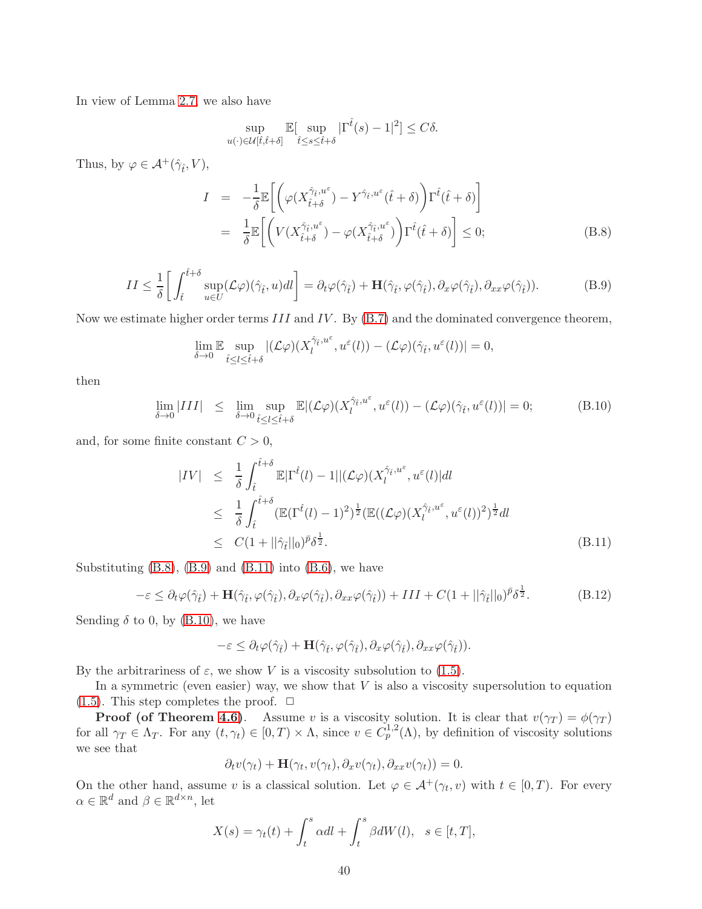In view of Lemma 2.7, we also have

$$\sup_{u(\cdot)\in\mathcal{U}[\hat{t},\hat{t}+\delta]}\mathbb{E}[\sup_{\hat{t}\leq s\leq \hat{t}+\delta}|\Gamma^{\hat{t}}(s)-1|^2]\leq C\delta.$$

Thus, by $\varphi\in\mathcal{A}^+(\hat{\gamma}_{\hat{t}},V)$,

$$\begin{aligned}
I &= -\frac{1}{\delta}\mathbb{E}\bigg[\bigg(\varphi(X^{\hat{\gamma}_{\hat{t}},u^\varepsilon}_{\hat{t}+\delta})-Y^{\hat{\gamma}_{\hat{t}},u^\varepsilon}(\hat{t}+\delta)\bigg)\Gamma^{\hat{t}}(\hat{t}+\delta)\bigg]\\
&= \frac{1}{\delta}\mathbb{E}\bigg[\bigg(V(X^{\hat{\gamma}_{\hat{t}},u^\varepsilon}_{\hat{t}+\delta})-\varphi(X^{\hat{\gamma}_{\hat{t}},u^\varepsilon}_{\hat{t}+\delta})\bigg)\Gamma^{\hat{t}}(\hat{t}+\delta)\bigg]\leq 0;
\end{aligned}\tag{B.8}$$

$$II\leq\frac{1}{\delta}\bigg[\int_{\hat{t}}^{\hat{t}+\delta}\sup_{u\in U}(\mathcal{L}\varphi)(\hat{\gamma}_{\hat{t}},u)dl\bigg]=\partial_t\varphi(\hat{\gamma}_{\hat{t}})+\mathbf{H}(\hat{\gamma}_{\hat{t}},\varphi(\hat{\gamma}_{\hat{t}}),\partial_x\varphi(\hat{\gamma}_{\hat{t}}),\partial_{xx}\varphi(\hat{\gamma}_{\hat{t}})).\tag{B.9}$$

Now we estimate higher order terms $III$ and $IV$. By (B.7) and the dominated convergence theorem,

$$\lim_{\delta\to0}\mathbb{E}\sup_{\hat{t}\leq l\leq\hat{t}+\delta}|(\mathcal{L}\varphi)(X^{\hat{\gamma}_{\hat{t}},u^\varepsilon}_{l},u^\varepsilon(l))-(\mathcal{L}\varphi)(\hat{\gamma}_{\hat{t}},u^\varepsilon(l))|=0,$$

then

$$\lim_{\delta\to0}|III|\leq\lim_{\delta\to0}\sup_{\hat{t}\leq l\leq\hat{t}+\delta}\mathbb{E}|(\mathcal{L}\varphi)(X^{\hat{\gamma}_{\hat{t}},u^\varepsilon}_{l},u^\varepsilon(l))-(\mathcal{L}\varphi)(\hat{\gamma}_{\hat{t}},u^\varepsilon(l))|=0;\tag{B.10}$$

and, for some finite constant $C>0$,

$$\begin{aligned}
|IV| &\leq \frac{1}{\delta}\int_{\hat{t}}^{\hat{t}+\delta}\mathbb{E}|\Gamma^{\hat{t}}(l)-1||(\mathcal{L}\varphi)(X^{\hat{\gamma}_{\hat{t}},u^\varepsilon}_{l},u^\varepsilon(l)|dl\\
&\leq \frac{1}{\delta}\int_{\hat{t}}^{\hat{t}+\delta}(\mathbb{E}(\Gamma^{\hat{t}}(l)-1)^2)^{\frac12}(\mathbb{E}((\mathcal{L}\varphi)(X^{\hat{\gamma}_{\hat{t}},u^\varepsilon}_{l},u^\varepsilon(l))^2)^{\frac12}dl\\
&\leq C(1+||\hat{\gamma}_{\hat{t}}||_0)^{\bar{p}}\delta^{\frac12}.
\end{aligned}\tag{B.11}$$

Substituting (B.8), (B.9) and (B.11) into (B.6), we have

$$-\varepsilon\leq\partial_t\varphi(\hat{\gamma}_{\hat{t}})+\mathbf{H}(\hat{\gamma}_{\hat{t}},\varphi(\hat{\gamma}_{\hat{t}}),\partial_x\varphi(\hat{\gamma}_{\hat{t}}),\partial_{xx}\varphi(\hat{\gamma}_{\hat{t}}))+III+C(1+||\hat{\gamma}_{\hat{t}}||_0)^{\bar{p}}\delta^{\frac12}.\tag{B.12}$$

Sending $\delta$ to 0, by (B.10), we have

$$-\varepsilon\leq\partial_t\varphi(\hat{\gamma}_{\hat{t}})+\mathbf{H}(\hat{\gamma}_{\hat{t}},\varphi(\hat{\gamma}_{\hat{t}}),\partial_x\varphi(\hat{\gamma}_{\hat{t}}),\partial_{xx}\varphi(\hat{\gamma}_{\hat{t}})).$$

By the arbitrariness of $\varepsilon$, we show $V$ is a viscosity subsolution to (1.5).

In a symmetric (even easier) way, we show that $V$ is also a viscosity supersolution to equation (1.5). This step completes the proof. □

**Proof (of Theorem 4.6).** Assume $v$ is a viscosity solution. It is clear that $v(\gamma_T)=\phi(\gamma_T)$ for all $\gamma_T\in\Lambda_T$. For any $(t,\gamma_t)\in[0,T)\times\Lambda$, since $v\in C^{1,2}_p(\Lambda)$, by definition of viscosity solutions we see that

$$\partial_tv(\gamma_t)+\mathbf{H}(\gamma_t,v(\gamma_t),\partial_xv(\gamma_t),\partial_{xx}v(\gamma_t))=0.$$

On the other hand, assume $v$ is a classical solution. Let $\varphi\in\mathcal{A}^+(\gamma_t,v)$ with $t\in[0,T)$. For every $\alpha\in\mathbb{R}^d$ and $\beta\in\mathbb{R}^{d\times n}$, let

$$X(s)=\gamma_t(t)+\int_t^s\alpha dl+\int_t^s\beta dW(l),\quad s\in[t,T],$$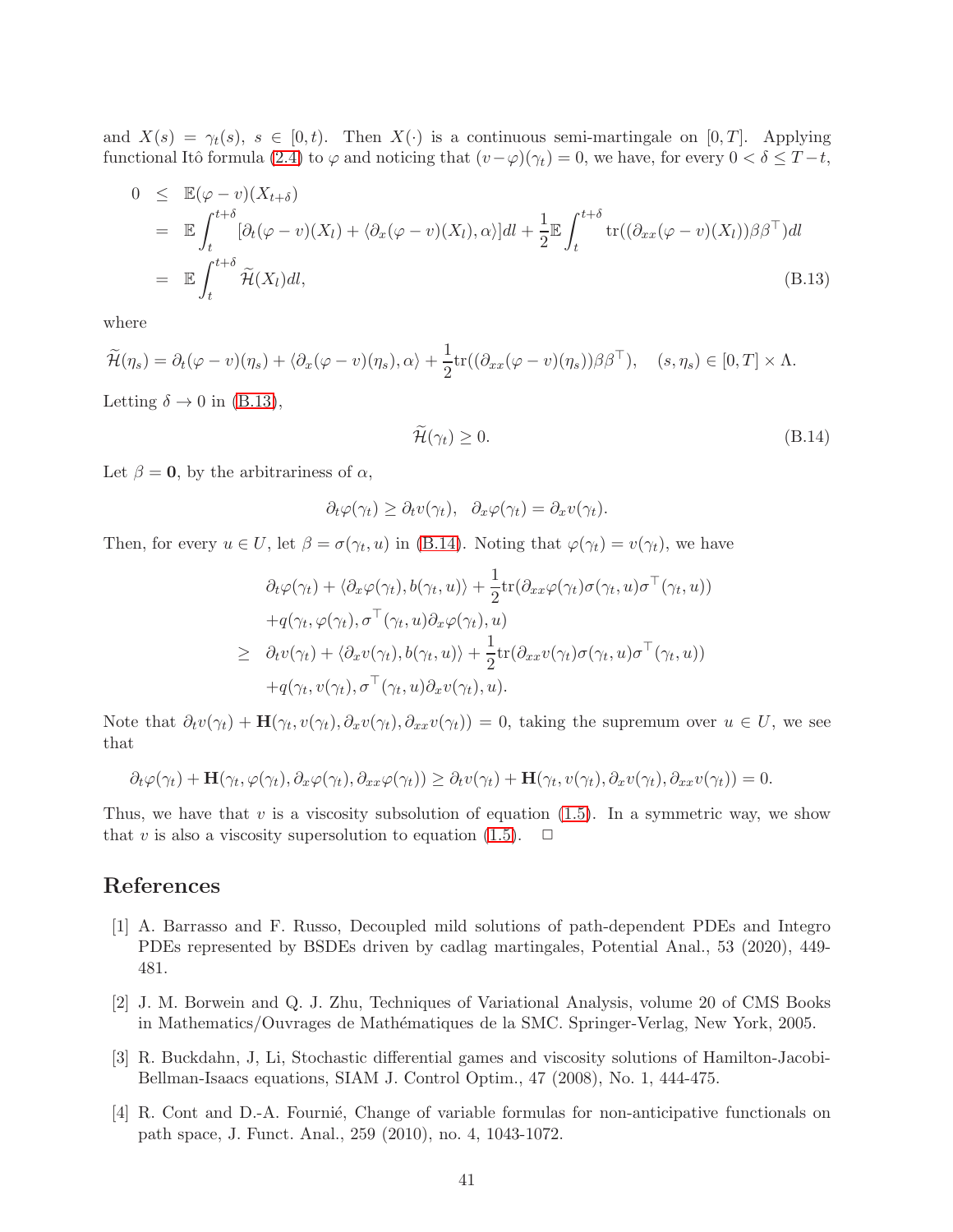and $X(s) = \gamma_t(s)$, $s \in [0,t)$. Then $X(\cdot)$ is a continuous semi-martingale on $[0,T]$. Applying functional Itô formula (2.4) to $\varphi$ and noticing that $(v-\varphi)(\gamma_t) = 0$, we have, for every $0 < \delta \leq T-t$,

$$
\begin{aligned}
0 &\leq \mathbb{E}(\varphi - v)(X_{t+\delta}) \\
&= \mathbb{E}\int_t^{t+\delta} [\partial_t(\varphi - v)(X_l) + \langle \partial_x(\varphi - v)(X_l), \alpha\rangle] dl + \frac{1}{2}\mathbb{E}\int_t^{t+\delta} \operatorname{tr}((\partial_{xx}(\varphi - v)(X_l))\beta\beta^\top) dl \\
&= \mathbb{E}\int_t^{t+\delta} \widetilde{\mathcal{H}}(X_l) dl, \qquad\qquad\qquad\qquad\qquad\qquad\qquad\qquad\qquad\qquad\qquad\qquad \text{(B.13)}
\end{aligned}
$$

where

$$
\widetilde{\mathcal{H}}(\eta_s) = \partial_t(\varphi - v)(\eta_s) + \langle \partial_x(\varphi - v)(\eta_s), \alpha\rangle + \frac{1}{2}\operatorname{tr}((\partial_{xx}(\varphi - v)(\eta_s))\beta\beta^\top), \quad (s, \eta_s) \in [0,T] \times \Lambda.
$$

Letting $\delta \to 0$ in (B.13),

$$
\widetilde{\mathcal{H}}(\gamma_t) \geq 0. \tag{B.14}
$$

Let $\beta = \mathbf{0}$, by the arbitrariness of $\alpha$,

$$
\partial_t\varphi(\gamma_t) \geq \partial_t v(\gamma_t), \quad \partial_x\varphi(\gamma_t) = \partial_x v(\gamma_t).
$$

Then, for every $u \in U$, let $\beta = \sigma(\gamma_t, u)$ in (B.14). Noting that $\varphi(\gamma_t) = v(\gamma_t)$, we have

$$
\begin{aligned}
&\partial_t\varphi(\gamma_t) + \langle \partial_x\varphi(\gamma_t), b(\gamma_t, u)\rangle + \frac{1}{2}\operatorname{tr}(\partial_{xx}\varphi(\gamma_t)\sigma(\gamma_t, u)\sigma^\top(\gamma_t, u)) \\
&+ q(\gamma_t, \varphi(\gamma_t), \sigma^\top(\gamma_t, u)\partial_x\varphi(\gamma_t), u) \\
\geq\ &\partial_t v(\gamma_t) + \langle \partial_x v(\gamma_t), b(\gamma_t, u)\rangle + \frac{1}{2}\operatorname{tr}(\partial_{xx} v(\gamma_t)\sigma(\gamma_t, u)\sigma^\top(\gamma_t, u)) \\
&+ q(\gamma_t, v(\gamma_t), \sigma^\top(\gamma_t, u)\partial_x v(\gamma_t), u).
\end{aligned}
$$

Note that $\partial_t v(\gamma_t) + \mathbf{H}(\gamma_t, v(\gamma_t), \partial_x v(\gamma_t), \partial_{xx} v(\gamma_t)) = 0$, taking the supremum over $u \in U$, we see that

$$
\partial_t\varphi(\gamma_t) + \mathbf{H}(\gamma_t, \varphi(\gamma_t), \partial_x\varphi(\gamma_t), \partial_{xx}\varphi(\gamma_t)) \geq \partial_t v(\gamma_t) + \mathbf{H}(\gamma_t, v(\gamma_t), \partial_x v(\gamma_t), \partial_{xx} v(\gamma_t)) = 0.
$$

Thus, we have that $v$ is a viscosity subsolution of equation (1.5). In a symmetric way, we show that $v$ is also a viscosity supersolution to equation (1.5). $\square$

## References

[1] A. Barrasso and F. Russo, Decoupled mild solutions of path-dependent PDEs and Integro PDEs represented by BSDEs driven by cadlag martingales, Potential Anal., 53 (2020), 449-481.

[2] J. M. Borwein and Q. J. Zhu, Techniques of Variational Analysis, volume 20 of CMS Books in Mathematics/Ouvrages de Mathématiques de la SMC. Springer-Verlag, New York, 2005.

[3] R. Buckdahn, J, Li, Stochastic differential games and viscosity solutions of Hamilton-Jacobi-Bellman-Isaacs equations, SIAM J. Control Optim., 47 (2008), No. 1, 444-475.

[4] R. Cont and D.-A. Fournié, Change of variable formulas for non-anticipative functionals on path space, J. Funct. Anal., 259 (2010), no. 4, 1043-1072.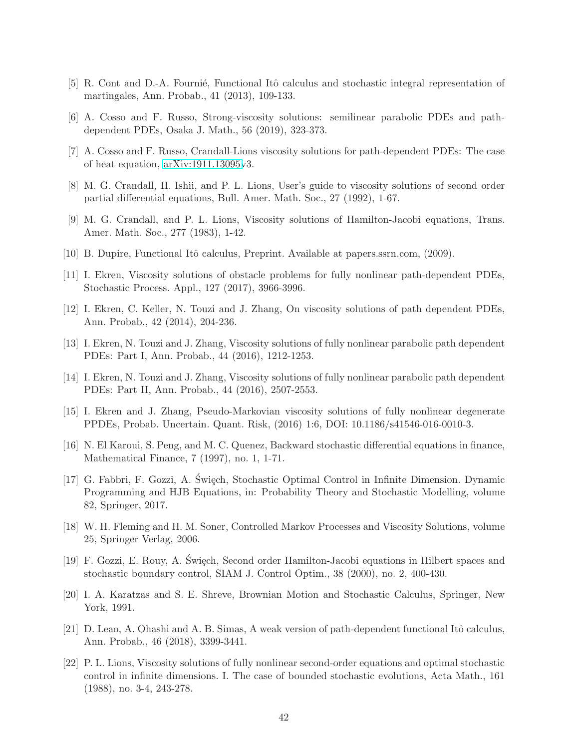[5] R. Cont and D.-A. Fournié, Functional Itô calculus and stochastic integral representation of martingales, Ann. Probab., 41 (2013), 109-133.

[6] A. Cosso and F. Russo, Strong-viscosity solutions: semilinear parabolic PDEs and path-dependent PDEs, Osaka J. Math., 56 (2019), 323-373.

[7] A. Cosso and F. Russo, Crandall-Lions viscosity solutions for path-dependent PDEs: The case of heat equation, arXiv:1911.13095v3.

[8] M. G. Crandall, H. Ishii, and P. L. Lions, User's guide to viscosity solutions of second order partial differential equations, Bull. Amer. Math. Soc., 27 (1992), 1-67.

[9] M. G. Crandall, and P. L. Lions, Viscosity solutions of Hamilton-Jacobi equations, Trans. Amer. Math. Soc., 277 (1983), 1-42.

[10] B. Dupire, Functional Itô calculus, Preprint. Available at papers.ssrn.com, (2009).

[11] I. Ekren, Viscosity solutions of obstacle problems for fully nonlinear path-dependent PDEs, Stochastic Process. Appl., 127 (2017), 3966-3996.

[12] I. Ekren, C. Keller, N. Touzi and J. Zhang, On viscosity solutions of path dependent PDEs, Ann. Probab., 42 (2014), 204-236.

[13] I. Ekren, N. Touzi and J. Zhang, Viscosity solutions of fully nonlinear parabolic path dependent PDEs: Part I, Ann. Probab., 44 (2016), 1212-1253.

[14] I. Ekren, N. Touzi and J. Zhang, Viscosity solutions of fully nonlinear parabolic path dependent PDEs: Part II, Ann. Probab., 44 (2016), 2507-2553.

[15] I. Ekren and J. Zhang, Pseudo-Markovian viscosity solutions of fully nonlinear degenerate PPDEs, Probab. Uncertain. Quant. Risk, (2016) 1:6, DOI: 10.1186/s41546-016-0010-3.

[16] N. El Karoui, S. Peng, and M. C. Quenez, Backward stochastic differential equations in finance, Mathematical Finance, 7 (1997), no. 1, 1-71.

[17] G. Fabbri, F. Gozzi, A. Święch, Stochastic Optimal Control in Infinite Dimension. Dynamic Programming and HJB Equations, in: Probability Theory and Stochastic Modelling, volume 82, Springer, 2017.

[18] W. H. Fleming and H. M. Soner, Controlled Markov Processes and Viscosity Solutions, volume 25, Springer Verlag, 2006.

[19] F. Gozzi, E. Rouy, A. Święch, Second order Hamilton-Jacobi equations in Hilbert spaces and stochastic boundary control, SIAM J. Control Optim., 38 (2000), no. 2, 400-430.

[20] I. A. Karatzas and S. E. Shreve, Brownian Motion and Stochastic Calculus, Springer, New York, 1991.

[21] D. Leao, A. Ohashi and A. B. Simas, A weak version of path-dependent functional Itô calculus, Ann. Probab., 46 (2018), 3399-3441.

[22] P. L. Lions, Viscosity solutions of fully nonlinear second-order equations and optimal stochastic control in infinite dimensions. I. The case of bounded stochastic evolutions, Acta Math., 161 (1988), no. 3-4, 243-278.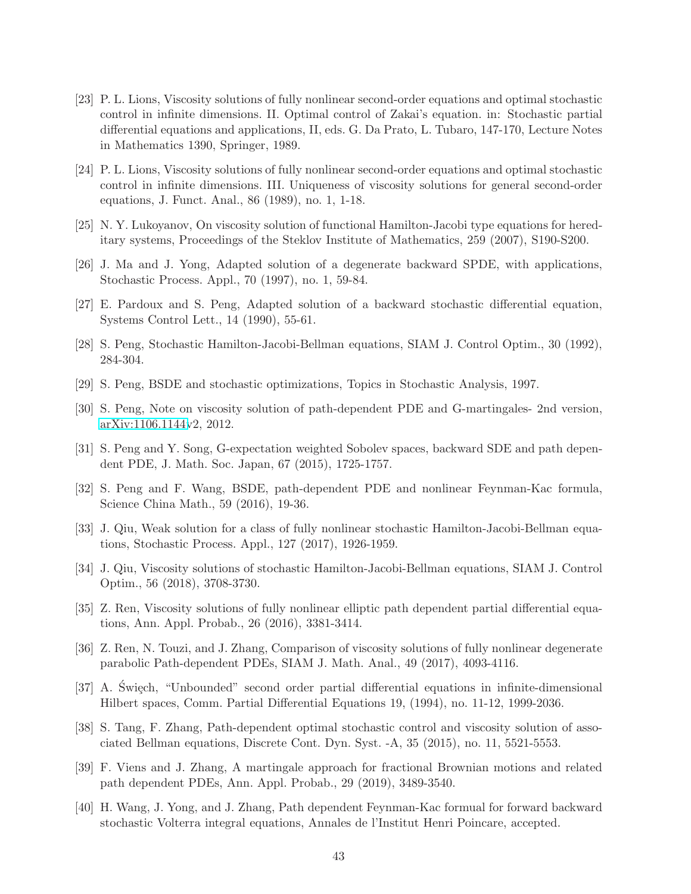[23] P. L. Lions, Viscosity solutions of fully nonlinear second-order equations and optimal stochastic control in infinite dimensions. II. Optimal control of Zakai's equation. in: Stochastic partial differential equations and applications, II, eds. G. Da Prato, L. Tubaro, 147-170, Lecture Notes in Mathematics 1390, Springer, 1989.

[24] P. L. Lions, Viscosity solutions of fully nonlinear second-order equations and optimal stochastic control in infinite dimensions. III. Uniqueness of viscosity solutions for general second-order equations, J. Funct. Anal., 86 (1989), no. 1, 1-18.

[25] N. Y. Lukoyanov, On viscosity solution of functional Hamilton-Jacobi type equations for hereditary systems, Proceedings of the Steklov Institute of Mathematics, 259 (2007), S190-S200.

[26] J. Ma and J. Yong, Adapted solution of a degenerate backward SPDE, with applications, Stochastic Process. Appl., 70 (1997), no. 1, 59-84.

[27] E. Pardoux and S. Peng, Adapted solution of a backward stochastic differential equation, Systems Control Lett., 14 (1990), 55-61.

[28] S. Peng, Stochastic Hamilton-Jacobi-Bellman equations, SIAM J. Control Optim., 30 (1992), 284-304.

[29] S. Peng, BSDE and stochastic optimizations, Topics in Stochastic Analysis, 1997.

[30] S. Peng, Note on viscosity solution of path-dependent PDE and G-martingales- 2nd version, arXiv:1106.1144v2, 2012.

[31] S. Peng and Y. Song, G-expectation weighted Sobolev spaces, backward SDE and path dependent PDE, J. Math. Soc. Japan, 67 (2015), 1725-1757.

[32] S. Peng and F. Wang, BSDE, path-dependent PDE and nonlinear Feynman-Kac formula, Science China Math., 59 (2016), 19-36.

[33] J. Qiu, Weak solution for a class of fully nonlinear stochastic Hamilton-Jacobi-Bellman equations, Stochastic Process. Appl., 127 (2017), 1926-1959.

[34] J. Qiu, Viscosity solutions of stochastic Hamilton-Jacobi-Bellman equations, SIAM J. Control Optim., 56 (2018), 3708-3730.

[35] Z. Ren, Viscosity solutions of fully nonlinear elliptic path dependent partial differential equations, Ann. Appl. Probab., 26 (2016), 3381-3414.

[36] Z. Ren, N. Touzi, and J. Zhang, Comparison of viscosity solutions of fully nonlinear degenerate parabolic Path-dependent PDEs, SIAM J. Math. Anal., 49 (2017), 4093-4116.

[37] A. Święch, "Unbounded" second order partial differential equations in infinite-dimensional Hilbert spaces, Comm. Partial Differential Equations 19, (1994), no. 11-12, 1999-2036.

[38] S. Tang, F. Zhang, Path-dependent optimal stochastic control and viscosity solution of associated Bellman equations, Discrete Cont. Dyn. Syst. -A, 35 (2015), no. 11, 5521-5553.

[39] F. Viens and J. Zhang, A martingale approach for fractional Brownian motions and related path dependent PDEs, Ann. Appl. Probab., 29 (2019), 3489-3540.

[40] H. Wang, J. Yong, and J. Zhang, Path dependent Feynman-Kac formual for forward backward stochastic Volterra integral equations, Annales de l'Institut Henri Poincare, accepted.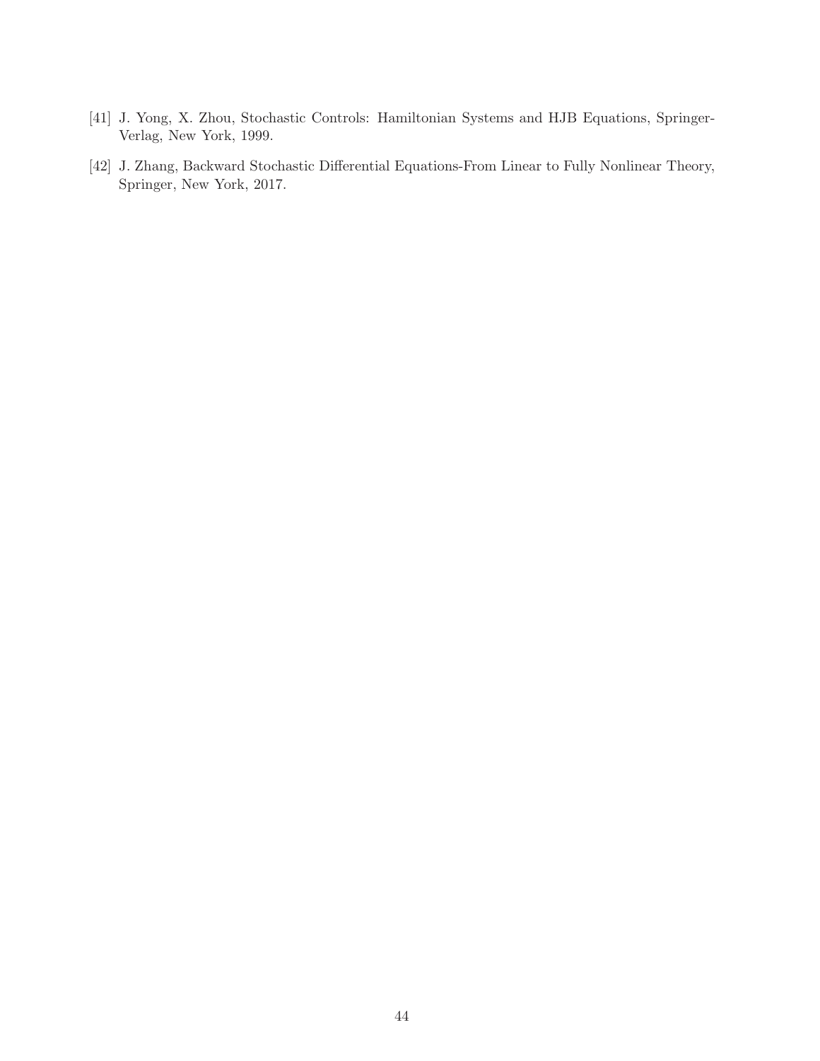[41] J. Yong, X. Zhou, Stochastic Controls: Hamiltonian Systems and HJB Equations, Springer-Verlag, New York, 1999.

[42] J. Zhang, Backward Stochastic Differential Equations-From Linear to Fully Nonlinear Theory, Springer, New York, 2017.